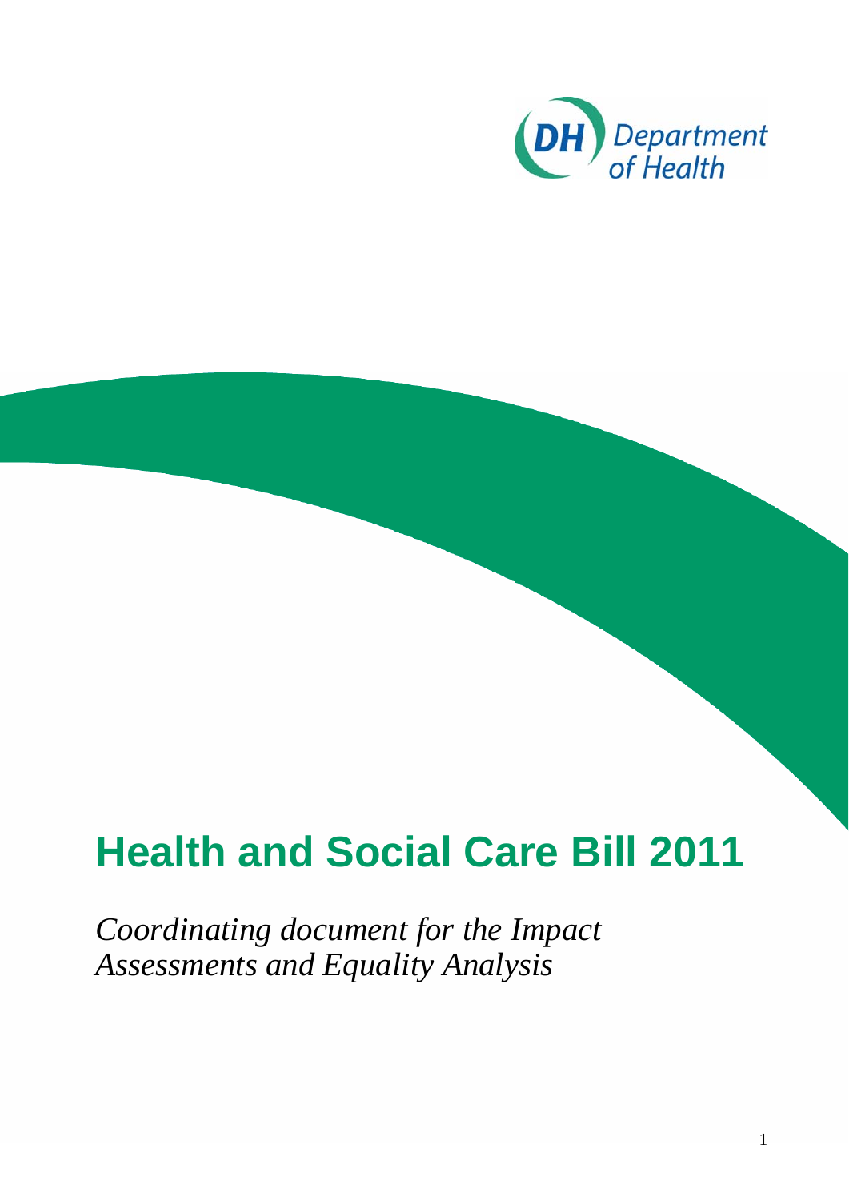DH Department of Health

# Health and Social Care Bill 2011

*Coordinating document for the Impact Assessments and Equality Analysis*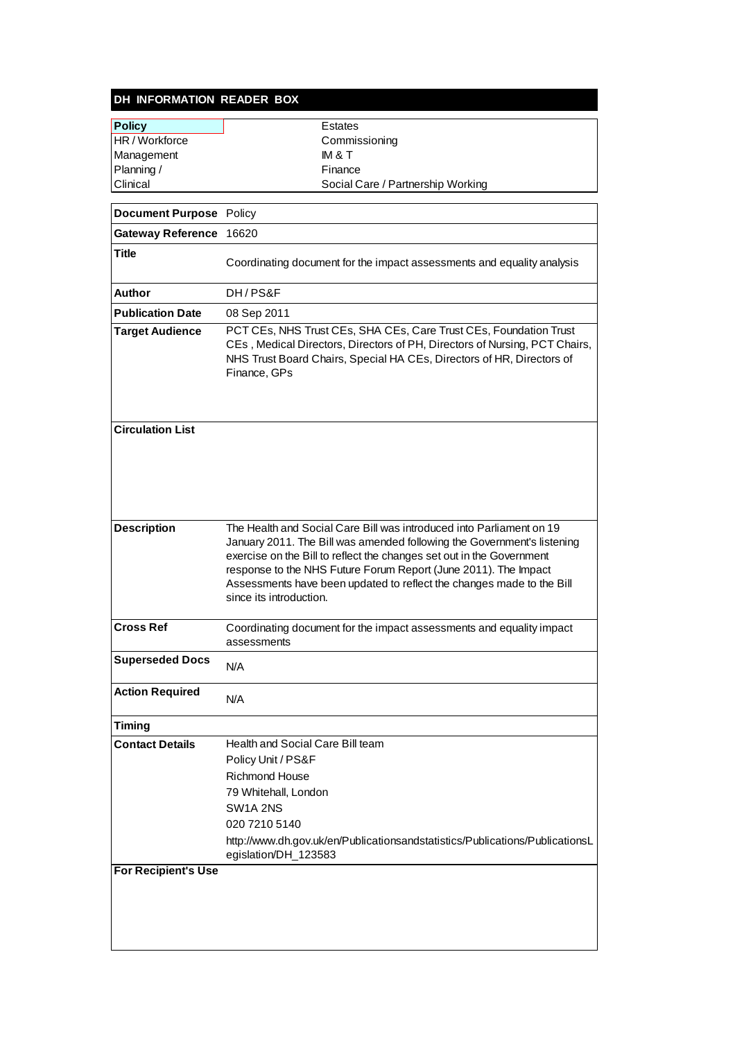## DH INFORMATION READER BOX

| | |
|---|---|
| **Policy** | Estates |
| HR / Workforce | Commissioning |
| Management | IM & T |
| Planning / | Finance |
| Clinical | Social Care / Partnership Working |

| | |
|---|---|
| **Document Purpose** | Policy |
| **Gateway Reference** | 16620 |
| **Title** | Coordinating document for the impact assessments and equality analysis |
| **Author** | DH / PS&F |
| **Publication Date** | 08 Sep 2011 |
| **Target Audience** | PCT CEs, NHS Trust CEs, SHA CEs, Care Trust CEs, Foundation Trust CEs , Medical Directors, Directors of PH, Directors of Nursing, PCT Chairs, NHS Trust Board Chairs, Special HA CEs, Directors of HR, Directors of Finance, GPs |
| **Circulation List** | |
| **Description** | The Health and Social Care Bill was introduced into Parliament on 19 January 2011. The Bill was amended following the Government's listening exercise on the Bill to reflect the changes set out in the Government response to the NHS Future Forum Report (June 2011). The Impact Assessments have been updated to reflect the changes made to the Bill since its introduction. |
| **Cross Ref** | Coordinating document for the impact assessments and equality impact assessments |
| **Superseded Docs** | N/A |
| **Action Required** | N/A |
| **Timing** | |
| **Contact Details** | Health and Social Care Bill team<br>Policy Unit / PS&F<br>Richmond House<br>79 Whitehall, London<br>SW1A 2NS<br>020 7210 5140<br>http://www.dh.gov.uk/en/Publicationsandstatistics/Publications/PublicationsLegislation/DH_123583 |
| **For Recipient's Use** | |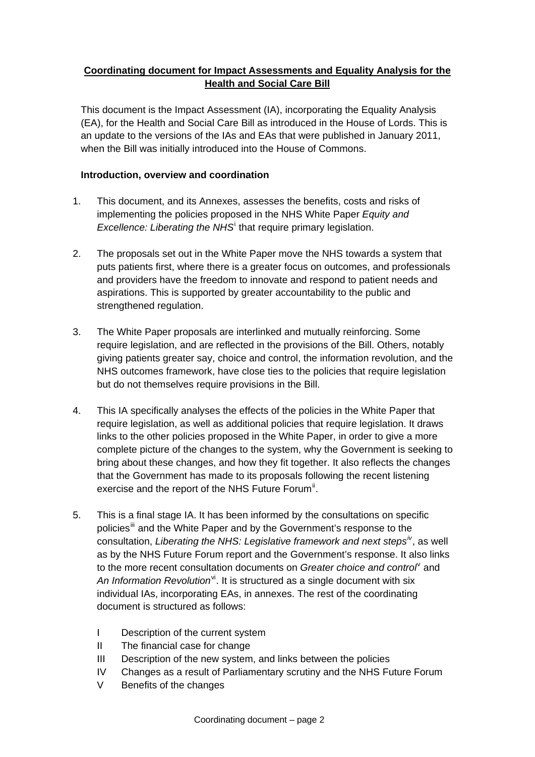**Coordinating document for Impact Assessments and Equality Analysis for the Health and Social Care Bill**

This document is the Impact Assessment (IA), incorporating the Equality Analysis (EA), for the Health and Social Care Bill as introduced in the House of Lords. This is an update to the versions of the IAs and EAs that were published in January 2011, when the Bill was initially introduced into the House of Commons.

**Introduction, overview and coordination**

1. This document, and its Annexes, assesses the benefits, costs and risks of implementing the policies proposed in the NHS White Paper *Equity and Excellence: Liberating the NHS*[i] that require primary legislation.

2. The proposals set out in the White Paper move the NHS towards a system that puts patients first, where there is a greater focus on outcomes, and professionals and providers have the freedom to innovate and respond to patient needs and aspirations. This is supported by greater accountability to the public and strengthened regulation.

3. The White Paper proposals are interlinked and mutually reinforcing. Some require legislation, and are reflected in the provisions of the Bill. Others, notably giving patients greater say, choice and control, the information revolution, and the NHS outcomes framework, have close ties to the policies that require legislation but do not themselves require provisions in the Bill.

4. This IA specifically analyses the effects of the policies in the White Paper that require legislation, as well as additional policies that require legislation. It draws links to the other policies proposed in the White Paper, in order to give a more complete picture of the changes to the system, why the Government is seeking to bring about these changes, and how they fit together. It also reflects the changes that the Government has made to its proposals following the recent listening exercise and the report of the NHS Future Forum[ii].

5. This is a final stage IA. It has been informed by the consultations on specific policies[iii] and the White Paper and by the Government's response to the consultation, *Liberating the NHS: Legislative framework and next steps*[iv], as well as by the NHS Future Forum report and the Government's response. It also links to the more recent consultation documents on *Greater choice and control*[v] and *An Information Revolution*[vi]. It is structured as a single document with six individual IAs, incorporating EAs, in annexes. The rest of the coordinating document is structured as follows:

   I Description of the current system
   II The financial case for change
   III Description of the new system, and links between the policies
   IV Changes as a result of Parliamentary scrutiny and the NHS Future Forum
   V Benefits of the changes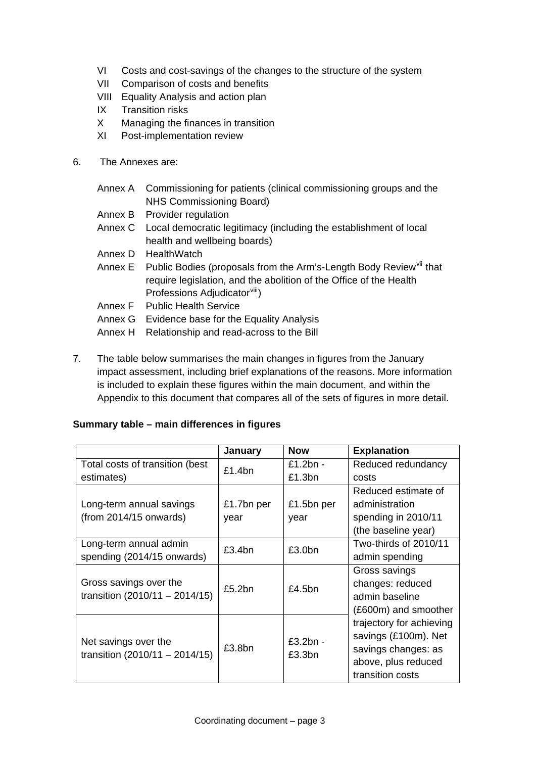VI Costs and cost-savings of the changes to the structure of the system
VII Comparison of costs and benefits
VIII Equality Analysis and action plan
IX Transition risks
X Managing the finances in transition
XI Post-implementation review

6. The Annexes are:

   Annex A Commissioning for patients (clinical commissioning groups and the NHS Commissioning Board)
   Annex B Provider regulation
   Annex C Local democratic legitimacy (including the establishment of local health and wellbeing boards)
   Annex D HealthWatch
   Annex E Public Bodies (proposals from the Arm's-Length Body Review[vii] that require legislation, and the abolition of the Office of the Health Professions Adjudicator[viii])
   Annex F Public Health Service
   Annex G Evidence base for the Equality Analysis
   Annex H Relationship and read-across to the Bill

7. The table below summarises the main changes in figures from the January impact assessment, including brief explanations of the reasons. More information is included to explain these figures within the main document, and within the Appendix to this document that compares all of the sets of figures in more detail.

**Summary table – main differences in figures**

| | January | Now | Explanation |
|---|---|---|---|
| Total costs of transition (best estimates) | £1.4bn | £1.2bn - £1.3bn | Reduced redundancy costs |
| Long-term annual savings (from 2014/15 onwards) | £1.7bn per year | £1.5bn per year | Reduced estimate of administration spending in 2010/11 (the baseline year) |
| Long-term annual admin spending (2014/15 onwards) | £3.4bn | £3.0bn | Two-thirds of 2010/11 admin spending |
| Gross savings over the transition (2010/11 – 2014/15) | £5.2bn | £4.5bn | Gross savings changes: reduced admin baseline (£600m) and smoother trajectory for achieving savings (£100m). Net savings changes: as above, plus reduced transition costs |
| Net savings over the transition (2010/11 – 2014/15) | £3.8bn | £3.2bn - £3.3bn | |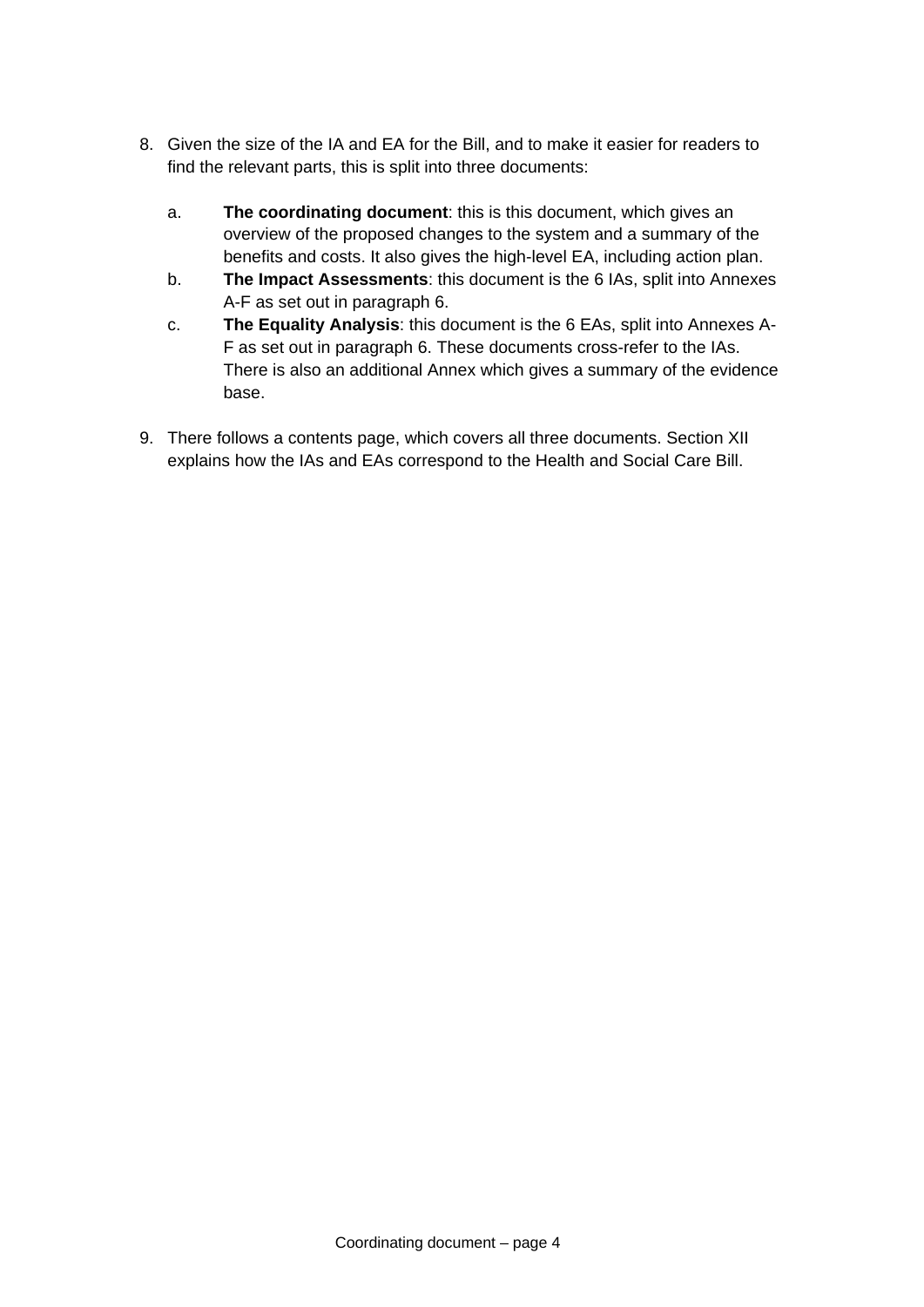8. Given the size of the IA and EA for the Bill, and to make it easier for readers to find the relevant parts, this is split into three documents:

    a. **The coordinating document**: this is this document, which gives an overview of the proposed changes to the system and a summary of the benefits and costs. It also gives the high-level EA, including action plan.
    b. **The Impact Assessments**: this document is the 6 IAs, split into Annexes A-F as set out in paragraph 6.
    c. **The Equality Analysis**: this document is the 6 EAs, split into Annexes A-F as set out in paragraph 6. These documents cross-refer to the IAs. There is also an additional Annex which gives a summary of the evidence base.

9. There follows a contents page, which covers all three documents. Section XII explains how the IAs and EAs correspond to the Health and Social Care Bill.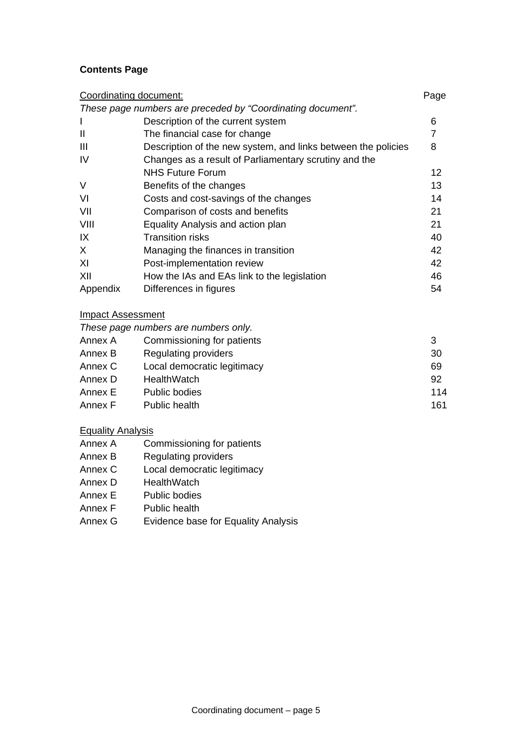**Contents Page**

| Coordinating document: | | Page |
|---|---|---|
| *These page numbers are preceded by "Coordinating document".* | | |
| I | Description of the current system | 6 |
| II | The financial case for change | 7 |
| III | Description of the new system, and links between the policies | 8 |
| IV | Changes as a result of Parliamentary scrutiny and the NHS Future Forum | 12 |
| V | Benefits of the changes | 13 |
| VI | Costs and cost-savings of the changes | 14 |
| VII | Comparison of costs and benefits | 21 |
| VIII | Equality Analysis and action plan | 21 |
| IX | Transition risks | 40 |
| X | Managing the finances in transition | 42 |
| XI | Post-implementation review | 42 |
| XII | How the IAs and EAs link to the legislation | 46 |
| Appendix | Differences in figures | 54 |

| Impact Assessment | | |
|---|---|---|
| *These page numbers are numbers only.* | | |
| Annex A | Commissioning for patients | 3 |
| Annex B | Regulating providers | 30 |
| Annex C | Local democratic legitimacy | 69 |
| Annex D | HealthWatch | 92 |
| Annex E | Public bodies | 114 |
| Annex F | Public health | 161 |

| Equality Analysis | |
|---|---|
| Annex A | Commissioning for patients |
| Annex B | Regulating providers |
| Annex C | Local democratic legitimacy |
| Annex D | HealthWatch |
| Annex E | Public bodies |
| Annex F | Public health |
| Annex G | Evidence base for Equality Analysis |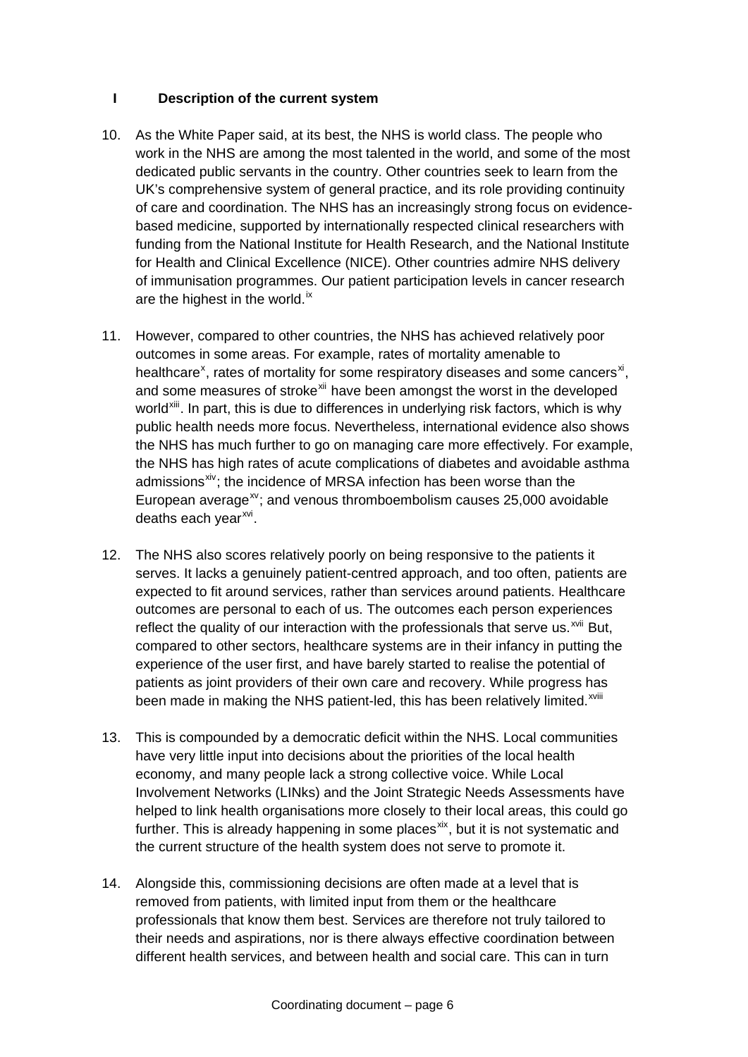## I Description of the current system

10. As the White Paper said, at its best, the NHS is world class. The people who work in the NHS are among the most talented in the world, and some of the most dedicated public servants in the country. Other countries seek to learn from the UK's comprehensive system of general practice, and its role providing continuity of care and coordination. The NHS has an increasingly strong focus on evidence-based medicine, supported by internationally respected clinical researchers with funding from the National Institute for Health Research, and the National Institute for Health and Clinical Excellence (NICE). Other countries admire NHS delivery of immunisation programmes. Our patient participation levels in cancer research are the highest in the world.[ix]

11. However, compared to other countries, the NHS has achieved relatively poor outcomes in some areas. For example, rates of mortality amenable to healthcare[x], rates of mortality for some respiratory diseases and some cancers[xi], and some measures of stroke[xii] have been amongst the worst in the developed world[xiii]. In part, this is due to differences in underlying risk factors, which is why public health needs more focus. Nevertheless, international evidence also shows the NHS has much further to go on managing care more effectively. For example, the NHS has high rates of acute complications of diabetes and avoidable asthma admissions[xiv]; the incidence of MRSA infection has been worse than the European average[xv]; and venous thromboembolism causes 25,000 avoidable deaths each year[xvi].

12. The NHS also scores relatively poorly on being responsive to the patients it serves. It lacks a genuinely patient-centred approach, and too often, patients are expected to fit around services, rather than services around patients. Healthcare outcomes are personal to each of us. The outcomes each person experiences reflect the quality of our interaction with the professionals that serve us.[xvii] But, compared to other sectors, healthcare systems are in their infancy in putting the experience of the user first, and have barely started to realise the potential of patients as joint providers of their own care and recovery. While progress has been made in making the NHS patient-led, this has been relatively limited.[xviii]

13. This is compounded by a democratic deficit within the NHS. Local communities have very little input into decisions about the priorities of the local health economy, and many people lack a strong collective voice. While Local Involvement Networks (LINks) and the Joint Strategic Needs Assessments have helped to link health organisations more closely to their local areas, this could go further. This is already happening in some places[xix], but it is not systematic and the current structure of the health system does not serve to promote it.

14. Alongside this, commissioning decisions are often made at a level that is removed from patients, with limited input from them or the healthcare professionals that know them best. Services are therefore not truly tailored to their needs and aspirations, nor is there always effective coordination between different health services, and between health and social care. This can in turn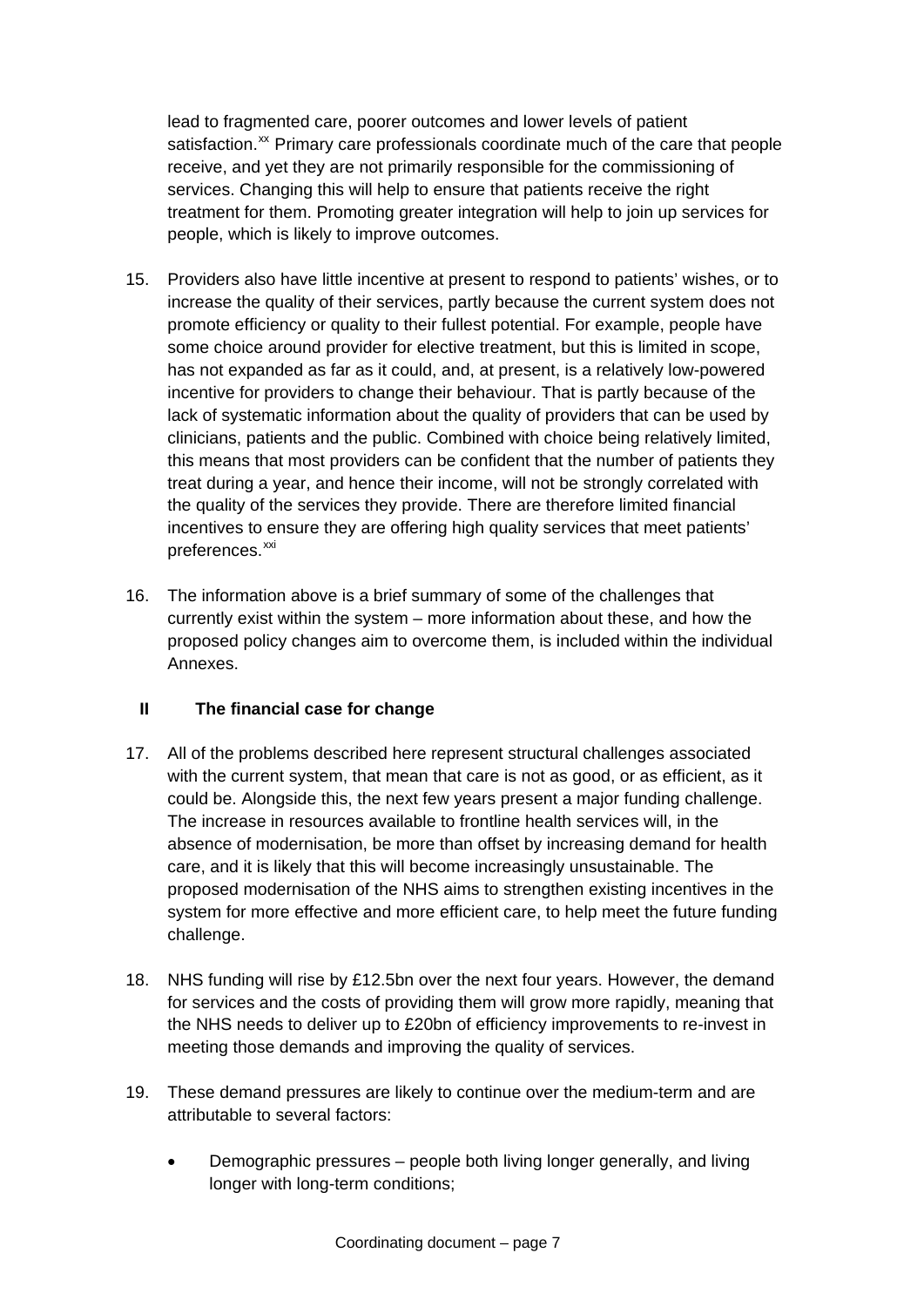lead to fragmented care, poorer outcomes and lower levels of patient satisfaction.[xx] Primary care professionals coordinate much of the care that people receive, and yet they are not primarily responsible for the commissioning of services. Changing this will help to ensure that patients receive the right treatment for them. Promoting greater integration will help to join up services for people, which is likely to improve outcomes.

15. Providers also have little incentive at present to respond to patients' wishes, or to increase the quality of their services, partly because the current system does not promote efficiency or quality to their fullest potential. For example, people have some choice around provider for elective treatment, but this is limited in scope, has not expanded as far as it could, and, at present, is a relatively low-powered incentive for providers to change their behaviour. That is partly because of the lack of systematic information about the quality of providers that can be used by clinicians, patients and the public. Combined with choice being relatively limited, this means that most providers can be confident that the number of patients they treat during a year, and hence their income, will not be strongly correlated with the quality of the services they provide. There are therefore limited financial incentives to ensure they are offering high quality services that meet patients' preferences.[xxi]

16. The information above is a brief summary of some of the challenges that currently exist within the system – more information about these, and how the proposed policy changes aim to overcome them, is included within the individual Annexes.

## II The financial case for change

17. All of the problems described here represent structural challenges associated with the current system, that mean that care is not as good, or as efficient, as it could be. Alongside this, the next few years present a major funding challenge. The increase in resources available to frontline health services will, in the absence of modernisation, be more than offset by increasing demand for health care, and it is likely that this will become increasingly unsustainable. The proposed modernisation of the NHS aims to strengthen existing incentives in the system for more effective and more efficient care, to help meet the future funding challenge.

18. NHS funding will rise by £12.5bn over the next four years. However, the demand for services and the costs of providing them will grow more rapidly, meaning that the NHS needs to deliver up to £20bn of efficiency improvements to re-invest in meeting those demands and improving the quality of services.

19. These demand pressures are likely to continue over the medium-term and are attributable to several factors:

- Demographic pressures – people both living longer generally, and living longer with long-term conditions;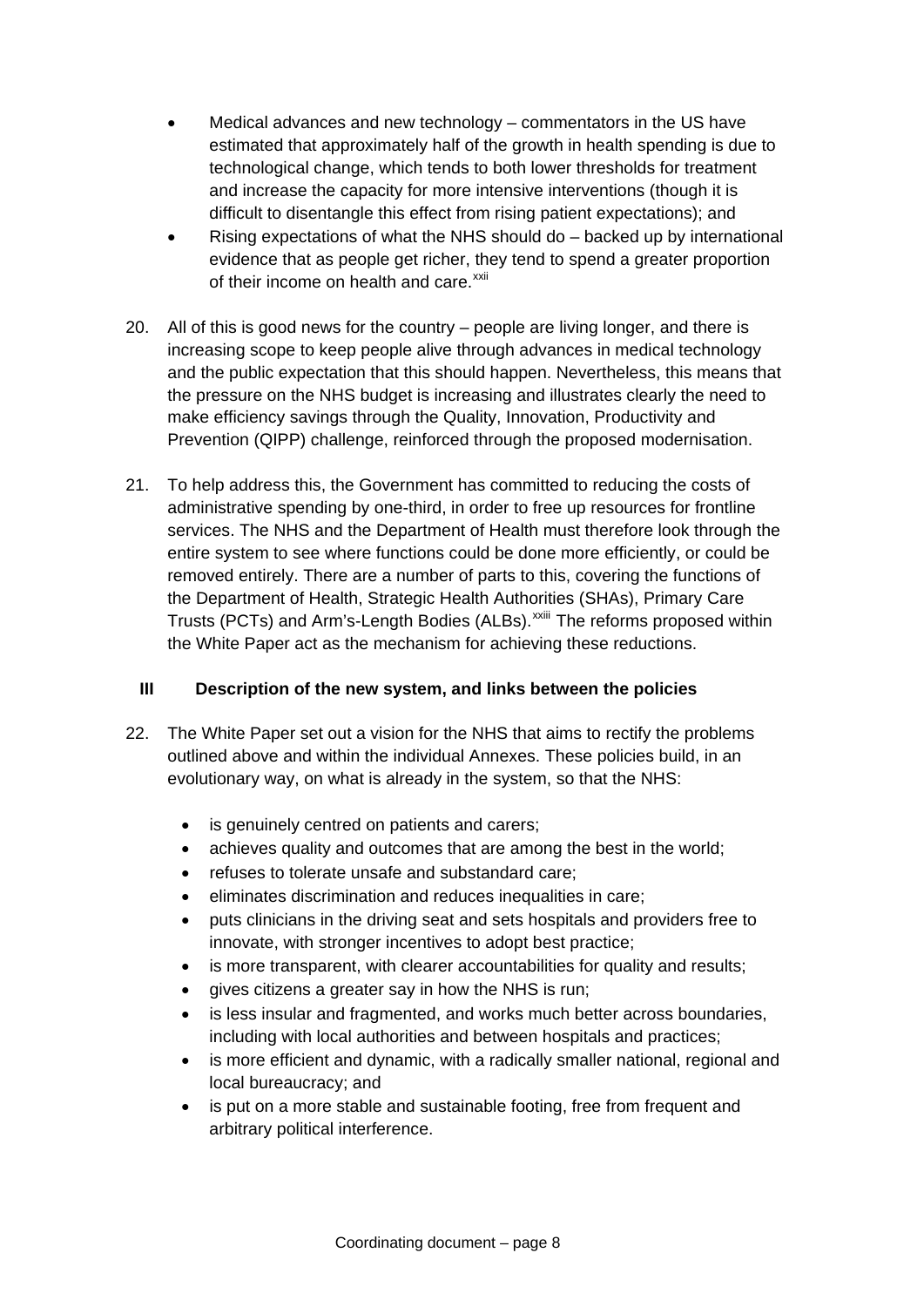- Medical advances and new technology – commentators in the US have estimated that approximately half of the growth in health spending is due to technological change, which tends to both lower thresholds for treatment and increase the capacity for more intensive interventions (though it is difficult to disentangle this effect from rising patient expectations); and
- Rising expectations of what the NHS should do – backed up by international evidence that as people get richer, they tend to spend a greater proportion of their income on health and care.[xxii]

20. All of this is good news for the country – people are living longer, and there is increasing scope to keep people alive through advances in medical technology and the public expectation that this should happen. Nevertheless, this means that the pressure on the NHS budget is increasing and illustrates clearly the need to make efficiency savings through the Quality, Innovation, Productivity and Prevention (QIPP) challenge, reinforced through the proposed modernisation.

21. To help address this, the Government has committed to reducing the costs of administrative spending by one-third, in order to free up resources for frontline services. The NHS and the Department of Health must therefore look through the entire system to see where functions could be done more efficiently, or could be removed entirely. There are a number of parts to this, covering the functions of the Department of Health, Strategic Health Authorities (SHAs), Primary Care Trusts (PCTs) and Arm's-Length Bodies (ALBs).[xxiii] The reforms proposed within the White Paper act as the mechanism for achieving these reductions.

## III Description of the new system, and links between the policies

22. The White Paper set out a vision for the NHS that aims to rectify the problems outlined above and within the individual Annexes. These policies build, in an evolutionary way, on what is already in the system, so that the NHS:

    - is genuinely centred on patients and carers;
    - achieves quality and outcomes that are among the best in the world;
    - refuses to tolerate unsafe and substandard care;
    - eliminates discrimination and reduces inequalities in care;
    - puts clinicians in the driving seat and sets hospitals and providers free to innovate, with stronger incentives to adopt best practice;
    - is more transparent, with clearer accountabilities for quality and results;
    - gives citizens a greater say in how the NHS is run;
    - is less insular and fragmented, and works much better across boundaries, including with local authorities and between hospitals and practices;
    - is more efficient and dynamic, with a radically smaller national, regional and local bureaucracy; and
    - is put on a more stable and sustainable footing, free from frequent and arbitrary political interference.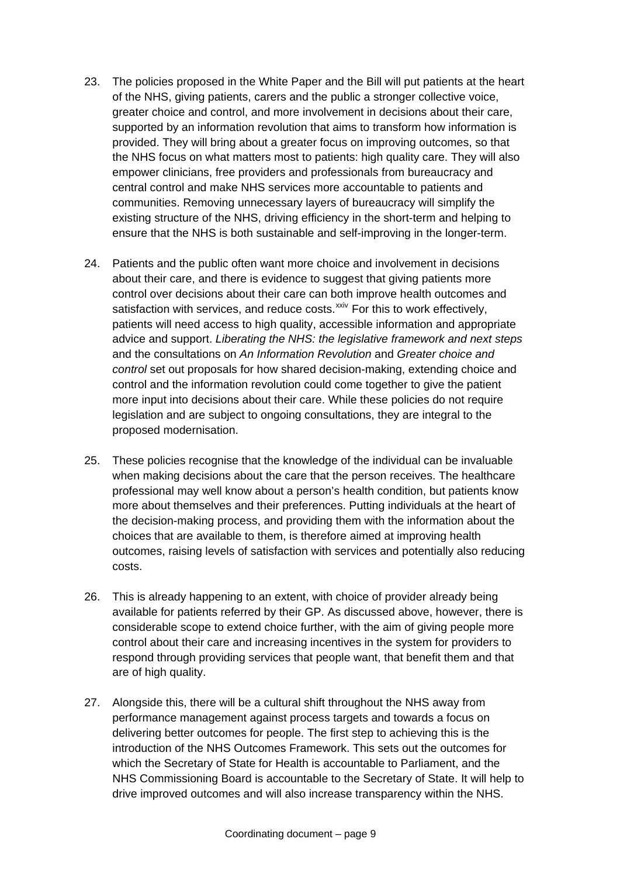23. The policies proposed in the White Paper and the Bill will put patients at the heart of the NHS, giving patients, carers and the public a stronger collective voice, greater choice and control, and more involvement in decisions about their care, supported by an information revolution that aims to transform how information is provided. They will bring about a greater focus on improving outcomes, so that the NHS focus on what matters most to patients: high quality care. They will also empower clinicians, free providers and professionals from bureaucracy and central control and make NHS services more accountable to patients and communities. Removing unnecessary layers of bureaucracy will simplify the existing structure of the NHS, driving efficiency in the short-term and helping to ensure that the NHS is both sustainable and self-improving in the longer-term.

24. Patients and the public often want more choice and involvement in decisions about their care, and there is evidence to suggest that giving patients more control over decisions about their care can both improve health outcomes and satisfaction with services, and reduce costs.[xxiv] For this to work effectively, patients will need access to high quality, accessible information and appropriate advice and support. *Liberating the NHS: the legislative framework and next steps* and the consultations on *An Information Revolution* and *Greater choice and control* set out proposals for how shared decision-making, extending choice and control and the information revolution could come together to give the patient more input into decisions about their care. While these policies do not require legislation and are subject to ongoing consultations, they are integral to the proposed modernisation.

25. These policies recognise that the knowledge of the individual can be invaluable when making decisions about the care that the person receives. The healthcare professional may well know about a person's health condition, but patients know more about themselves and their preferences. Putting individuals at the heart of the decision-making process, and providing them with the information about the choices that are available to them, is therefore aimed at improving health outcomes, raising levels of satisfaction with services and potentially also reducing costs.

26. This is already happening to an extent, with choice of provider already being available for patients referred by their GP. As discussed above, however, there is considerable scope to extend choice further, with the aim of giving people more control about their care and increasing incentives in the system for providers to respond through providing services that people want, that benefit them and that are of high quality.

27. Alongside this, there will be a cultural shift throughout the NHS away from performance management against process targets and towards a focus on delivering better outcomes for people. The first step to achieving this is the introduction of the NHS Outcomes Framework. This sets out the outcomes for which the Secretary of State for Health is accountable to Parliament, and the NHS Commissioning Board is accountable to the Secretary of State. It will help to drive improved outcomes and will also increase transparency within the NHS.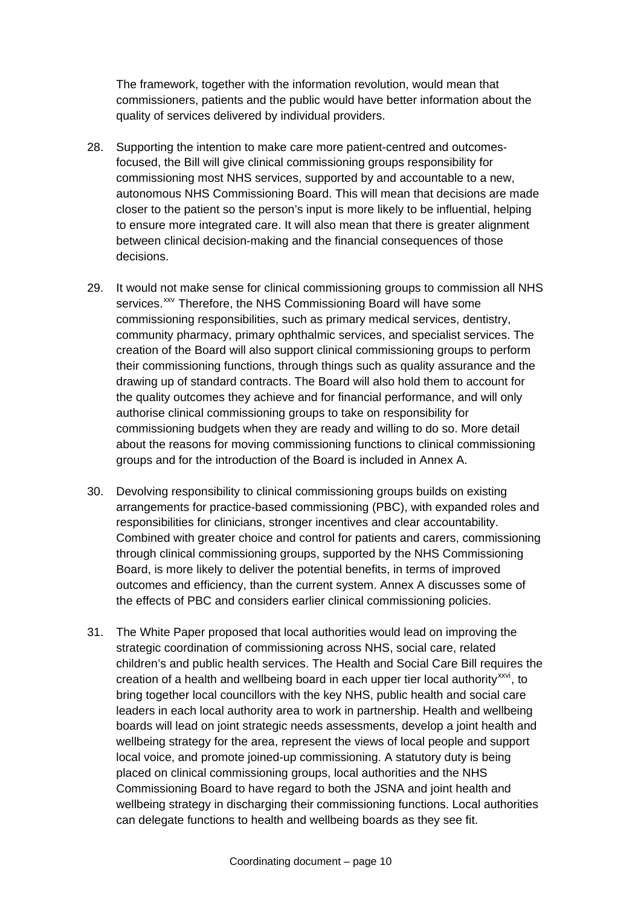The framework, together with the information revolution, would mean that commissioners, patients and the public would have better information about the quality of services delivered by individual providers.

28. Supporting the intention to make care more patient-centred and outcomes-focused, the Bill will give clinical commissioning groups responsibility for commissioning most NHS services, supported by and accountable to a new, autonomous NHS Commissioning Board. This will mean that decisions are made closer to the patient so the person's input is more likely to be influential, helping to ensure more integrated care. It will also mean that there is greater alignment between clinical decision-making and the financial consequences of those decisions.

29. It would not make sense for clinical commissioning groups to commission all NHS services.[xxv] Therefore, the NHS Commissioning Board will have some commissioning responsibilities, such as primary medical services, dentistry, community pharmacy, primary ophthalmic services, and specialist services. The creation of the Board will also support clinical commissioning groups to perform their commissioning functions, through things such as quality assurance and the drawing up of standard contracts. The Board will also hold them to account for the quality outcomes they achieve and for financial performance, and will only authorise clinical commissioning groups to take on responsibility for commissioning budgets when they are ready and willing to do so. More detail about the reasons for moving commissioning functions to clinical commissioning groups and for the introduction of the Board is included in Annex A.

30. Devolving responsibility to clinical commissioning groups builds on existing arrangements for practice-based commissioning (PBC), with expanded roles and responsibilities for clinicians, stronger incentives and clear accountability. Combined with greater choice and control for patients and carers, commissioning through clinical commissioning groups, supported by the NHS Commissioning Board, is more likely to deliver the potential benefits, in terms of improved outcomes and efficiency, than the current system. Annex A discusses some of the effects of PBC and considers earlier clinical commissioning policies.

31. The White Paper proposed that local authorities would lead on improving the strategic coordination of commissioning across NHS, social care, related children's and public health services. The Health and Social Care Bill requires the creation of a health and wellbeing board in each upper tier local authority[xxvi], to bring together local councillors with the key NHS, public health and social care leaders in each local authority area to work in partnership. Health and wellbeing boards will lead on joint strategic needs assessments, develop a joint health and wellbeing strategy for the area, represent the views of local people and support local voice, and promote joined-up commissioning. A statutory duty is being placed on clinical commissioning groups, local authorities and the NHS Commissioning Board to have regard to both the JSNA and joint health and wellbeing strategy in discharging their commissioning functions. Local authorities can delegate functions to health and wellbeing boards as they see fit.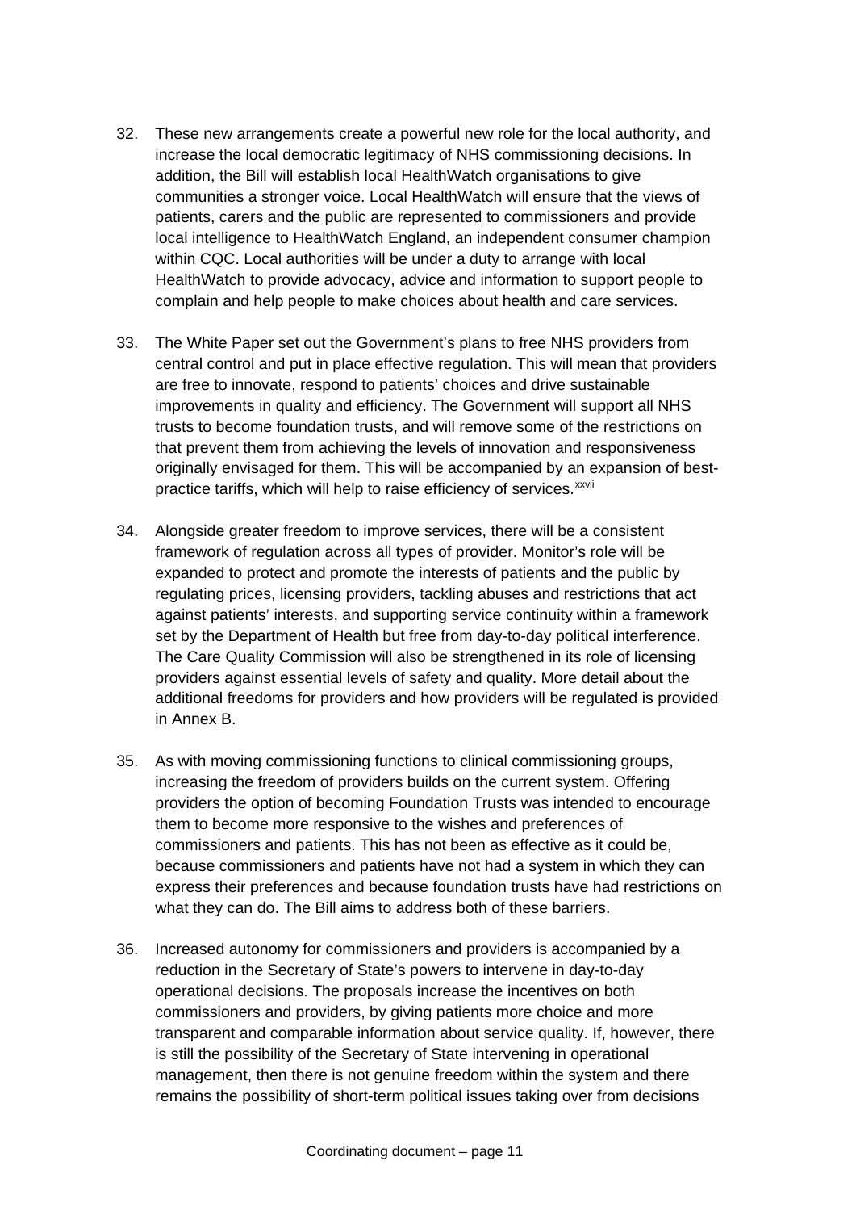32. These new arrangements create a powerful new role for the local authority, and increase the local democratic legitimacy of NHS commissioning decisions. In addition, the Bill will establish local HealthWatch organisations to give communities a stronger voice. Local HealthWatch will ensure that the views of patients, carers and the public are represented to commissioners and provide local intelligence to HealthWatch England, an independent consumer champion within CQC. Local authorities will be under a duty to arrange with local HealthWatch to provide advocacy, advice and information to support people to complain and help people to make choices about health and care services.

33. The White Paper set out the Government's plans to free NHS providers from central control and put in place effective regulation. This will mean that providers are free to innovate, respond to patients' choices and drive sustainable improvements in quality and efficiency. The Government will support all NHS trusts to become foundation trusts, and will remove some of the restrictions on that prevent them from achieving the levels of innovation and responsiveness originally envisaged for them. This will be accompanied by an expansion of best-practice tariffs, which will help to raise efficiency of services.[xxvii]

34. Alongside greater freedom to improve services, there will be a consistent framework of regulation across all types of provider. Monitor's role will be expanded to protect and promote the interests of patients and the public by regulating prices, licensing providers, tackling abuses and restrictions that act against patients' interests, and supporting service continuity within a framework set by the Department of Health but free from day-to-day political interference. The Care Quality Commission will also be strengthened in its role of licensing providers against essential levels of safety and quality. More detail about the additional freedoms for providers and how providers will be regulated is provided in Annex B.

35. As with moving commissioning functions to clinical commissioning groups, increasing the freedom of providers builds on the current system. Offering providers the option of becoming Foundation Trusts was intended to encourage them to become more responsive to the wishes and preferences of commissioners and patients. This has not been as effective as it could be, because commissioners and patients have not had a system in which they can express their preferences and because foundation trusts have had restrictions on what they can do. The Bill aims to address both of these barriers.

36. Increased autonomy for commissioners and providers is accompanied by a reduction in the Secretary of State's powers to intervene in day-to-day operational decisions. The proposals increase the incentives on both commissioners and providers, by giving patients more choice and more transparent and comparable information about service quality. If, however, there is still the possibility of the Secretary of State intervening in operational management, then there is not genuine freedom within the system and there remains the possibility of short-term political issues taking over from decisions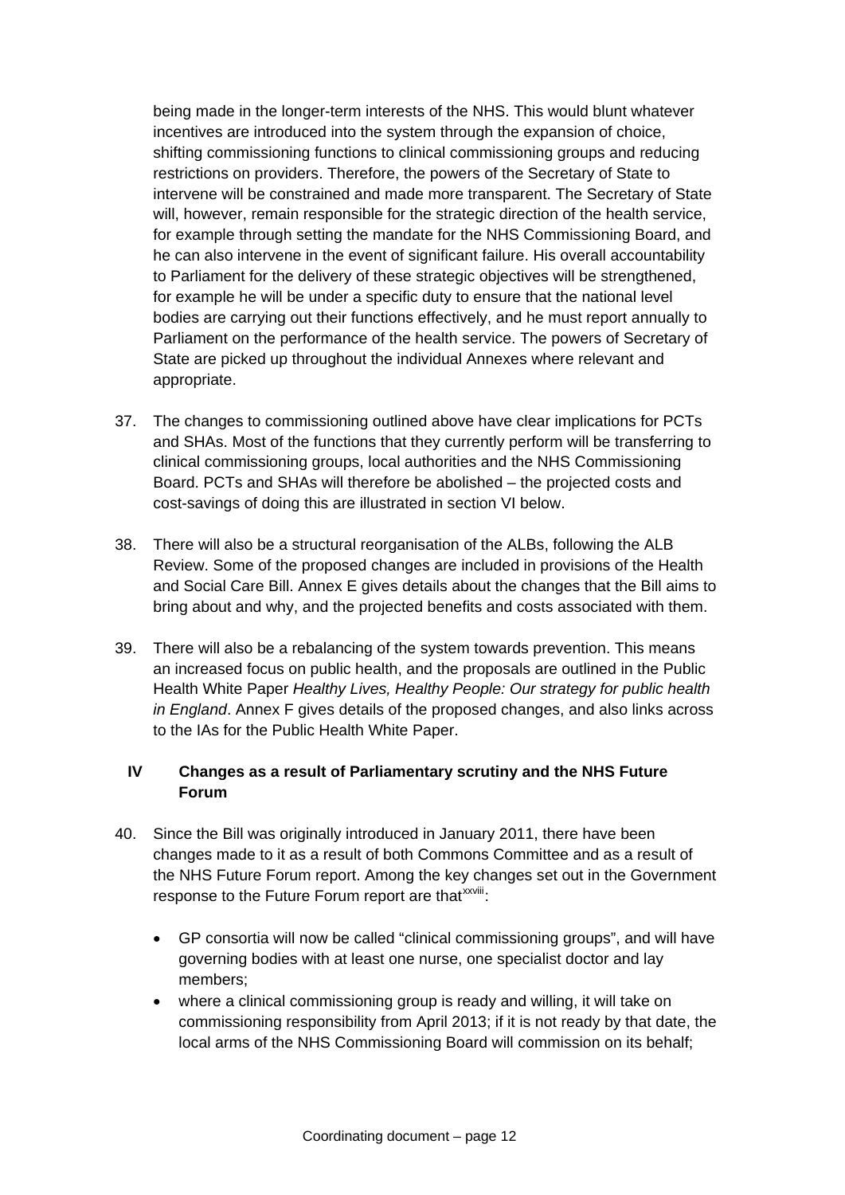being made in the longer-term interests of the NHS. This would blunt whatever incentives are introduced into the system through the expansion of choice, shifting commissioning functions to clinical commissioning groups and reducing restrictions on providers. Therefore, the powers of the Secretary of State to intervene will be constrained and made more transparent. The Secretary of State will, however, remain responsible for the strategic direction of the health service, for example through setting the mandate for the NHS Commissioning Board, and he can also intervene in the event of significant failure. His overall accountability to Parliament for the delivery of these strategic objectives will be strengthened, for example he will be under a specific duty to ensure that the national level bodies are carrying out their functions effectively, and he must report annually to Parliament on the performance of the health service. The powers of Secretary of State are picked up throughout the individual Annexes where relevant and appropriate.

37. The changes to commissioning outlined above have clear implications for PCTs and SHAs. Most of the functions that they currently perform will be transferring to clinical commissioning groups, local authorities and the NHS Commissioning Board. PCTs and SHAs will therefore be abolished – the projected costs and cost-savings of doing this are illustrated in section VI below.

38. There will also be a structural reorganisation of the ALBs, following the ALB Review. Some of the proposed changes are included in provisions of the Health and Social Care Bill. Annex E gives details about the changes that the Bill aims to bring about and why, and the projected benefits and costs associated with them.

39. There will also be a rebalancing of the system towards prevention. This means an increased focus on public health, and the proposals are outlined in the Public Health White Paper *Healthy Lives, Healthy People: Our strategy for public health in England*. Annex F gives details of the proposed changes, and also links across to the IAs for the Public Health White Paper.

## IV Changes as a result of Parliamentary scrutiny and the NHS Future Forum

40. Since the Bill was originally introduced in January 2011, there have been changes made to it as a result of both Commons Committee and as a result of the NHS Future Forum report. Among the key changes set out in the Government response to the Future Forum report are that[xxviii]:

- GP consortia will now be called "clinical commissioning groups", and will have governing bodies with at least one nurse, one specialist doctor and lay members;
- where a clinical commissioning group is ready and willing, it will take on commissioning responsibility from April 2013; if it is not ready by that date, the local arms of the NHS Commissioning Board will commission on its behalf;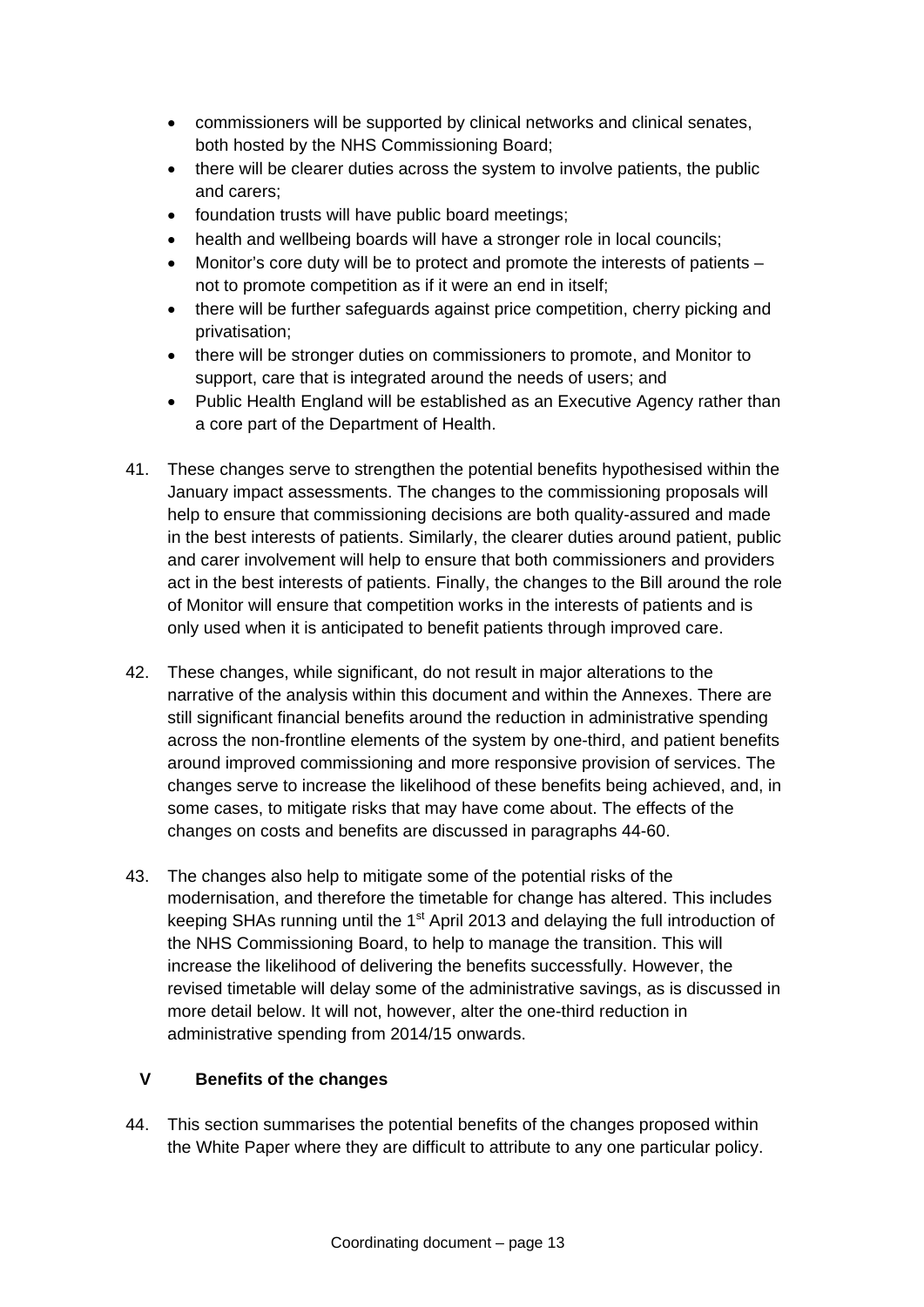- commissioners will be supported by clinical networks and clinical senates, both hosted by the NHS Commissioning Board;
- there will be clearer duties across the system to involve patients, the public and carers;
- foundation trusts will have public board meetings;
- health and wellbeing boards will have a stronger role in local councils;
- Monitor's core duty will be to protect and promote the interests of patients – not to promote competition as if it were an end in itself;
- there will be further safeguards against price competition, cherry picking and privatisation;
- there will be stronger duties on commissioners to promote, and Monitor to support, care that is integrated around the needs of users; and
- Public Health England will be established as an Executive Agency rather than a core part of the Department of Health.

41. These changes serve to strengthen the potential benefits hypothesised within the January impact assessments. The changes to the commissioning proposals will help to ensure that commissioning decisions are both quality-assured and made in the best interests of patients. Similarly, the clearer duties around patient, public and carer involvement will help to ensure that both commissioners and providers act in the best interests of patients. Finally, the changes to the Bill around the role of Monitor will ensure that competition works in the interests of patients and is only used when it is anticipated to benefit patients through improved care.

42. These changes, while significant, do not result in major alterations to the narrative of the analysis within this document and within the Annexes. There are still significant financial benefits around the reduction in administrative spending across the non-frontline elements of the system by one-third, and patient benefits around improved commissioning and more responsive provision of services. The changes serve to increase the likelihood of these benefits being achieved, and, in some cases, to mitigate risks that may have come about. The effects of the changes on costs and benefits are discussed in paragraphs 44-60.

43. The changes also help to mitigate some of the potential risks of the modernisation, and therefore the timetable for change has altered. This includes keeping SHAs running until the 1st April 2013 and delaying the full introduction of the NHS Commissioning Board, to help to manage the transition. This will increase the likelihood of delivering the benefits successfully. However, the revised timetable will delay some of the administrative savings, as is discussed in more detail below. It will not, however, alter the one-third reduction in administrative spending from 2014/15 onwards.

## V Benefits of the changes

44. This section summarises the potential benefits of the changes proposed within the White Paper where they are difficult to attribute to any one particular policy.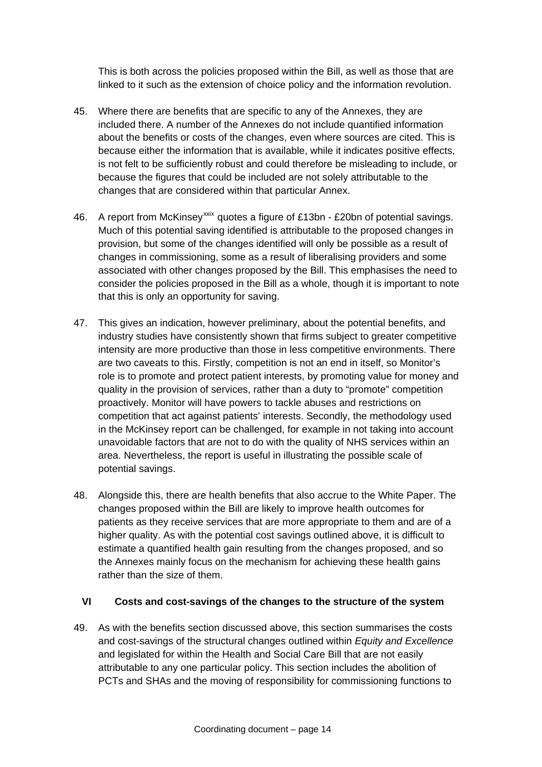This is both across the policies proposed within the Bill, as well as those that are linked to it such as the extension of choice policy and the information revolution.

45. Where there are benefits that are specific to any of the Annexes, they are included there. A number of the Annexes do not include quantified information about the benefits or costs of the changes, even where sources are cited. This is because either the information that is available, while it indicates positive effects, is not felt to be sufficiently robust and could therefore be misleading to include, or because the figures that could be included are not solely attributable to the changes that are considered within that particular Annex.

46. A report from McKinsey[xxix] quotes a figure of £13bn - £20bn of potential savings. Much of this potential saving identified is attributable to the proposed changes in provision, but some of the changes identified will only be possible as a result of changes in commissioning, some as a result of liberalising providers and some associated with other changes proposed by the Bill. This emphasises the need to consider the policies proposed in the Bill as a whole, though it is important to note that this is only an opportunity for saving.

47. This gives an indication, however preliminary, about the potential benefits, and industry studies have consistently shown that firms subject to greater competitive intensity are more productive than those in less competitive environments. There are two caveats to this. Firstly, competition is not an end in itself, so Monitor's role is to promote and protect patient interests, by promoting value for money and quality in the provision of services, rather than a duty to "promote" competition proactively. Monitor will have powers to tackle abuses and restrictions on competition that act against patients' interests. Secondly, the methodology used in the McKinsey report can be challenged, for example in not taking into account unavoidable factors that are not to do with the quality of NHS services within an area. Nevertheless, the report is useful in illustrating the possible scale of potential savings.

48. Alongside this, there are health benefits that also accrue to the White Paper. The changes proposed within the Bill are likely to improve health outcomes for patients as they receive services that are more appropriate to them and are of a higher quality. As with the potential cost savings outlined above, it is difficult to estimate a quantified health gain resulting from the changes proposed, and so the Annexes mainly focus on the mechanism for achieving these health gains rather than the size of them.

## VI Costs and cost-savings of the changes to the structure of the system

49. As with the benefits section discussed above, this section summarises the costs and cost-savings of the structural changes outlined within *Equity and Excellence* and legislated for within the Health and Social Care Bill that are not easily attributable to any one particular policy. This section includes the abolition of PCTs and SHAs and the moving of responsibility for commissioning functions to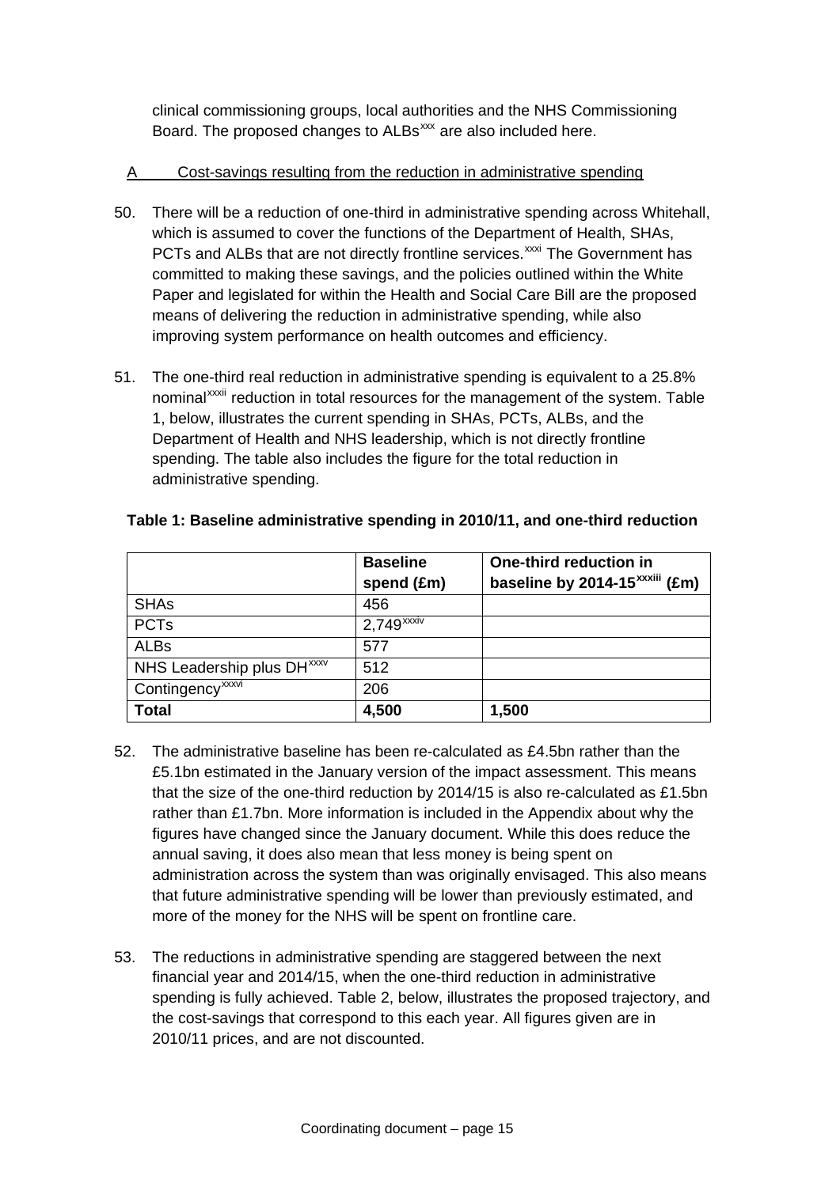clinical commissioning groups, local authorities and the NHS Commissioning Board. The proposed changes to ALBs[xxx] are also included here.

A Cost-savings resulting from the reduction in administrative spending

50. There will be a reduction of one-third in administrative spending across Whitehall, which is assumed to cover the functions of the Department of Health, SHAs, PCTs and ALBs that are not directly frontline services.[xxxi] The Government has committed to making these savings, and the policies outlined within the White Paper and legislated for within the Health and Social Care Bill are the proposed means of delivering the reduction in administrative spending, while also improving system performance on health outcomes and efficiency.

51. The one-third real reduction in administrative spending is equivalent to a 25.8% nominal[xxxii] reduction in total resources for the management of the system. Table 1, below, illustrates the current spending in SHAs, PCTs, ALBs, and the Department of Health and NHS leadership, which is not directly frontline spending. The table also includes the figure for the total reduction in administrative spending.

**Table 1: Baseline administrative spending in 2010/11, and one-third reduction**

| | Baseline spend (£m) | One-third reduction in baseline by 2014-15[xxxiii] (£m) |
|---|---|---|
| SHAs | 456 | |
| PCTs | 2,749[xxxiv] | |
| ALBs | 577 | |
| NHS Leadership plus DH[xxxv] | 512 | |
| Contingency[xxxvi] | 206 | |
| **Total** | **4,500** | **1,500** |

52. The administrative baseline has been re-calculated as £4.5bn rather than the £5.1bn estimated in the January version of the impact assessment. This means that the size of the one-third reduction by 2014/15 is also re-calculated as £1.5bn rather than £1.7bn. More information is included in the Appendix about why the figures have changed since the January document. While this does reduce the annual saving, it does also mean that less money is being spent on administration across the system than was originally envisaged. This also means that future administrative spending will be lower than previously estimated, and more of the money for the NHS will be spent on frontline care.

53. The reductions in administrative spending are staggered between the next financial year and 2014/15, when the one-third reduction in administrative spending is fully achieved. Table 2, below, illustrates the proposed trajectory, and the cost-savings that correspond to this each year. All figures given are in 2010/11 prices, and are not discounted.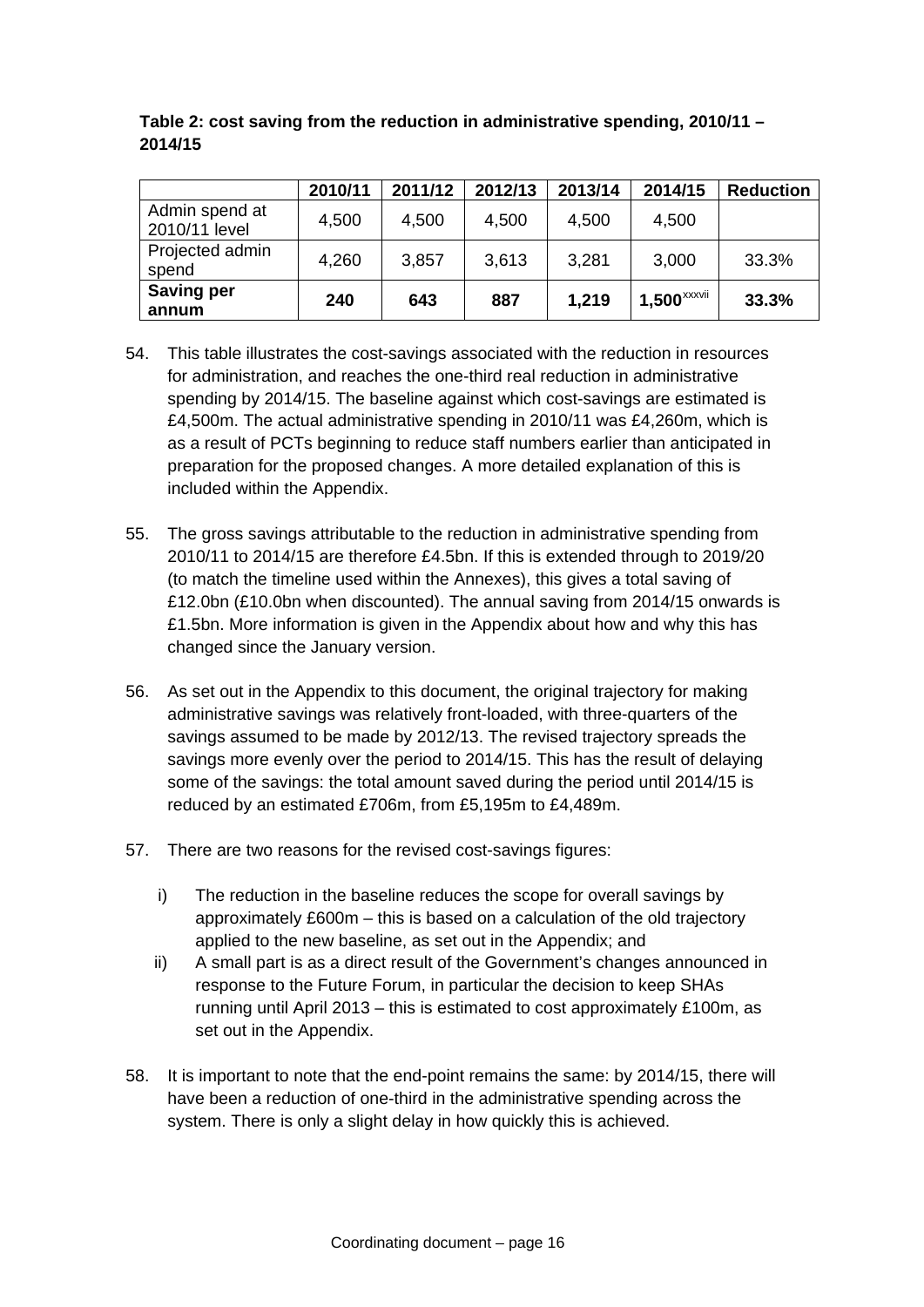**Table 2: cost saving from the reduction in administrative spending, 2010/11 – 2014/15**

| | 2010/11 | 2011/12 | 2012/13 | 2013/14 | 2014/15 | Reduction |
|---|---|---|---|---|---|---|
| Admin spend at 2010/11 level | 4,500 | 4,500 | 4,500 | 4,500 | 4,500 | |
| Projected admin spend | 4,260 | 3,857 | 3,613 | 3,281 | 3,000 | 33.3% |
| **Saving per annum** | **240** | **643** | **887** | **1,219** | **1,500**[xxxvii] | **33.3%** |

54. This table illustrates the cost-savings associated with the reduction in resources for administration, and reaches the one-third real reduction in administrative spending by 2014/15. The baseline against which cost-savings are estimated is £4,500m. The actual administrative spending in 2010/11 was £4,260m, which is as a result of PCTs beginning to reduce staff numbers earlier than anticipated in preparation for the proposed changes. A more detailed explanation of this is included within the Appendix.

55. The gross savings attributable to the reduction in administrative spending from 2010/11 to 2014/15 are therefore £4.5bn. If this is extended through to 2019/20 (to match the timeline used within the Annexes), this gives a total saving of £12.0bn (£10.0bn when discounted). The annual saving from 2014/15 onwards is £1.5bn. More information is given in the Appendix about how and why this has changed since the January version.

56. As set out in the Appendix to this document, the original trajectory for making administrative savings was relatively front-loaded, with three-quarters of the savings assumed to be made by 2012/13. The revised trajectory spreads the savings more evenly over the period to 2014/15. This has the result of delaying some of the savings: the total amount saved during the period until 2014/15 is reduced by an estimated £706m, from £5,195m to £4,489m.

57. There are two reasons for the revised cost-savings figures:

    i) The reduction in the baseline reduces the scope for overall savings by approximately £600m – this is based on a calculation of the old trajectory applied to the new baseline, as set out in the Appendix; and

    ii) A small part is as a direct result of the Government's changes announced in response to the Future Forum, in particular the decision to keep SHAs running until April 2013 – this is estimated to cost approximately £100m, as set out in the Appendix.

58. It is important to note that the end-point remains the same: by 2014/15, there will have been a reduction of one-third in the administrative spending across the system. There is only a slight delay in how quickly this is achieved.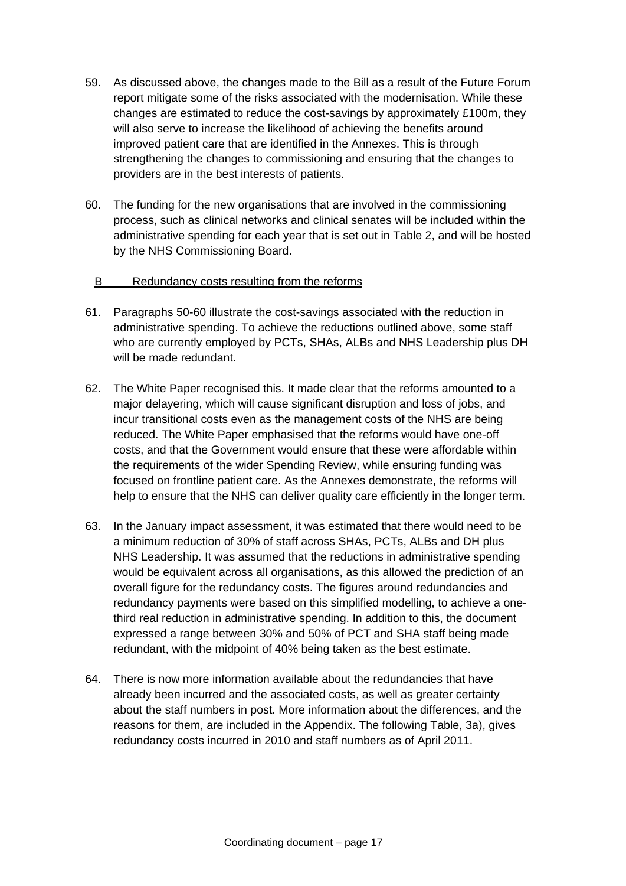59. As discussed above, the changes made to the Bill as a result of the Future Forum report mitigate some of the risks associated with the modernisation. While these changes are estimated to reduce the cost-savings by approximately £100m, they will also serve to increase the likelihood of achieving the benefits around improved patient care that are identified in the Annexes. This is through strengthening the changes to commissioning and ensuring that the changes to providers are in the best interests of patients.

60. The funding for the new organisations that are involved in the commissioning process, such as clinical networks and clinical senates will be included within the administrative spending for each year that is set out in Table 2, and will be hosted by the NHS Commissioning Board.

### B Redundancy costs resulting from the reforms

61. Paragraphs 50-60 illustrate the cost-savings associated with the reduction in administrative spending. To achieve the reductions outlined above, some staff who are currently employed by PCTs, SHAs, ALBs and NHS Leadership plus DH will be made redundant.

62. The White Paper recognised this. It made clear that the reforms amounted to a major delayering, which will cause significant disruption and loss of jobs, and incur transitional costs even as the management costs of the NHS are being reduced. The White Paper emphasised that the reforms would have one-off costs, and that the Government would ensure that these were affordable within the requirements of the wider Spending Review, while ensuring funding was focused on frontline patient care. As the Annexes demonstrate, the reforms will help to ensure that the NHS can deliver quality care efficiently in the longer term.

63. In the January impact assessment, it was estimated that there would need to be a minimum reduction of 30% of staff across SHAs, PCTs, ALBs and DH plus NHS Leadership. It was assumed that the reductions in administrative spending would be equivalent across all organisations, as this allowed the prediction of an overall figure for the redundancy costs. The figures around redundancies and redundancy payments were based on this simplified modelling, to achieve a one-third real reduction in administrative spending. In addition to this, the document expressed a range between 30% and 50% of PCT and SHA staff being made redundant, with the midpoint of 40% being taken as the best estimate.

64. There is now more information available about the redundancies that have already been incurred and the associated costs, as well as greater certainty about the staff numbers in post. More information about the differences, and the reasons for them, are included in the Appendix. The following Table, 3a), gives redundancy costs incurred in 2010 and staff numbers as of April 2011.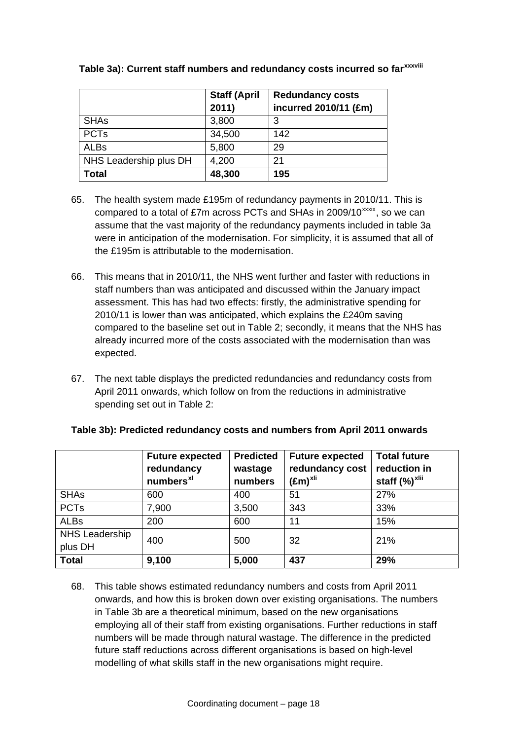**Table 3a): Current staff numbers and redundancy costs incurred so far**[xxxviii]

| | Staff (April 2011) | Redundancy costs incurred 2010/11 (£m) |
|---|---|---|
| SHAs | 3,800 | 3 |
| PCTs | 34,500 | 142 |
| ALBs | 5,800 | 29 |
| NHS Leadership plus DH | 4,200 | 21 |
| **Total** | **48,300** | **195** |

65. The health system made £195m of redundancy payments in 2010/11. This is compared to a total of £7m across PCTs and SHAs in 2009/10[xxxix], so we can assume that the vast majority of the redundancy payments included in table 3a were in anticipation of the modernisation. For simplicity, it is assumed that all of the £195m is attributable to the modernisation.

66. This means that in 2010/11, the NHS went further and faster with reductions in staff numbers than was anticipated and discussed within the January impact assessment. This has had two effects: firstly, the administrative spending for 2010/11 is lower than was anticipated, which explains the £240m saving compared to the baseline set out in Table 2; secondly, it means that the NHS has already incurred more of the costs associated with the modernisation than was expected.

67. The next table displays the predicted redundancies and redundancy costs from April 2011 onwards, which follow on from the reductions in administrative spending set out in Table 2:

**Table 3b): Predicted redundancy costs and numbers from April 2011 onwards**

| | Future expected redundancy numbers[xl] | Predicted wastage numbers | Future expected redundancy cost (£m)[xli] | Total future reduction in staff (%)[xlii] |
|---|---|---|---|---|
| SHAs | 600 | 400 | 51 | 27% |
| PCTs | 7,900 | 3,500 | 343 | 33% |
| ALBs | 200 | 600 | 11 | 15% |
| NHS Leadership plus DH | 400 | 500 | 32 | 21% |
| **Total** | **9,100** | **5,000** | **437** | **29%** |

68. This table shows estimated redundancy numbers and costs from April 2011 onwards, and how this is broken down over existing organisations. The numbers in Table 3b are a theoretical minimum, based on the new organisations employing all of their staff from existing organisations. Further reductions in staff numbers will be made through natural wastage. The difference in the predicted future staff reductions across different organisations is based on high-level modelling of what skills staff in the new organisations might require.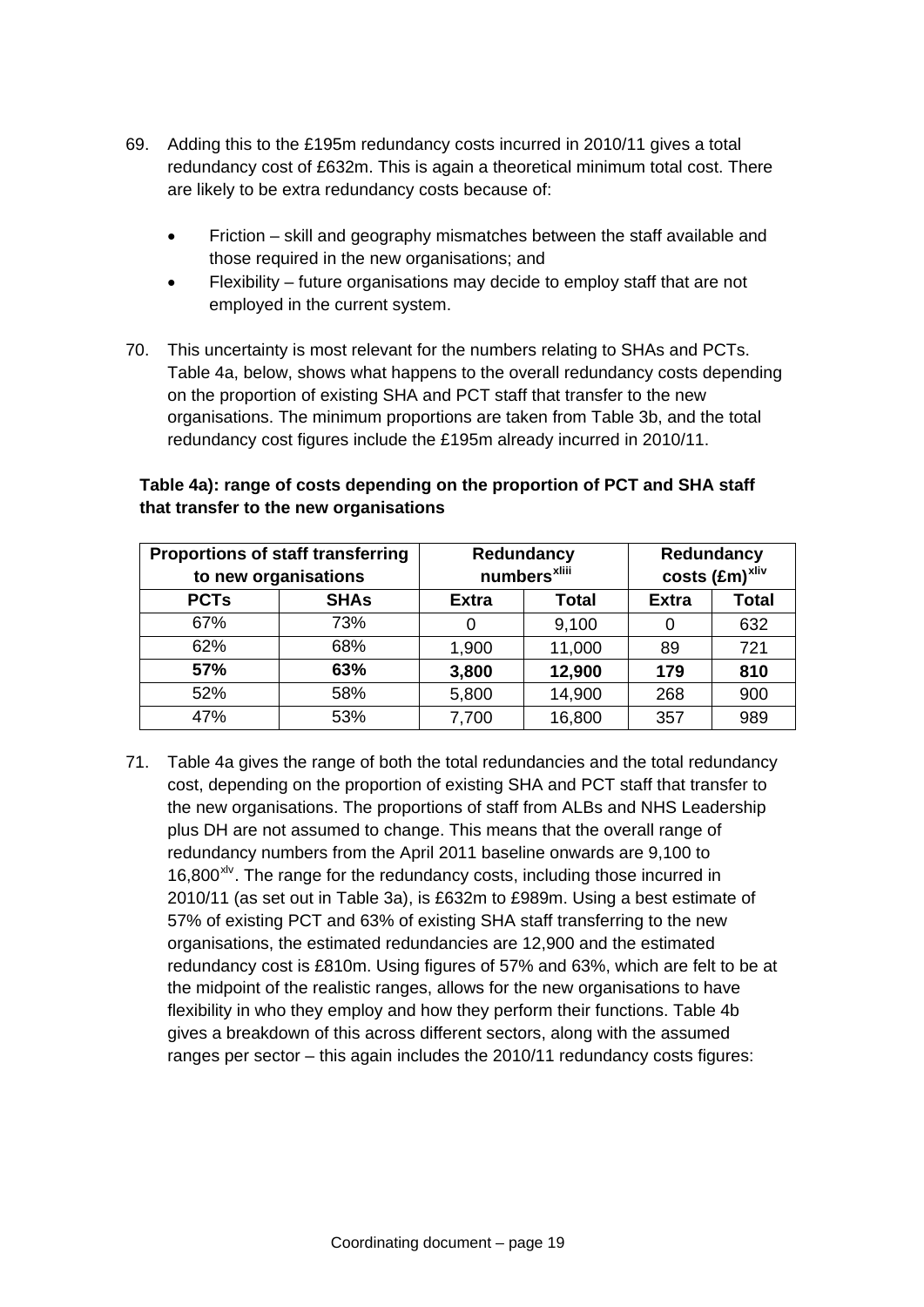69. Adding this to the £195m redundancy costs incurred in 2010/11 gives a total redundancy cost of £632m. This is again a theoretical minimum total cost. There are likely to be extra redundancy costs because of:

    - Friction – skill and geography mismatches between the staff available and those required in the new organisations; and
    - Flexibility – future organisations may decide to employ staff that are not employed in the current system.

70. This uncertainty is most relevant for the numbers relating to SHAs and PCTs. Table 4a, below, shows what happens to the overall redundancy costs depending on the proportion of existing SHA and PCT staff that transfer to the new organisations. The minimum proportions are taken from Table 3b, and the total redundancy cost figures include the £195m already incurred in 2010/11.

**Table 4a): range of costs depending on the proportion of PCT and SHA staff that transfer to the new organisations**

| Proportions of staff transferring to new organisations | | Redundancy numbers[xliii] | | Redundancy costs (£m)[xliv] | |
|---|---|---|---|---|---|
| **PCTs** | **SHAs** | **Extra** | **Total** | **Extra** | **Total** |
| 67% | 73% | 0 | 9,100 | 0 | 632 |
| 62% | 68% | 1,900 | 11,000 | 89 | 721 |
| **57%** | **63%** | **3,800** | **12,900** | **179** | **810** |
| 52% | 58% | 5,800 | 14,900 | 268 | 900 |
| 47% | 53% | 7,700 | 16,800 | 357 | 989 |

71. Table 4a gives the range of both the total redundancies and the total redundancy cost, depending on the proportion of existing SHA and PCT staff that transfer to the new organisations. The proportions of staff from ALBs and NHS Leadership plus DH are not assumed to change. This means that the overall range of redundancy numbers from the April 2011 baseline onwards are 9,100 to 16,800[xlv]. The range for the redundancy costs, including those incurred in 2010/11 (as set out in Table 3a), is £632m to £989m. Using a best estimate of 57% of existing PCT and 63% of existing SHA staff transferring to the new organisations, the estimated redundancies are 12,900 and the estimated redundancy cost is £810m. Using figures of 57% and 63%, which are felt to be at the midpoint of the realistic ranges, allows for the new organisations to have flexibility in who they employ and how they perform their functions. Table 4b gives a breakdown of this across different sectors, along with the assumed ranges per sector – this again includes the 2010/11 redundancy costs figures: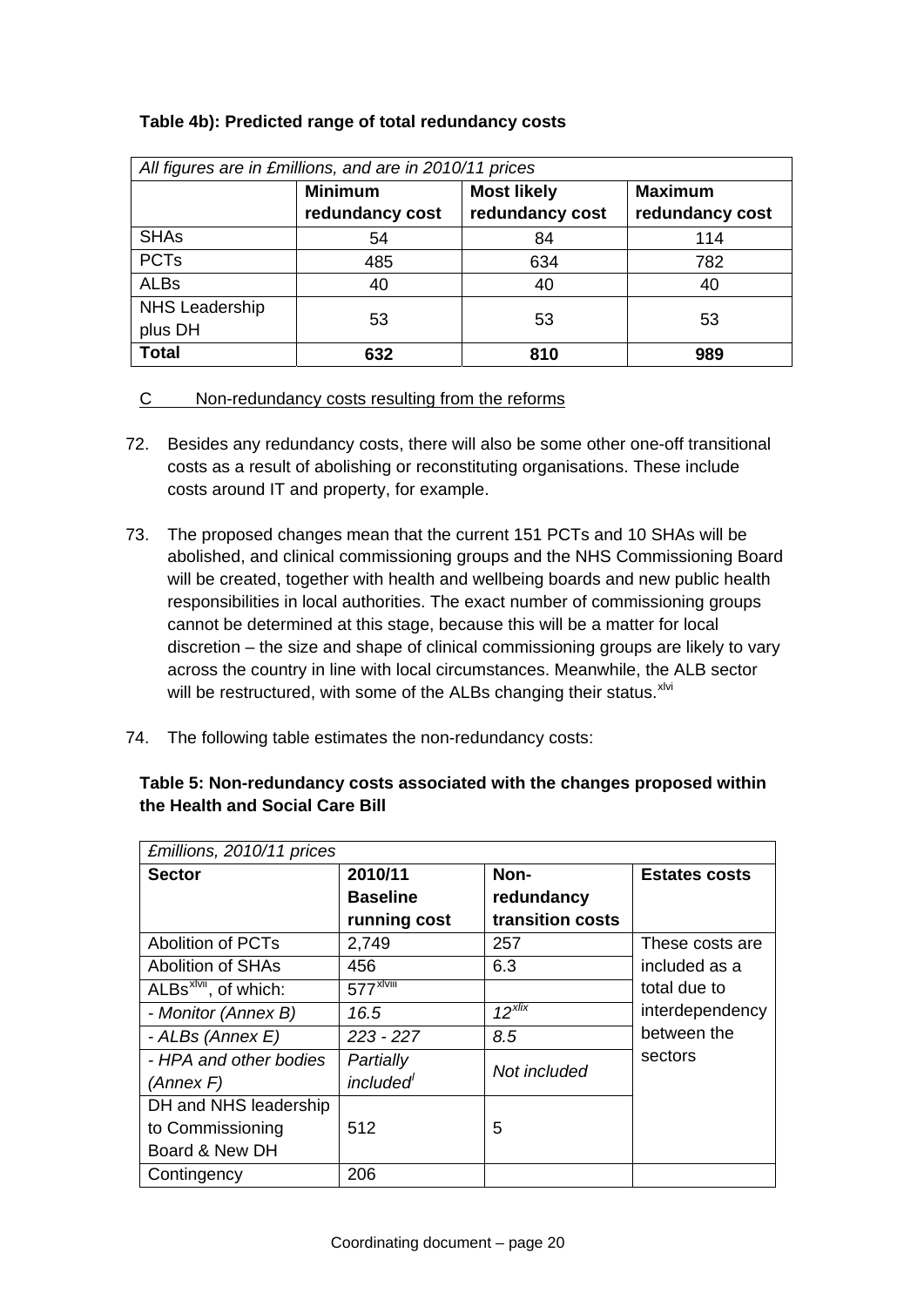**Table 4b): Predicted range of total redundancy costs**

| *All figures are in £millions, and are in 2010/11 prices* | | | |
|---|---|---|---|
| | **Minimum redundancy cost** | **Most likely redundancy cost** | **Maximum redundancy cost** |
| SHAs | 54 | 84 | 114 |
| PCTs | 485 | 634 | 782 |
| ALBs | 40 | 40 | 40 |
| NHS Leadership plus DH | 53 | 53 | 53 |
| **Total** | **632** | **810** | **989** |

C Non-redundancy costs resulting from the reforms

72. Besides any redundancy costs, there will also be some other one-off transitional costs as a result of abolishing or reconstituting organisations. These include costs around IT and property, for example.

73. The proposed changes mean that the current 151 PCTs and 10 SHAs will be abolished, and clinical commissioning groups and the NHS Commissioning Board will be created, together with health and wellbeing boards and new public health responsibilities in local authorities. The exact number of commissioning groups cannot be determined at this stage, because this will be a matter for local discretion – the size and shape of clinical commissioning groups are likely to vary across the country in line with local circumstances. Meanwhile, the ALB sector will be restructured, with some of the ALBs changing their status.[xlvi]

74. The following table estimates the non-redundancy costs:

**Table 5: Non-redundancy costs associated with the changes proposed within the Health and Social Care Bill**

| *£millions, 2010/11 prices* | | | |
|---|---|---|---|
| **Sector** | **2010/11 Baseline running cost** | **Non-redundancy transition costs** | **Estates costs** |
| Abolition of PCTs | 2,749 | 257 | These costs are included as a total due to interdependency between the sectors |
| Abolition of SHAs | 456 | 6.3 | |
| ALBs[xlvii], of which: | 577[xlviii] | | |
| *- Monitor (Annex B)* | *16.5* | *12*[xlix] | |
| *- ALBs (Annex E)* | *223 - 227* | *8.5* | |
| *- HPA and other bodies (Annex F)* | *Partially included*[l] | *Not included* | |
| DH and NHS leadership to Commissioning Board & New DH | 512 | 5 | |
| Contingency | 206 | | |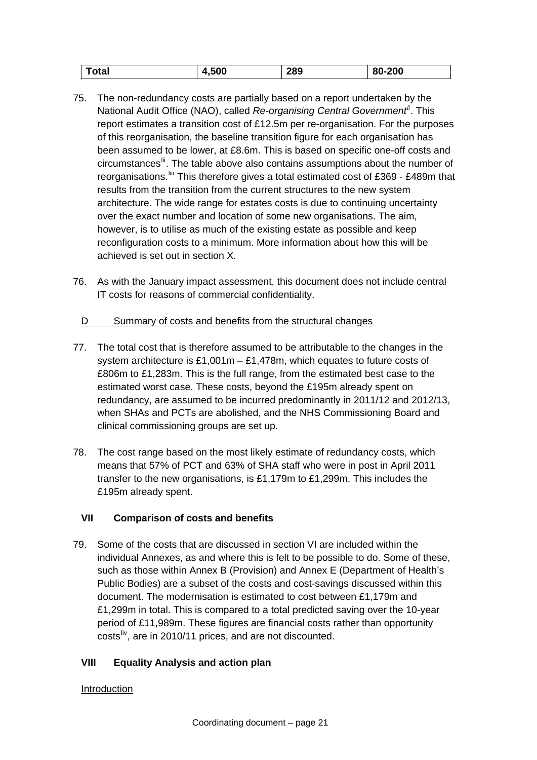| Total | 4,500 | 289 | 80-200 |
|---|---|---|---|

75. The non-redundancy costs are partially based on a report undertaken by the National Audit Office (NAO), called *Re-organising Central Government*[li]. This report estimates a transition cost of £12.5m per re-organisation. For the purposes of this reorganisation, the baseline transition figure for each organisation has been assumed to be lower, at £8.6m. This is based on specific one-off costs and circumstances[lii]. The table above also contains assumptions about the number of reorganisations.[liii] This therefore gives a total estimated cost of £369 - £489m that results from the transition from the current structures to the new system architecture. The wide range for estates costs is due to continuing uncertainty over the exact number and location of some new organisations. The aim, however, is to utilise as much of the existing estate as possible and keep reconfiguration costs to a minimum. More information about how this will be achieved is set out in section X.

76. As with the January impact assessment, this document does not include central IT costs for reasons of commercial confidentiality.

D Summary of costs and benefits from the structural changes

77. The total cost that is therefore assumed to be attributable to the changes in the system architecture is £1,001m – £1,478m, which equates to future costs of £806m to £1,283m. This is the full range, from the estimated best case to the estimated worst case. These costs, beyond the £195m already spent on redundancy, are assumed to be incurred predominantly in 2011/12 and 2012/13, when SHAs and PCTs are abolished, and the NHS Commissioning Board and clinical commissioning groups are set up.

78. The cost range based on the most likely estimate of redundancy costs, which means that 57% of PCT and 63% of SHA staff who were in post in April 2011 transfer to the new organisations, is £1,179m to £1,299m. This includes the £195m already spent.

## VII Comparison of costs and benefits

79. Some of the costs that are discussed in section VI are included within the individual Annexes, as and where this is felt to be possible to do. Some of these, such as those within Annex B (Provision) and Annex E (Department of Health's Public Bodies) are a subset of the costs and cost-savings discussed within this document. The modernisation is estimated to cost between £1,179m and £1,299m in total. This is compared to a total predicted saving over the 10-year period of £11,989m. These figures are financial costs rather than opportunity costs[liv], are in 2010/11 prices, and are not discounted.

## VIII Equality Analysis and action plan

Introduction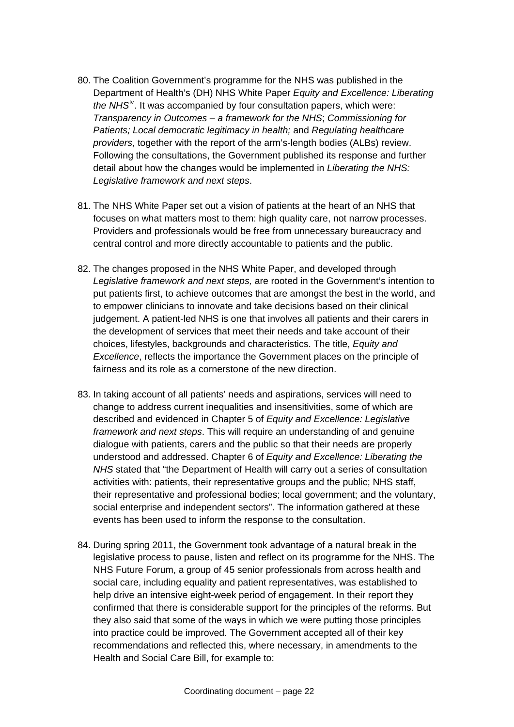80. The Coalition Government's programme for the NHS was published in the Department of Health's (DH) NHS White Paper *Equity and Excellence: Liberating the NHS*[lv]. It was accompanied by four consultation papers, which were: *Transparency in Outcomes – a framework for the NHS*; *Commissioning for Patients; Local democratic legitimacy in health;* and *Regulating healthcare providers*, together with the report of the arm's-length bodies (ALBs) review. Following the consultations, the Government published its response and further detail about how the changes would be implemented in *Liberating the NHS: Legislative framework and next steps*.

81. The NHS White Paper set out a vision of patients at the heart of an NHS that focuses on what matters most to them: high quality care, not narrow processes. Providers and professionals would be free from unnecessary bureaucracy and central control and more directly accountable to patients and the public.

82. The changes proposed in the NHS White Paper, and developed through *Legislative framework and next steps,* are rooted in the Government's intention to put patients first, to achieve outcomes that are amongst the best in the world, and to empower clinicians to innovate and take decisions based on their clinical judgement. A patient-led NHS is one that involves all patients and their carers in the development of services that meet their needs and take account of their choices, lifestyles, backgrounds and characteristics. The title, *Equity and Excellence*, reflects the importance the Government places on the principle of fairness and its role as a cornerstone of the new direction.

83. In taking account of all patients' needs and aspirations, services will need to change to address current inequalities and insensitivities, some of which are described and evidenced in Chapter 5 of *Equity and Excellence: Legislative framework and next steps*. This will require an understanding of and genuine dialogue with patients, carers and the public so that their needs are properly understood and addressed. Chapter 6 of *Equity and Excellence: Liberating the NHS* stated that "the Department of Health will carry out a series of consultation activities with: patients, their representative groups and the public; NHS staff, their representative and professional bodies; local government; and the voluntary, social enterprise and independent sectors". The information gathered at these events has been used to inform the response to the consultation.

84. During spring 2011, the Government took advantage of a natural break in the legislative process to pause, listen and reflect on its programme for the NHS. The NHS Future Forum, a group of 45 senior professionals from across health and social care, including equality and patient representatives, was established to help drive an intensive eight-week period of engagement. In their report they confirmed that there is considerable support for the principles of the reforms. But they also said that some of the ways in which we were putting those principles into practice could be improved. The Government accepted all of their key recommendations and reflected this, where necessary, in amendments to the Health and Social Care Bill, for example to: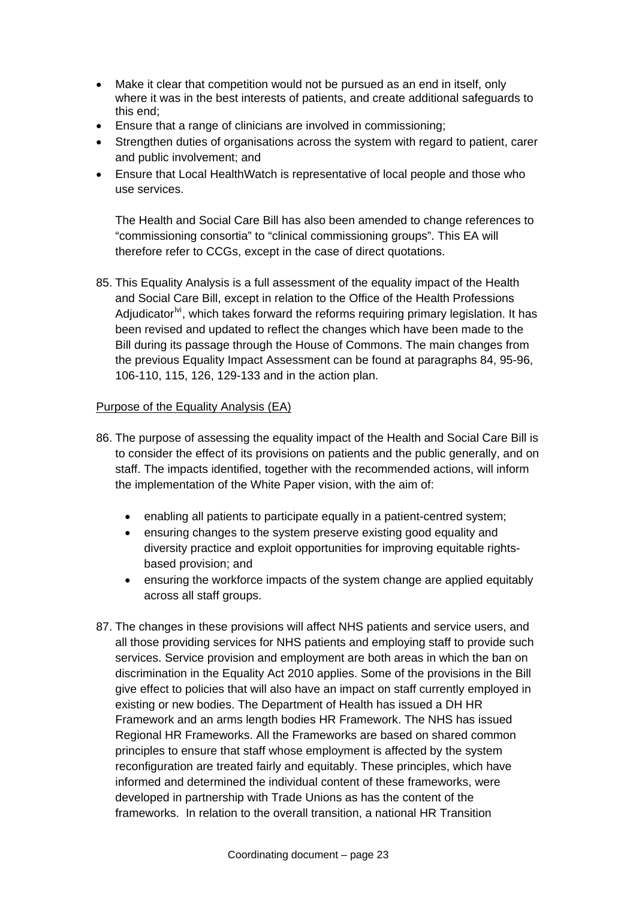- Make it clear that competition would not be pursued as an end in itself, only where it was in the best interests of patients, and create additional safeguards to this end;
- Ensure that a range of clinicians are involved in commissioning;
- Strengthen duties of organisations across the system with regard to patient, carer and public involvement; and
- Ensure that Local HealthWatch is representative of local people and those who use services.

The Health and Social Care Bill has also been amended to change references to "commissioning consortia" to "clinical commissioning groups". This EA will therefore refer to CCGs, except in the case of direct quotations.

85. This Equality Analysis is a full assessment of the equality impact of the Health and Social Care Bill, except in relation to the Office of the Health Professions Adjudicator[lvi], which takes forward the reforms requiring primary legislation. It has been revised and updated to reflect the changes which have been made to the Bill during its passage through the House of Commons. The main changes from the previous Equality Impact Assessment can be found at paragraphs 84, 95-96, 106-110, 115, 126, 129-133 and in the action plan.

Purpose of the Equality Analysis (EA)

86. The purpose of assessing the equality impact of the Health and Social Care Bill is to consider the effect of its provisions on patients and the public generally, and on staff. The impacts identified, together with the recommended actions, will inform the implementation of the White Paper vision, with the aim of:

    - enabling all patients to participate equally in a patient-centred system;
    - ensuring changes to the system preserve existing good equality and diversity practice and exploit opportunities for improving equitable rights-based provision; and
    - ensuring the workforce impacts of the system change are applied equitably across all staff groups.

87. The changes in these provisions will affect NHS patients and service users, and all those providing services for NHS patients and employing staff to provide such services. Service provision and employment are both areas in which the ban on discrimination in the Equality Act 2010 applies. Some of the provisions in the Bill give effect to policies that will also have an impact on staff currently employed in existing or new bodies. The Department of Health has issued a DH HR Framework and an arms length bodies HR Framework. The NHS has issued Regional HR Frameworks. All the Frameworks are based on shared common principles to ensure that staff whose employment is affected by the system reconfiguration are treated fairly and equitably. These principles, which have informed and determined the individual content of these frameworks, were developed in partnership with Trade Unions as has the content of the frameworks. In relation to the overall transition, a national HR Transition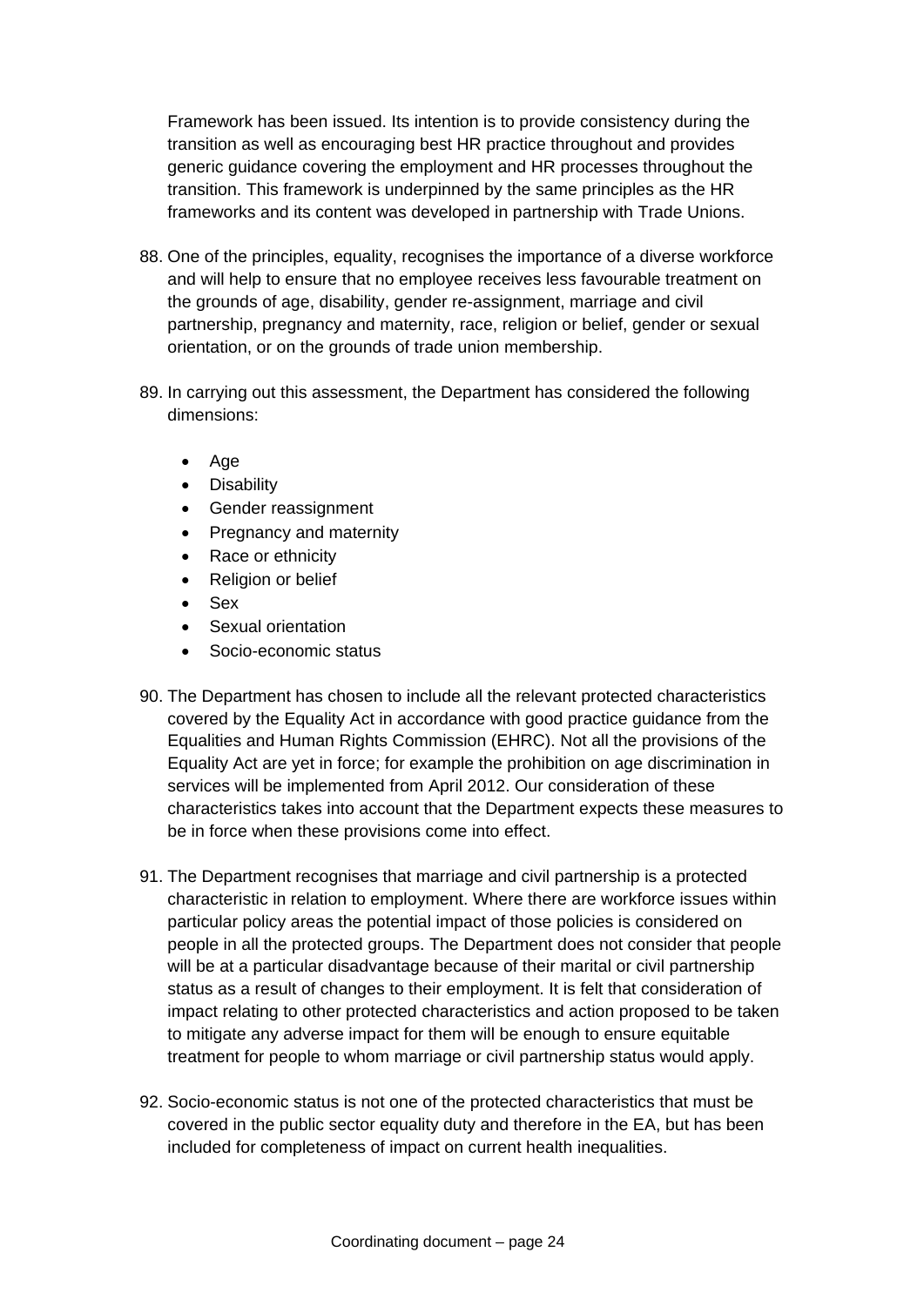Framework has been issued. Its intention is to provide consistency during the transition as well as encouraging best HR practice throughout and provides generic guidance covering the employment and HR processes throughout the transition. This framework is underpinned by the same principles as the HR frameworks and its content was developed in partnership with Trade Unions.

88. One of the principles, equality, recognises the importance of a diverse workforce and will help to ensure that no employee receives less favourable treatment on the grounds of age, disability, gender re-assignment, marriage and civil partnership, pregnancy and maternity, race, religion or belief, gender or sexual orientation, or on the grounds of trade union membership.

89. In carrying out this assessment, the Department has considered the following dimensions:

    - Age
    - Disability
    - Gender reassignment
    - Pregnancy and maternity
    - Race or ethnicity
    - Religion or belief
    - Sex
    - Sexual orientation
    - Socio-economic status

90. The Department has chosen to include all the relevant protected characteristics covered by the Equality Act in accordance with good practice guidance from the Equalities and Human Rights Commission (EHRC). Not all the provisions of the Equality Act are yet in force; for example the prohibition on age discrimination in services will be implemented from April 2012. Our consideration of these characteristics takes into account that the Department expects these measures to be in force when these provisions come into effect.

91. The Department recognises that marriage and civil partnership is a protected characteristic in relation to employment. Where there are workforce issues within particular policy areas the potential impact of those policies is considered on people in all the protected groups. The Department does not consider that people will be at a particular disadvantage because of their marital or civil partnership status as a result of changes to their employment. It is felt that consideration of impact relating to other protected characteristics and action proposed to be taken to mitigate any adverse impact for them will be enough to ensure equitable treatment for people to whom marriage or civil partnership status would apply.

92. Socio-economic status is not one of the protected characteristics that must be covered in the public sector equality duty and therefore in the EA, but has been included for completeness of impact on current health inequalities.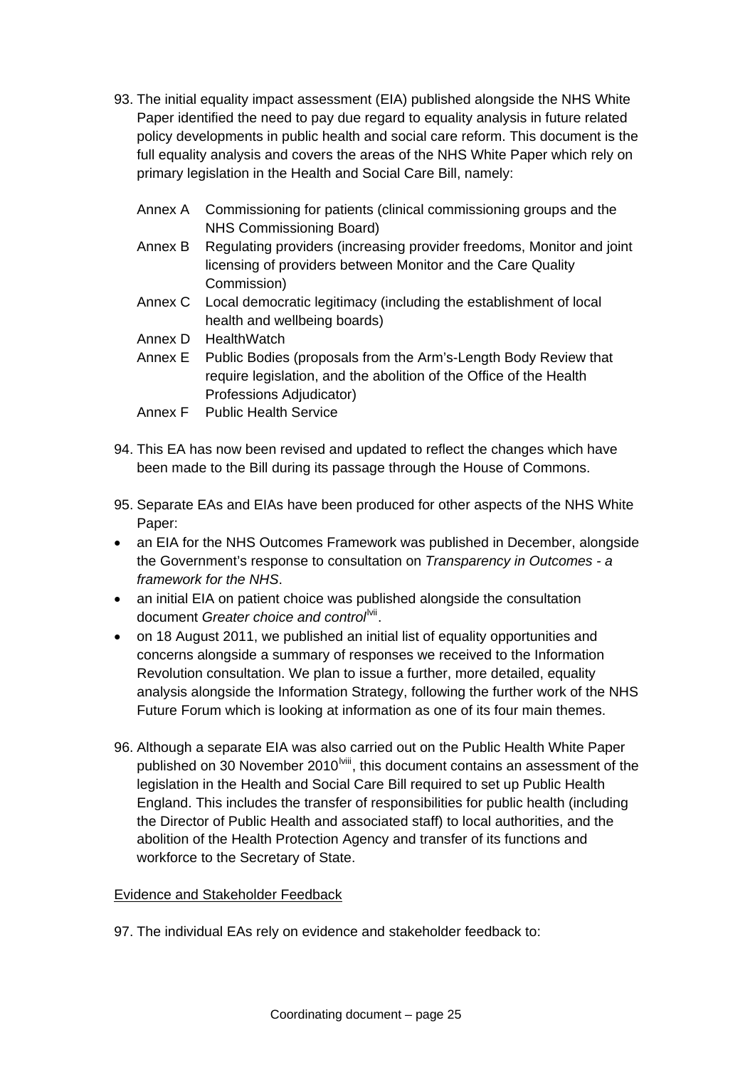93. The initial equality impact assessment (EIA) published alongside the NHS White Paper identified the need to pay due regard to equality analysis in future related policy developments in public health and social care reform. This document is the full equality analysis and covers the areas of the NHS White Paper which rely on primary legislation in the Health and Social Care Bill, namely:

    Annex A Commissioning for patients (clinical commissioning groups and the NHS Commissioning Board)
    Annex B Regulating providers (increasing provider freedoms, Monitor and joint licensing of providers between Monitor and the Care Quality Commission)
    Annex C Local democratic legitimacy (including the establishment of local health and wellbeing boards)
    Annex D HealthWatch
    Annex E Public Bodies (proposals from the Arm's-Length Body Review that require legislation, and the abolition of the Office of the Health Professions Adjudicator)
    Annex F Public Health Service

94. This EA has now been revised and updated to reflect the changes which have been made to the Bill during its passage through the House of Commons.

95. Separate EAs and EIAs have been produced for other aspects of the NHS White Paper:

- an EIA for the NHS Outcomes Framework was published in December, alongside the Government's response to consultation on *Transparency in Outcomes - a framework for the NHS*.
- an initial EIA on patient choice was published alongside the consultation document *Greater choice and control*[lvii].
- on 18 August 2011, we published an initial list of equality opportunities and concerns alongside a summary of responses we received to the Information Revolution consultation. We plan to issue a further, more detailed, equality analysis alongside the Information Strategy, following the further work of the NHS Future Forum which is looking at information as one of its four main themes.

96. Although a separate EIA was also carried out on the Public Health White Paper published on 30 November 2010[lviii], this document contains an assessment of the legislation in the Health and Social Care Bill required to set up Public Health England. This includes the transfer of responsibilities for public health (including the Director of Public Health and associated staff) to local authorities, and the abolition of the Health Protection Agency and transfer of its functions and workforce to the Secretary of State.

Evidence and Stakeholder Feedback

97. The individual EAs rely on evidence and stakeholder feedback to: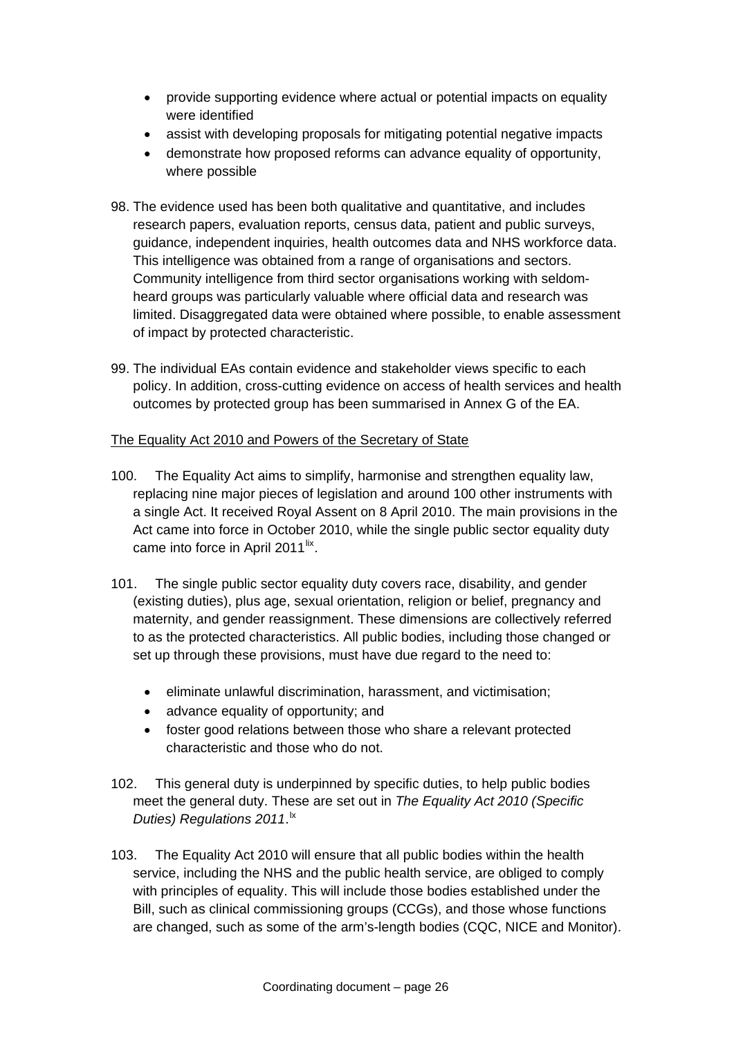- provide supporting evidence where actual or potential impacts on equality were identified
- assist with developing proposals for mitigating potential negative impacts
- demonstrate how proposed reforms can advance equality of opportunity, where possible

98. The evidence used has been both qualitative and quantitative, and includes research papers, evaluation reports, census data, patient and public surveys, guidance, independent inquiries, health outcomes data and NHS workforce data. This intelligence was obtained from a range of organisations and sectors. Community intelligence from third sector organisations working with seldom-heard groups was particularly valuable where official data and research was limited. Disaggregated data were obtained where possible, to enable assessment of impact by protected characteristic.

99. The individual EAs contain evidence and stakeholder views specific to each policy. In addition, cross-cutting evidence on access of health services and health outcomes by protected group has been summarised in Annex G of the EA.

The Equality Act 2010 and Powers of the Secretary of State

100. The Equality Act aims to simplify, harmonise and strengthen equality law, replacing nine major pieces of legislation and around 100 other instruments with a single Act. It received Royal Assent on 8 April 2010. The main provisions in the Act came into force in October 2010, while the single public sector equality duty came into force in April 2011[lix].

101. The single public sector equality duty covers race, disability, and gender (existing duties), plus age, sexual orientation, religion or belief, pregnancy and maternity, and gender reassignment. These dimensions are collectively referred to as the protected characteristics. All public bodies, including those changed or set up through these provisions, must have due regard to the need to:

- eliminate unlawful discrimination, harassment, and victimisation;
- advance equality of opportunity; and
- foster good relations between those who share a relevant protected characteristic and those who do not.

102. This general duty is underpinned by specific duties, to help public bodies meet the general duty. These are set out in *The Equality Act 2010 (Specific Duties) Regulations 2011*.[lx]

103. The Equality Act 2010 will ensure that all public bodies within the health service, including the NHS and the public health service, are obliged to comply with principles of equality. This will include those bodies established under the Bill, such as clinical commissioning groups (CCGs), and those whose functions are changed, such as some of the arm's-length bodies (CQC, NICE and Monitor).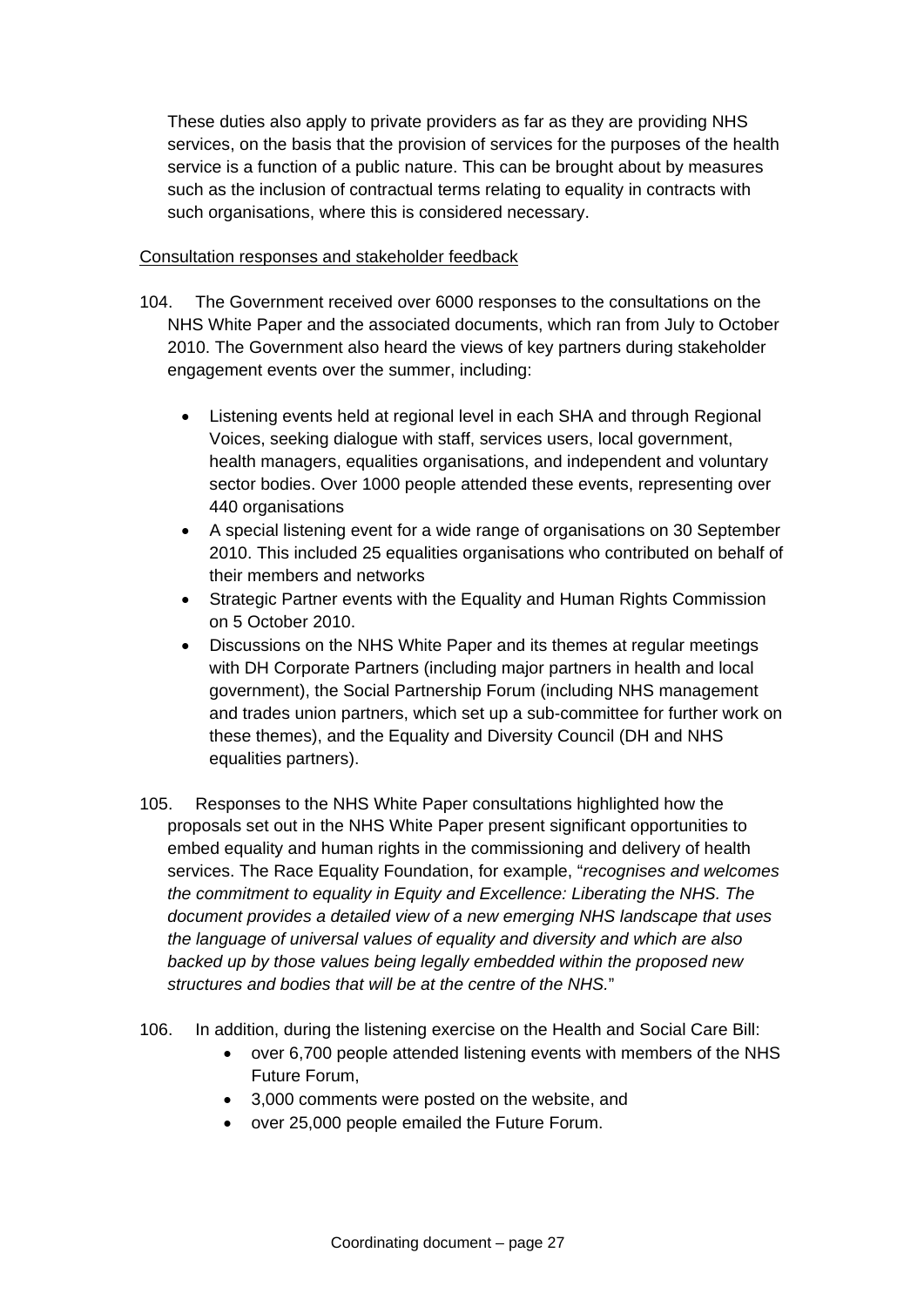These duties also apply to private providers as far as they are providing NHS services, on the basis that the provision of services for the purposes of the health service is a function of a public nature. This can be brought about by measures such as the inclusion of contractual terms relating to equality in contracts with such organisations, where this is considered necessary.

<u>Consultation responses and stakeholder feedback</u>

104. The Government received over 6000 responses to the consultations on the NHS White Paper and the associated documents, which ran from July to October 2010. The Government also heard the views of key partners during stakeholder engagement events over the summer, including:

- Listening events held at regional level in each SHA and through Regional Voices, seeking dialogue with staff, services users, local government, health managers, equalities organisations, and independent and voluntary sector bodies. Over 1000 people attended these events, representing over 440 organisations
- A special listening event for a wide range of organisations on 30 September 2010. This included 25 equalities organisations who contributed on behalf of their members and networks
- Strategic Partner events with the Equality and Human Rights Commission on 5 October 2010.
- Discussions on the NHS White Paper and its themes at regular meetings with DH Corporate Partners (including major partners in health and local government), the Social Partnership Forum (including NHS management and trades union partners, which set up a sub-committee for further work on these themes), and the Equality and Diversity Council (DH and NHS equalities partners).

105. Responses to the NHS White Paper consultations highlighted how the proposals set out in the NHS White Paper present significant opportunities to embed equality and human rights in the commissioning and delivery of health services. The Race Equality Foundation, for example, "*recognises and welcomes the commitment to equality in Equity and Excellence: Liberating the NHS. The document provides a detailed view of a new emerging NHS landscape that uses the language of universal values of equality and diversity and which are also backed up by those values being legally embedded within the proposed new structures and bodies that will be at the centre of the NHS.*"

106. In addition, during the listening exercise on the Health and Social Care Bill:

- over 6,700 people attended listening events with members of the NHS Future Forum,
- 3,000 comments were posted on the website, and
- over 25,000 people emailed the Future Forum.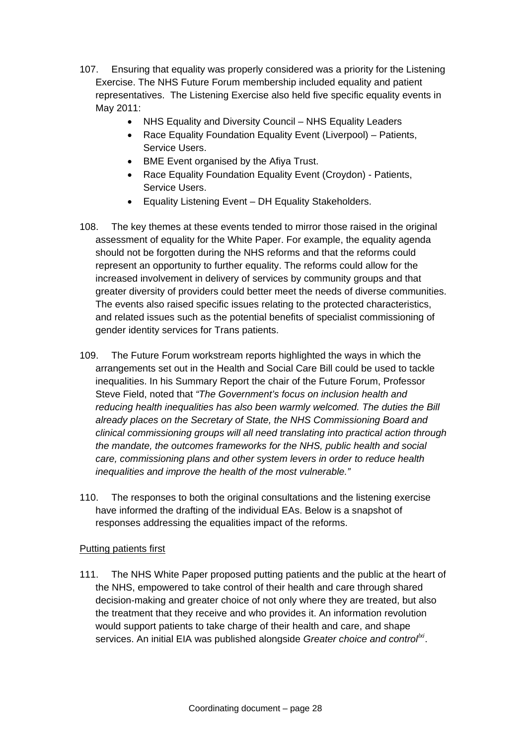107. Ensuring that equality was properly considered was a priority for the Listening Exercise. The NHS Future Forum membership included equality and patient representatives. The Listening Exercise also held five specific equality events in May 2011:

- NHS Equality and Diversity Council – NHS Equality Leaders
- Race Equality Foundation Equality Event (Liverpool) – Patients, Service Users.
- BME Event organised by the Afiya Trust.
- Race Equality Foundation Equality Event (Croydon) - Patients, Service Users.
- Equality Listening Event – DH Equality Stakeholders.

108. The key themes at these events tended to mirror those raised in the original assessment of equality for the White Paper. For example, the equality agenda should not be forgotten during the NHS reforms and that the reforms could represent an opportunity to further equality. The reforms could allow for the increased involvement in delivery of services by community groups and that greater diversity of providers could better meet the needs of diverse communities. The events also raised specific issues relating to the protected characteristics, and related issues such as the potential benefits of specialist commissioning of gender identity services for Trans patients.

109. The Future Forum workstream reports highlighted the ways in which the arrangements set out in the Health and Social Care Bill could be used to tackle inequalities. In his Summary Report the chair of the Future Forum, Professor Steve Field, noted that *"The Government's focus on inclusion health and reducing health inequalities has also been warmly welcomed. The duties the Bill already places on the Secretary of State, the NHS Commissioning Board and clinical commissioning groups will all need translating into practical action through the mandate, the outcomes frameworks for the NHS, public health and social care, commissioning plans and other system levers in order to reduce health inequalities and improve the health of the most vulnerable."*

110. The responses to both the original consultations and the listening exercise have informed the drafting of the individual EAs. Below is a snapshot of responses addressing the equalities impact of the reforms.

<u>Putting patients first</u>

111. The NHS White Paper proposed putting patients and the public at the heart of the NHS, empowered to take control of their health and care through shared decision-making and greater choice of not only where they are treated, but also the treatment that they receive and who provides it. An information revolution would support patients to take charge of their health and care, and shape services. An initial EIA was published alongside *Greater choice and control*[lxi].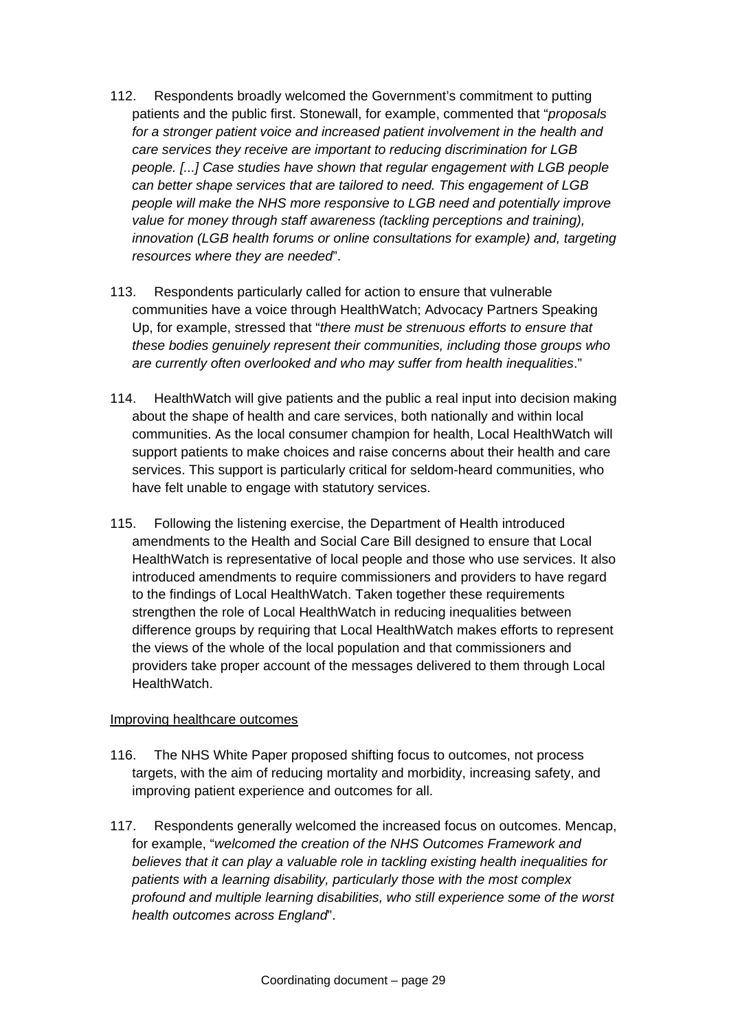112. Respondents broadly welcomed the Government's commitment to putting patients and the public first. Stonewall, for example, commented that "*proposals for a stronger patient voice and increased patient involvement in the health and care services they receive are important to reducing discrimination for LGB people. [...] Case studies have shown that regular engagement with LGB people can better shape services that are tailored to need. This engagement of LGB people will make the NHS more responsive to LGB need and potentially improve value for money through staff awareness (tackling perceptions and training), innovation (LGB health forums or online consultations for example) and, targeting resources where they are needed*".

113. Respondents particularly called for action to ensure that vulnerable communities have a voice through HealthWatch; Advocacy Partners Speaking Up, for example, stressed that "*there must be strenuous efforts to ensure that these bodies genuinely represent their communities, including those groups who are currently often overlooked and who may suffer from health inequalities*."

114. HealthWatch will give patients and the public a real input into decision making about the shape of health and care services, both nationally and within local communities. As the local consumer champion for health, Local HealthWatch will support patients to make choices and raise concerns about their health and care services. This support is particularly critical for seldom-heard communities, who have felt unable to engage with statutory services.

115. Following the listening exercise, the Department of Health introduced amendments to the Health and Social Care Bill designed to ensure that Local HealthWatch is representative of local people and those who use services. It also introduced amendments to require commissioners and providers to have regard to the findings of Local HealthWatch. Taken together these requirements strengthen the role of Local HealthWatch in reducing inequalities between difference groups by requiring that Local HealthWatch makes efforts to represent the views of the whole of the local population and that commissioners and providers take proper account of the messages delivered to them through Local HealthWatch.

Improving healthcare outcomes

116. The NHS White Paper proposed shifting focus to outcomes, not process targets, with the aim of reducing mortality and morbidity, increasing safety, and improving patient experience and outcomes for all.

117. Respondents generally welcomed the increased focus on outcomes. Mencap, for example, "*welcomed the creation of the NHS Outcomes Framework and believes that it can play a valuable role in tackling existing health inequalities for patients with a learning disability, particularly those with the most complex profound and multiple learning disabilities, who still experience some of the worst health outcomes across England*".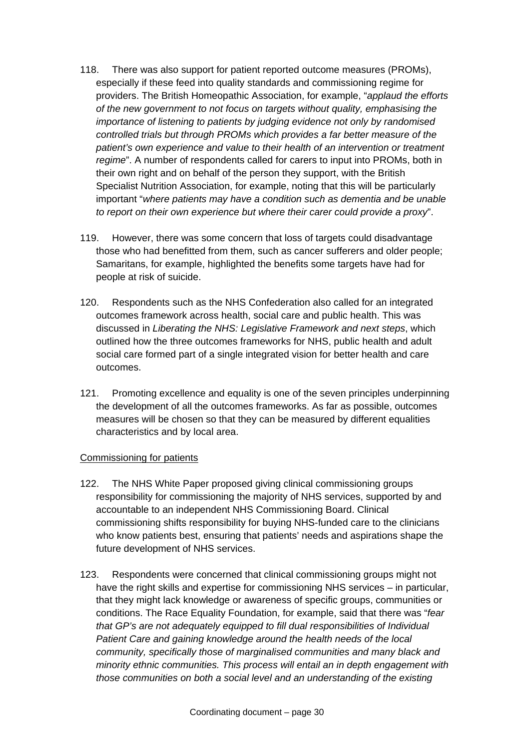118. There was also support for patient reported outcome measures (PROMs), especially if these feed into quality standards and commissioning regime for providers. The British Homeopathic Association, for example, "*applaud the efforts of the new government to not focus on targets without quality, emphasising the importance of listening to patients by judging evidence not only by randomised controlled trials but through PROMs which provides a far better measure of the patient's own experience and value to their health of an intervention or treatment regime*". A number of respondents called for carers to input into PROMs, both in their own right and on behalf of the person they support, with the British Specialist Nutrition Association, for example, noting that this will be particularly important "*where patients may have a condition such as dementia and be unable to report on their own experience but where their carer could provide a proxy*".

119. However, there was some concern that loss of targets could disadvantage those who had benefitted from them, such as cancer sufferers and older people; Samaritans, for example, highlighted the benefits some targets have had for people at risk of suicide.

120. Respondents such as the NHS Confederation also called for an integrated outcomes framework across health, social care and public health. This was discussed in *Liberating the NHS: Legislative Framework and next steps*, which outlined how the three outcomes frameworks for NHS, public health and adult social care formed part of a single integrated vision for better health and care outcomes.

121. Promoting excellence and equality is one of the seven principles underpinning the development of all the outcomes frameworks. As far as possible, outcomes measures will be chosen so that they can be measured by different equalities characteristics and by local area.

Commissioning for patients

122. The NHS White Paper proposed giving clinical commissioning groups responsibility for commissioning the majority of NHS services, supported by and accountable to an independent NHS Commissioning Board. Clinical commissioning shifts responsibility for buying NHS-funded care to the clinicians who know patients best, ensuring that patients' needs and aspirations shape the future development of NHS services.

123. Respondents were concerned that clinical commissioning groups might not have the right skills and expertise for commissioning NHS services – in particular, that they might lack knowledge or awareness of specific groups, communities or conditions. The Race Equality Foundation, for example, said that there was "*fear that GP's are not adequately equipped to fill dual responsibilities of Individual Patient Care and gaining knowledge around the health needs of the local community, specifically those of marginalised communities and many black and minority ethnic communities. This process will entail an in depth engagement with those communities on both a social level and an understanding of the existing*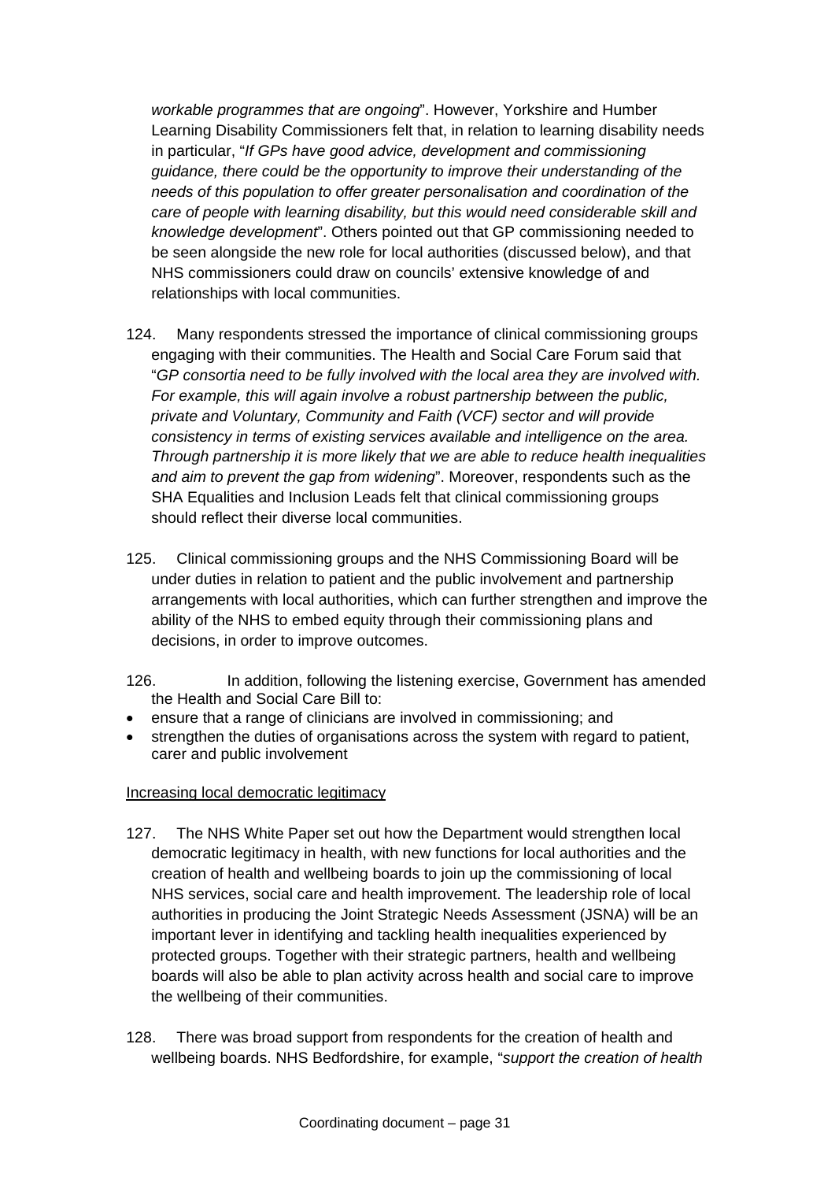*workable programmes that are ongoing*". However, Yorkshire and Humber Learning Disability Commissioners felt that, in relation to learning disability needs in particular, "*If GPs have good advice, development and commissioning guidance, there could be the opportunity to improve their understanding of the needs of this population to offer greater personalisation and coordination of the care of people with learning disability, but this would need considerable skill and knowledge development*". Others pointed out that GP commissioning needed to be seen alongside the new role for local authorities (discussed below), and that NHS commissioners could draw on councils' extensive knowledge of and relationships with local communities.

124. Many respondents stressed the importance of clinical commissioning groups engaging with their communities. The Health and Social Care Forum said that "*GP consortia need to be fully involved with the local area they are involved with. For example, this will again involve a robust partnership between the public, private and Voluntary, Community and Faith (VCF) sector and will provide consistency in terms of existing services available and intelligence on the area. Through partnership it is more likely that we are able to reduce health inequalities and aim to prevent the gap from widening*". Moreover, respondents such as the SHA Equalities and Inclusion Leads felt that clinical commissioning groups should reflect their diverse local communities.

125. Clinical commissioning groups and the NHS Commissioning Board will be under duties in relation to patient and the public involvement and partnership arrangements with local authorities, which can further strengthen and improve the ability of the NHS to embed equity through their commissioning plans and decisions, in order to improve outcomes.

126. In addition, following the listening exercise, Government has amended the Health and Social Care Bill to:

- ensure that a range of clinicians are involved in commissioning; and
- strengthen the duties of organisations across the system with regard to patient, carer and public involvement

Increasing local democratic legitimacy

127. The NHS White Paper set out how the Department would strengthen local democratic legitimacy in health, with new functions for local authorities and the creation of health and wellbeing boards to join up the commissioning of local NHS services, social care and health improvement. The leadership role of local authorities in producing the Joint Strategic Needs Assessment (JSNA) will be an important lever in identifying and tackling health inequalities experienced by protected groups. Together with their strategic partners, health and wellbeing boards will also be able to plan activity across health and social care to improve the wellbeing of their communities.

128. There was broad support from respondents for the creation of health and wellbeing boards. NHS Bedfordshire, for example, "*support the creation of health*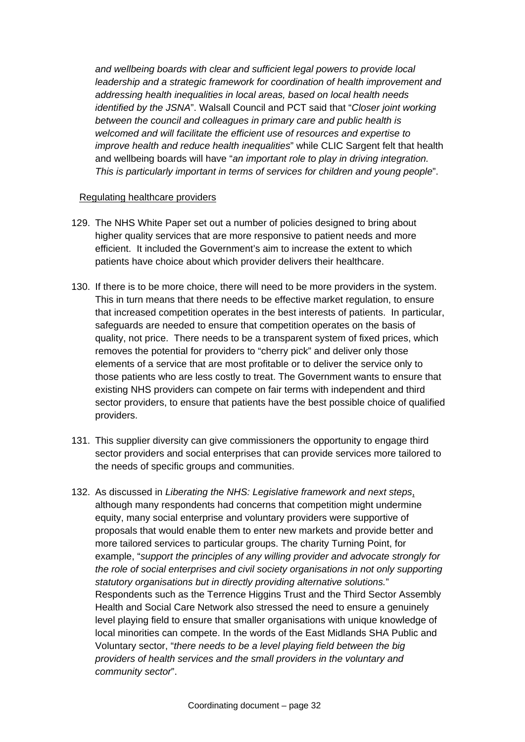*and wellbeing boards with clear and sufficient legal powers to provide local leadership and a strategic framework for coordination of health improvement and addressing health inequalities in local areas, based on local health needs identified by the JSNA*". Walsall Council and PCT said that "*Closer joint working between the council and colleagues in primary care and public health is welcomed and will facilitate the efficient use of resources and expertise to improve health and reduce health inequalities*" while CLIC Sargent felt that health and wellbeing boards will have "*an important role to play in driving integration. This is particularly important in terms of services for children and young people*".

Regulating healthcare providers

129. The NHS White Paper set out a number of policies designed to bring about higher quality services that are more responsive to patient needs and more efficient. It included the Government's aim to increase the extent to which patients have choice about which provider delivers their healthcare.

130. If there is to be more choice, there will need to be more providers in the system. This in turn means that there needs to be effective market regulation, to ensure that increased competition operates in the best interests of patients. In particular, safeguards are needed to ensure that competition operates on the basis of quality, not price. There needs to be a transparent system of fixed prices, which removes the potential for providers to "cherry pick" and deliver only those elements of a service that are most profitable or to deliver the service only to those patients who are less costly to treat. The Government wants to ensure that existing NHS providers can compete on fair terms with independent and third sector providers, to ensure that patients have the best possible choice of qualified providers.

131. This supplier diversity can give commissioners the opportunity to engage third sector providers and social enterprises that can provide services more tailored to the needs of specific groups and communities.

132. As discussed in *Liberating the NHS: Legislative framework and next steps*, although many respondents had concerns that competition might undermine equity, many social enterprise and voluntary providers were supportive of proposals that would enable them to enter new markets and provide better and more tailored services to particular groups. The charity Turning Point, for example, "*support the principles of any willing provider and advocate strongly for the role of social enterprises and civil society organisations in not only supporting statutory organisations but in directly providing alternative solutions.*" Respondents such as the Terrence Higgins Trust and the Third Sector Assembly Health and Social Care Network also stressed the need to ensure a genuinely level playing field to ensure that smaller organisations with unique knowledge of local minorities can compete. In the words of the East Midlands SHA Public and Voluntary sector, "*there needs to be a level playing field between the big providers of health services and the small providers in the voluntary and community sector*".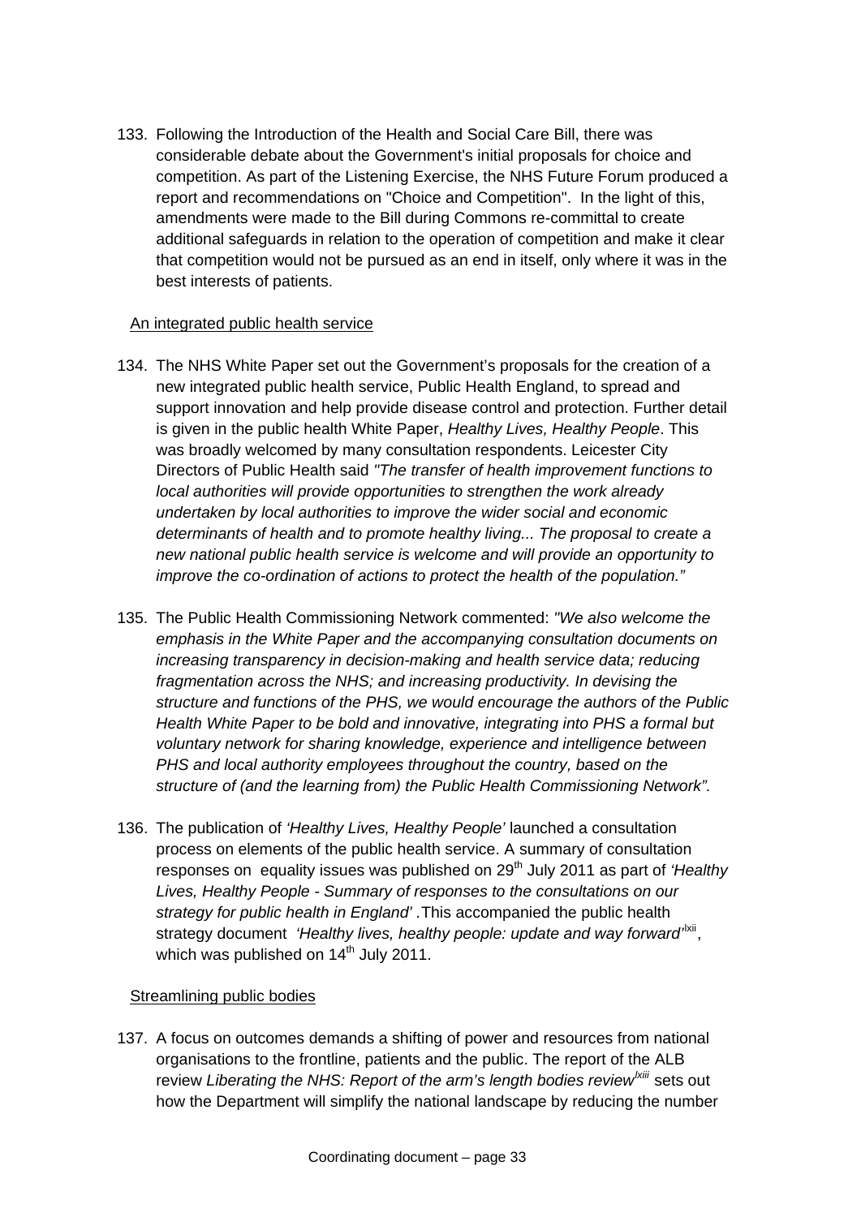133. Following the Introduction of the Health and Social Care Bill, there was considerable debate about the Government's initial proposals for choice and competition. As part of the Listening Exercise, the NHS Future Forum produced a report and recommendations on "Choice and Competition". In the light of this, amendments were made to the Bill during Commons re-committal to create additional safeguards in relation to the operation of competition and make it clear that competition would not be pursued as an end in itself, only where it was in the best interests of patients.

An integrated public health service

134. The NHS White Paper set out the Government's proposals for the creation of a new integrated public health service, Public Health England, to spread and support innovation and help provide disease control and protection. Further detail is given in the public health White Paper, *Healthy Lives, Healthy People*. This was broadly welcomed by many consultation respondents. Leicester City Directors of Public Health said *"The transfer of health improvement functions to local authorities will provide opportunities to strengthen the work already undertaken by local authorities to improve the wider social and economic determinants of health and to promote healthy living... The proposal to create a new national public health service is welcome and will provide an opportunity to improve the co-ordination of actions to protect the health of the population."*

135. The Public Health Commissioning Network commented: *"We also welcome the emphasis in the White Paper and the accompanying consultation documents on increasing transparency in decision-making and health service data; reducing fragmentation across the NHS; and increasing productivity. In devising the structure and functions of the PHS, we would encourage the authors of the Public Health White Paper to be bold and innovative, integrating into PHS a formal but voluntary network for sharing knowledge, experience and intelligence between PHS and local authority employees throughout the country, based on the structure of (and the learning from) the Public Health Commissioning Network".*

136. The publication of *'Healthy Lives, Healthy People'* launched a consultation process on elements of the public health service. A summary of consultation responses on equality issues was published on 29th July 2011 as part of *'Healthy Lives, Healthy People - Summary of responses to the consultations on our strategy for public health in England'* .This accompanied the public health strategy document *'Healthy lives, healthy people: update and way forward'*[lxii], which was published on 14th July 2011.

Streamlining public bodies

137. A focus on outcomes demands a shifting of power and resources from national organisations to the frontline, patients and the public. The report of the ALB review *Liberating the NHS: Report of the arm's length bodies review*[lxiii] sets out how the Department will simplify the national landscape by reducing the number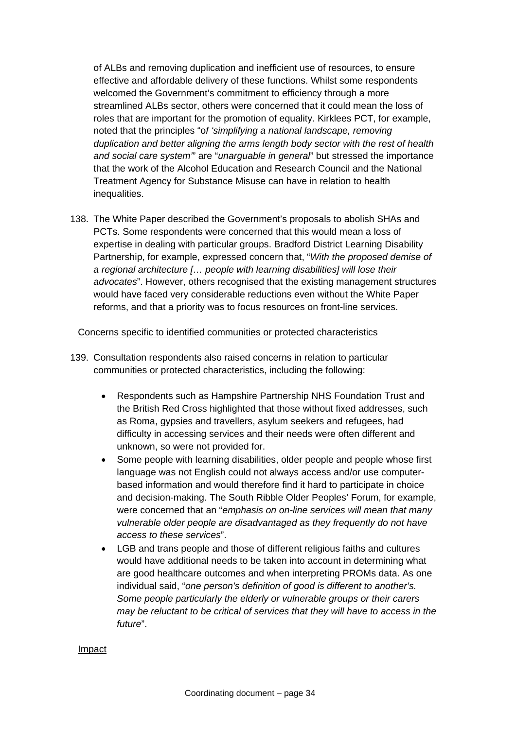of ALBs and removing duplication and inefficient use of resources, to ensure effective and affordable delivery of these functions. Whilst some respondents welcomed the Government's commitment to efficiency through a more streamlined ALBs sector, others were concerned that it could mean the loss of roles that are important for the promotion of equality. Kirklees PCT, for example, noted that the principles "o*f 'simplifying a national landscape, removing duplication and better aligning the arms length body sector with the rest of health and social care system'*" are "*unarguable in general*" but stressed the importance that the work of the Alcohol Education and Research Council and the National Treatment Agency for Substance Misuse can have in relation to health inequalities.

138. The White Paper described the Government's proposals to abolish SHAs and PCTs. Some respondents were concerned that this would mean a loss of expertise in dealing with particular groups. Bradford District Learning Disability Partnership, for example, expressed concern that, "*With the proposed demise of a regional architecture [… people with learning disabilities] will lose their advocates*". However, others recognised that the existing management structures would have faced very considerable reductions even without the White Paper reforms, and that a priority was to focus resources on front-line services.

<u>Concerns specific to identified communities or protected characteristics</u>

139. Consultation respondents also raised concerns in relation to particular communities or protected characteristics, including the following:

    - Respondents such as Hampshire Partnership NHS Foundation Trust and the British Red Cross highlighted that those without fixed addresses, such as Roma, gypsies and travellers, asylum seekers and refugees, had difficulty in accessing services and their needs were often different and unknown, so were not provided for.
    - Some people with learning disabilities, older people and people whose first language was not English could not always access and/or use computer-based information and would therefore find it hard to participate in choice and decision-making. The South Ribble Older Peoples' Forum, for example, were concerned that an "*emphasis on on-line services will mean that many vulnerable older people are disadvantaged as they frequently do not have access to these services*".
    - LGB and trans people and those of different religious faiths and cultures would have additional needs to be taken into account in determining what are good healthcare outcomes and when interpreting PROMs data. As one individual said, "*one person's definition of good is different to another's. Some people particularly the elderly or vulnerable groups or their carers may be reluctant to be critical of services that they will have to access in the future*".

<u>Impact</u>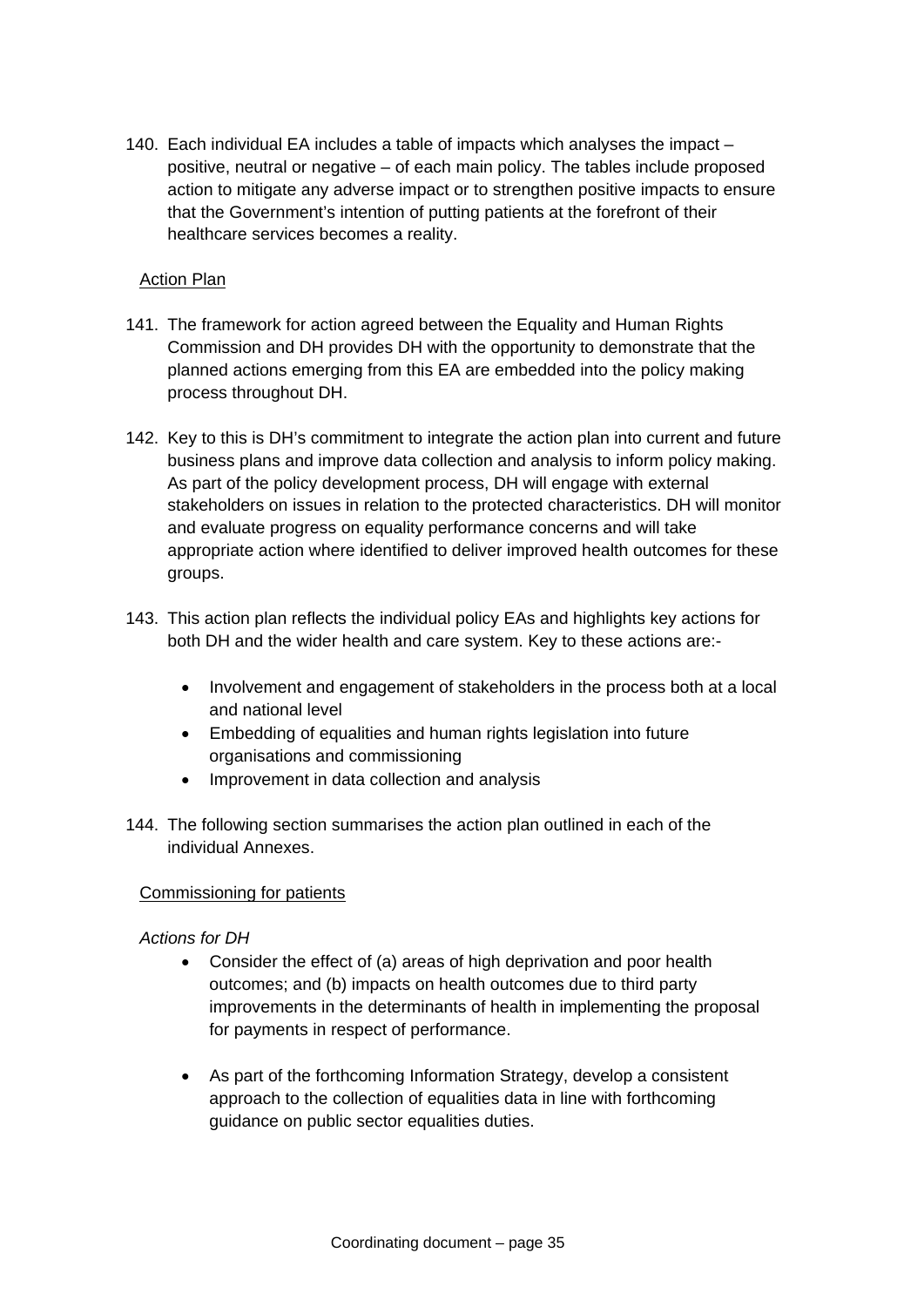140. Each individual EA includes a table of impacts which analyses the impact – positive, neutral or negative – of each main policy. The tables include proposed action to mitigate any adverse impact or to strengthen positive impacts to ensure that the Government's intention of putting patients at the forefront of their healthcare services becomes a reality.

<u>Action Plan</u>

141. The framework for action agreed between the Equality and Human Rights Commission and DH provides DH with the opportunity to demonstrate that the planned actions emerging from this EA are embedded into the policy making process throughout DH.

142. Key to this is DH's commitment to integrate the action plan into current and future business plans and improve data collection and analysis to inform policy making. As part of the policy development process, DH will engage with external stakeholders on issues in relation to the protected characteristics. DH will monitor and evaluate progress on equality performance concerns and will take appropriate action where identified to deliver improved health outcomes for these groups.

143. This action plan reflects the individual policy EAs and highlights key actions for both DH and the wider health and care system. Key to these actions are:-

    - Involvement and engagement of stakeholders in the process both at a local and national level
    - Embedding of equalities and human rights legislation into future organisations and commissioning
    - Improvement in data collection and analysis

144. The following section summarises the action plan outlined in each of the individual Annexes.

<u>Commissioning for patients</u>

*Actions for DH*

- Consider the effect of (a) areas of high deprivation and poor health outcomes; and (b) impacts on health outcomes due to third party improvements in the determinants of health in implementing the proposal for payments in respect of performance.

- As part of the forthcoming Information Strategy, develop a consistent approach to the collection of equalities data in line with forthcoming guidance on public sector equalities duties.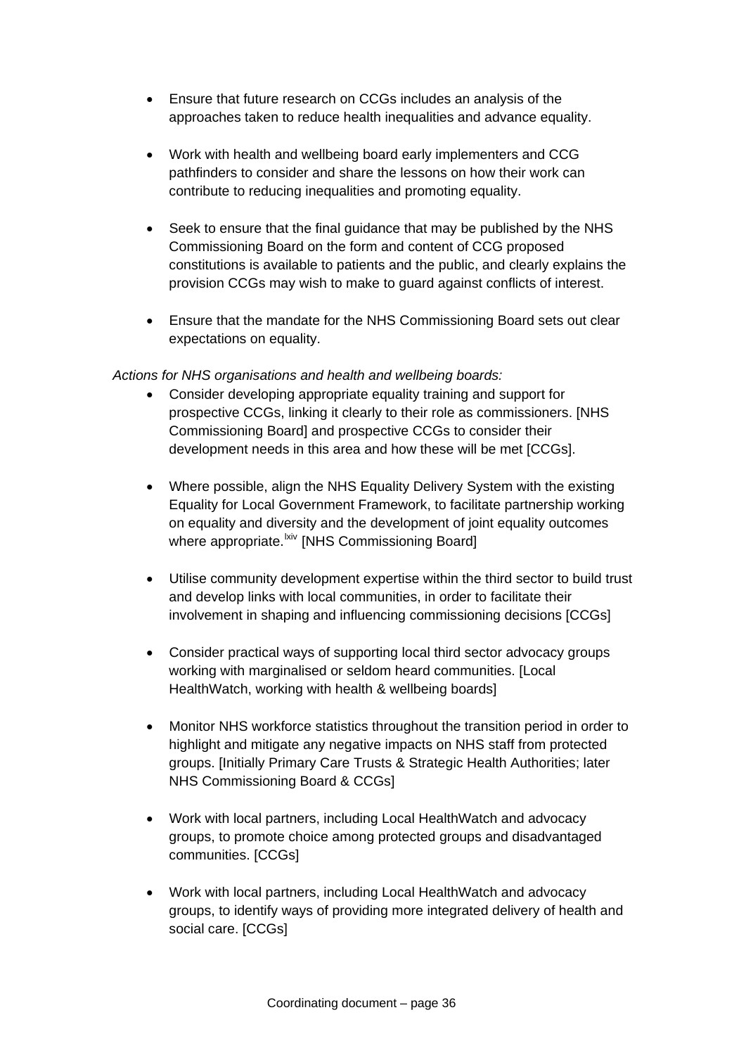- Ensure that future research on CCGs includes an analysis of the approaches taken to reduce health inequalities and advance equality.

- Work with health and wellbeing board early implementers and CCG pathfinders to consider and share the lessons on how their work can contribute to reducing inequalities and promoting equality.

- Seek to ensure that the final guidance that may be published by the NHS Commissioning Board on the form and content of CCG proposed constitutions is available to patients and the public, and clearly explains the provision CCGs may wish to make to guard against conflicts of interest.

- Ensure that the mandate for the NHS Commissioning Board sets out clear expectations on equality.

*Actions for NHS organisations and health and wellbeing boards:*

- Consider developing appropriate equality training and support for prospective CCGs, linking it clearly to their role as commissioners. [NHS Commissioning Board] and prospective CCGs to consider their development needs in this area and how these will be met [CCGs].

- Where possible, align the NHS Equality Delivery System with the existing Equality for Local Government Framework, to facilitate partnership working on equality and diversity and the development of joint equality outcomes where appropriate.[lxiv] [NHS Commissioning Board]

- Utilise community development expertise within the third sector to build trust and develop links with local communities, in order to facilitate their involvement in shaping and influencing commissioning decisions [CCGs]

- Consider practical ways of supporting local third sector advocacy groups working with marginalised or seldom heard communities. [Local HealthWatch, working with health & wellbeing boards]

- Monitor NHS workforce statistics throughout the transition period in order to highlight and mitigate any negative impacts on NHS staff from protected groups. [Initially Primary Care Trusts & Strategic Health Authorities; later NHS Commissioning Board & CCGs]

- Work with local partners, including Local HealthWatch and advocacy groups, to promote choice among protected groups and disadvantaged communities. [CCGs]

- Work with local partners, including Local HealthWatch and advocacy groups, to identify ways of providing more integrated delivery of health and social care. [CCGs]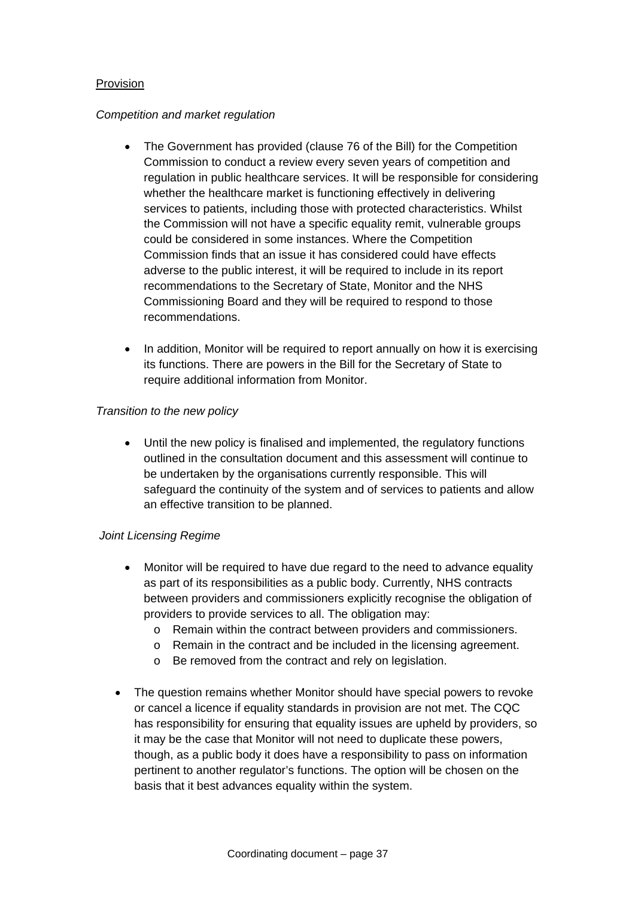Provision

*Competition and market regulation*

- The Government has provided (clause 76 of the Bill) for the Competition Commission to conduct a review every seven years of competition and regulation in public healthcare services. It will be responsible for considering whether the healthcare market is functioning effectively in delivering services to patients, including those with protected characteristics. Whilst the Commission will not have a specific equality remit, vulnerable groups could be considered in some instances. Where the Competition Commission finds that an issue it has considered could have effects adverse to the public interest, it will be required to include in its report recommendations to the Secretary of State, Monitor and the NHS Commissioning Board and they will be required to respond to those recommendations.

- In addition, Monitor will be required to report annually on how it is exercising its functions. There are powers in the Bill for the Secretary of State to require additional information from Monitor.

*Transition to the new policy*

- Until the new policy is finalised and implemented, the regulatory functions outlined in the consultation document and this assessment will continue to be undertaken by the organisations currently responsible. This will safeguard the continuity of the system and of services to patients and allow an effective transition to be planned.

*Joint Licensing Regime*

- Monitor will be required to have due regard to the need to advance equality as part of its responsibilities as a public body. Currently, NHS contracts between providers and commissioners explicitly recognise the obligation of providers to provide services to all. The obligation may:
  - Remain within the contract between providers and commissioners.
  - Remain in the contract and be included in the licensing agreement.
  - Be removed from the contract and rely on legislation.

- The question remains whether Monitor should have special powers to revoke or cancel a licence if equality standards in provision are not met. The CQC has responsibility for ensuring that equality issues are upheld by providers, so it may be the case that Monitor will not need to duplicate these powers, though, as a public body it does have a responsibility to pass on information pertinent to another regulator's functions. The option will be chosen on the basis that it best advances equality within the system.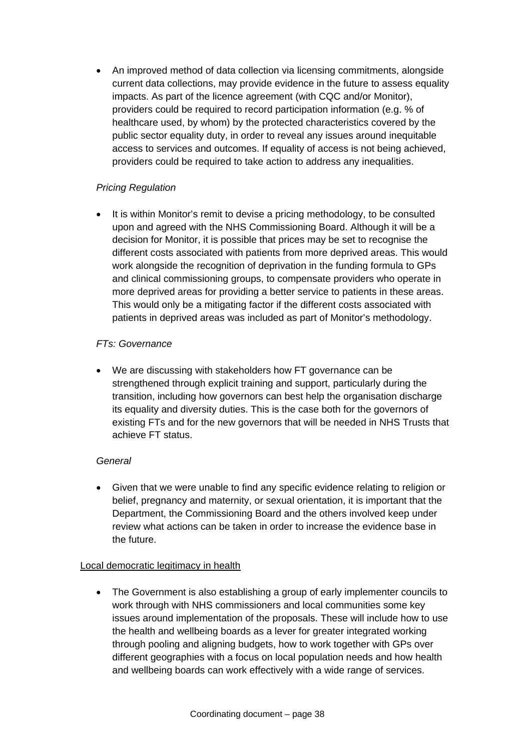- An improved method of data collection via licensing commitments, alongside current data collections, may provide evidence in the future to assess equality impacts. As part of the licence agreement (with CQC and/or Monitor), providers could be required to record participation information (e.g. % of healthcare used, by whom) by the protected characteristics covered by the public sector equality duty, in order to reveal any issues around inequitable access to services and outcomes. If equality of access is not being achieved, providers could be required to take action to address any inequalities.

*Pricing Regulation*

- It is within Monitor's remit to devise a pricing methodology, to be consulted upon and agreed with the NHS Commissioning Board. Although it will be a decision for Monitor, it is possible that prices may be set to recognise the different costs associated with patients from more deprived areas. This would work alongside the recognition of deprivation in the funding formula to GPs and clinical commissioning groups, to compensate providers who operate in more deprived areas for providing a better service to patients in these areas. This would only be a mitigating factor if the different costs associated with patients in deprived areas was included as part of Monitor's methodology.

*FTs: Governance*

- We are discussing with stakeholders how FT governance can be strengthened through explicit training and support, particularly during the transition, including how governors can best help the organisation discharge its equality and diversity duties. This is the case both for the governors of existing FTs and for the new governors that will be needed in NHS Trusts that achieve FT status.

*General*

- Given that we were unable to find any specific evidence relating to religion or belief, pregnancy and maternity, or sexual orientation, it is important that the Department, the Commissioning Board and the others involved keep under review what actions can be taken in order to increase the evidence base in the future.

<u>Local democratic legitimacy in health</u>

- The Government is also establishing a group of early implementer councils to work through with NHS commissioners and local communities some key issues around implementation of the proposals. These will include how to use the health and wellbeing boards as a lever for greater integrated working through pooling and aligning budgets, how to work together with GPs over different geographies with a focus on local population needs and how health and wellbeing boards can work effectively with a wide range of services.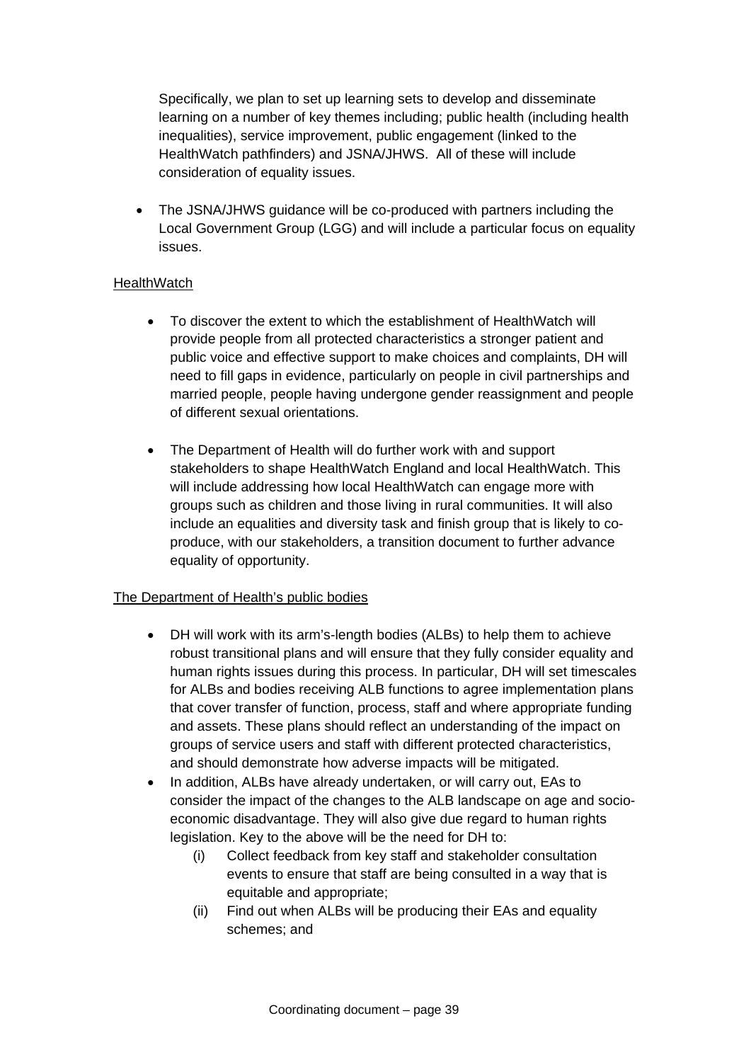Specifically, we plan to set up learning sets to develop and disseminate learning on a number of key themes including; public health (including health inequalities), service improvement, public engagement (linked to the HealthWatch pathfinders) and JSNA/JHWS. All of these will include consideration of equality issues.

- The JSNA/JHWS guidance will be co-produced with partners including the Local Government Group (LGG) and will include a particular focus on equality issues.

<u>HealthWatch</u>

- To discover the extent to which the establishment of HealthWatch will provide people from all protected characteristics a stronger patient and public voice and effective support to make choices and complaints, DH will need to fill gaps in evidence, particularly on people in civil partnerships and married people, people having undergone gender reassignment and people of different sexual orientations.

- The Department of Health will do further work with and support stakeholders to shape HealthWatch England and local HealthWatch. This will include addressing how local HealthWatch can engage more with groups such as children and those living in rural communities. It will also include an equalities and diversity task and finish group that is likely to co-produce, with our stakeholders, a transition document to further advance equality of opportunity.

<u>The Department of Health's public bodies</u>

- DH will work with its arm's-length bodies (ALBs) to help them to achieve robust transitional plans and will ensure that they fully consider equality and human rights issues during this process. In particular, DH will set timescales for ALBs and bodies receiving ALB functions to agree implementation plans that cover transfer of function, process, staff and where appropriate funding and assets. These plans should reflect an understanding of the impact on groups of service users and staff with different protected characteristics, and should demonstrate how adverse impacts will be mitigated.
- In addition, ALBs have already undertaken, or will carry out, EAs to consider the impact of the changes to the ALB landscape on age and socio-economic disadvantage. They will also give due regard to human rights legislation. Key to the above will be the need for DH to:
    - (i) Collect feedback from key staff and stakeholder consultation events to ensure that staff are being consulted in a way that is equitable and appropriate;
    - (ii) Find out when ALBs will be producing their EAs and equality schemes; and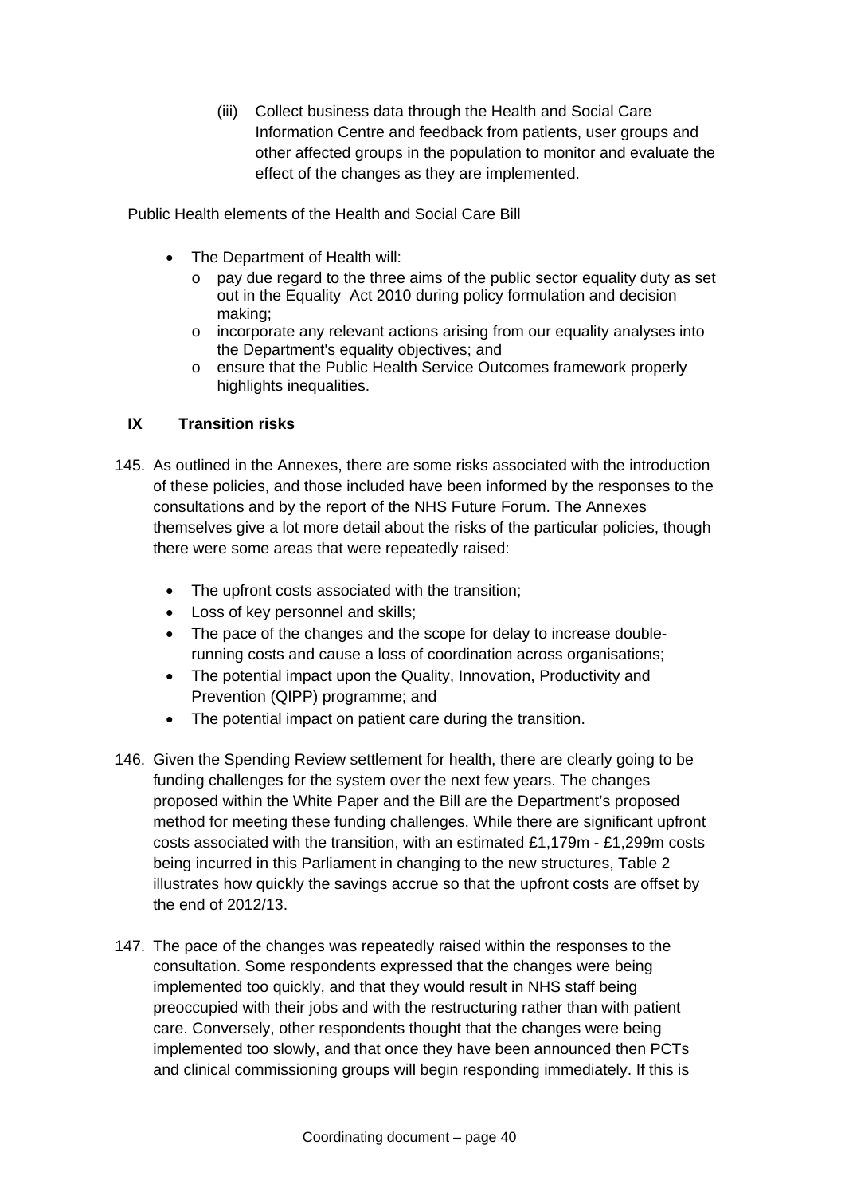(iii) Collect business data through the Health and Social Care Information Centre and feedback from patients, user groups and other affected groups in the population to monitor and evaluate the effect of the changes as they are implemented.

Public Health elements of the Health and Social Care Bill

- The Department of Health will:
  - pay due regard to the three aims of the public sector equality duty as set out in the Equality Act 2010 during policy formulation and decision making;
  - incorporate any relevant actions arising from our equality analyses into the Department's equality objectives; and
  - ensure that the Public Health Service Outcomes framework properly highlights inequalities.

## IX Transition risks

145. As outlined in the Annexes, there are some risks associated with the introduction of these policies, and those included have been informed by the responses to the consultations and by the report of the NHS Future Forum. The Annexes themselves give a lot more detail about the risks of the particular policies, though there were some areas that were repeatedly raised:

- The upfront costs associated with the transition;
- Loss of key personnel and skills;
- The pace of the changes and the scope for delay to increase double-running costs and cause a loss of coordination across organisations;
- The potential impact upon the Quality, Innovation, Productivity and Prevention (QIPP) programme; and
- The potential impact on patient care during the transition.

146. Given the Spending Review settlement for health, there are clearly going to be funding challenges for the system over the next few years. The changes proposed within the White Paper and the Bill are the Department's proposed method for meeting these funding challenges. While there are significant upfront costs associated with the transition, with an estimated £1,179m - £1,299m costs being incurred in this Parliament in changing to the new structures, Table 2 illustrates how quickly the savings accrue so that the upfront costs are offset by the end of 2012/13.

147. The pace of the changes was repeatedly raised within the responses to the consultation. Some respondents expressed that the changes were being implemented too quickly, and that they would result in NHS staff being preoccupied with their jobs and with the restructuring rather than with patient care. Conversely, other respondents thought that the changes were being implemented too slowly, and that once they have been announced then PCTs and clinical commissioning groups will begin responding immediately. If this is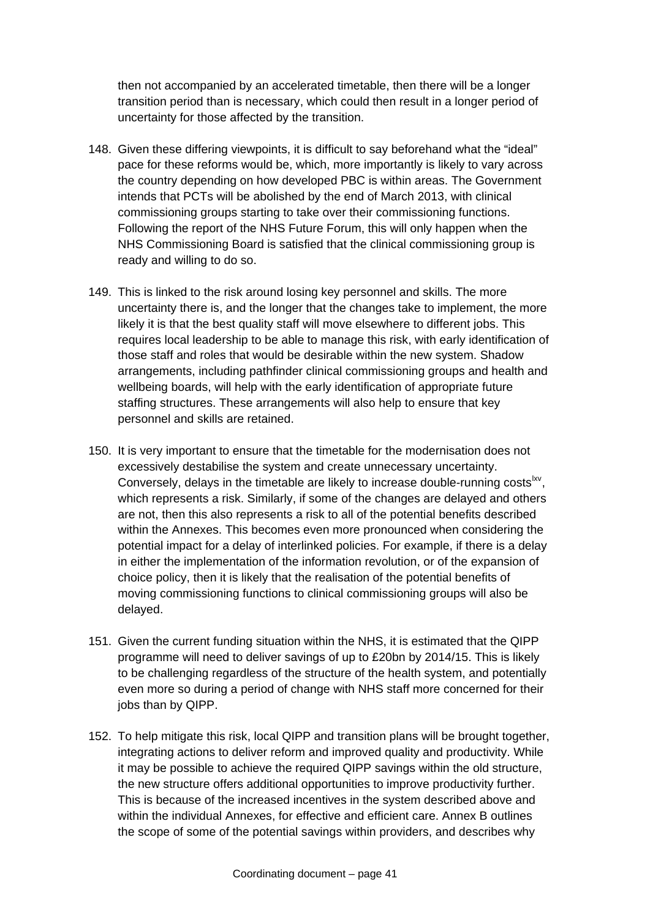then not accompanied by an accelerated timetable, then there will be a longer transition period than is necessary, which could then result in a longer period of uncertainty for those affected by the transition.

148. Given these differing viewpoints, it is difficult to say beforehand what the "ideal" pace for these reforms would be, which, more importantly is likely to vary across the country depending on how developed PBC is within areas. The Government intends that PCTs will be abolished by the end of March 2013, with clinical commissioning groups starting to take over their commissioning functions. Following the report of the NHS Future Forum, this will only happen when the NHS Commissioning Board is satisfied that the clinical commissioning group is ready and willing to do so.

149. This is linked to the risk around losing key personnel and skills. The more uncertainty there is, and the longer that the changes take to implement, the more likely it is that the best quality staff will move elsewhere to different jobs. This requires local leadership to be able to manage this risk, with early identification of those staff and roles that would be desirable within the new system. Shadow arrangements, including pathfinder clinical commissioning groups and health and wellbeing boards, will help with the early identification of appropriate future staffing structures. These arrangements will also help to ensure that key personnel and skills are retained.

150. It is very important to ensure that the timetable for the modernisation does not excessively destabilise the system and create unnecessary uncertainty. Conversely, delays in the timetable are likely to increase double-running costs[lxv], which represents a risk. Similarly, if some of the changes are delayed and others are not, then this also represents a risk to all of the potential benefits described within the Annexes. This becomes even more pronounced when considering the potential impact for a delay of interlinked policies. For example, if there is a delay in either the implementation of the information revolution, or of the expansion of choice policy, then it is likely that the realisation of the potential benefits of moving commissioning functions to clinical commissioning groups will also be delayed.

151. Given the current funding situation within the NHS, it is estimated that the QIPP programme will need to deliver savings of up to £20bn by 2014/15. This is likely to be challenging regardless of the structure of the health system, and potentially even more so during a period of change with NHS staff more concerned for their jobs than by QIPP.

152. To help mitigate this risk, local QIPP and transition plans will be brought together, integrating actions to deliver reform and improved quality and productivity. While it may be possible to achieve the required QIPP savings within the old structure, the new structure offers additional opportunities to improve productivity further. This is because of the increased incentives in the system described above and within the individual Annexes, for effective and efficient care. Annex B outlines the scope of some of the potential savings within providers, and describes why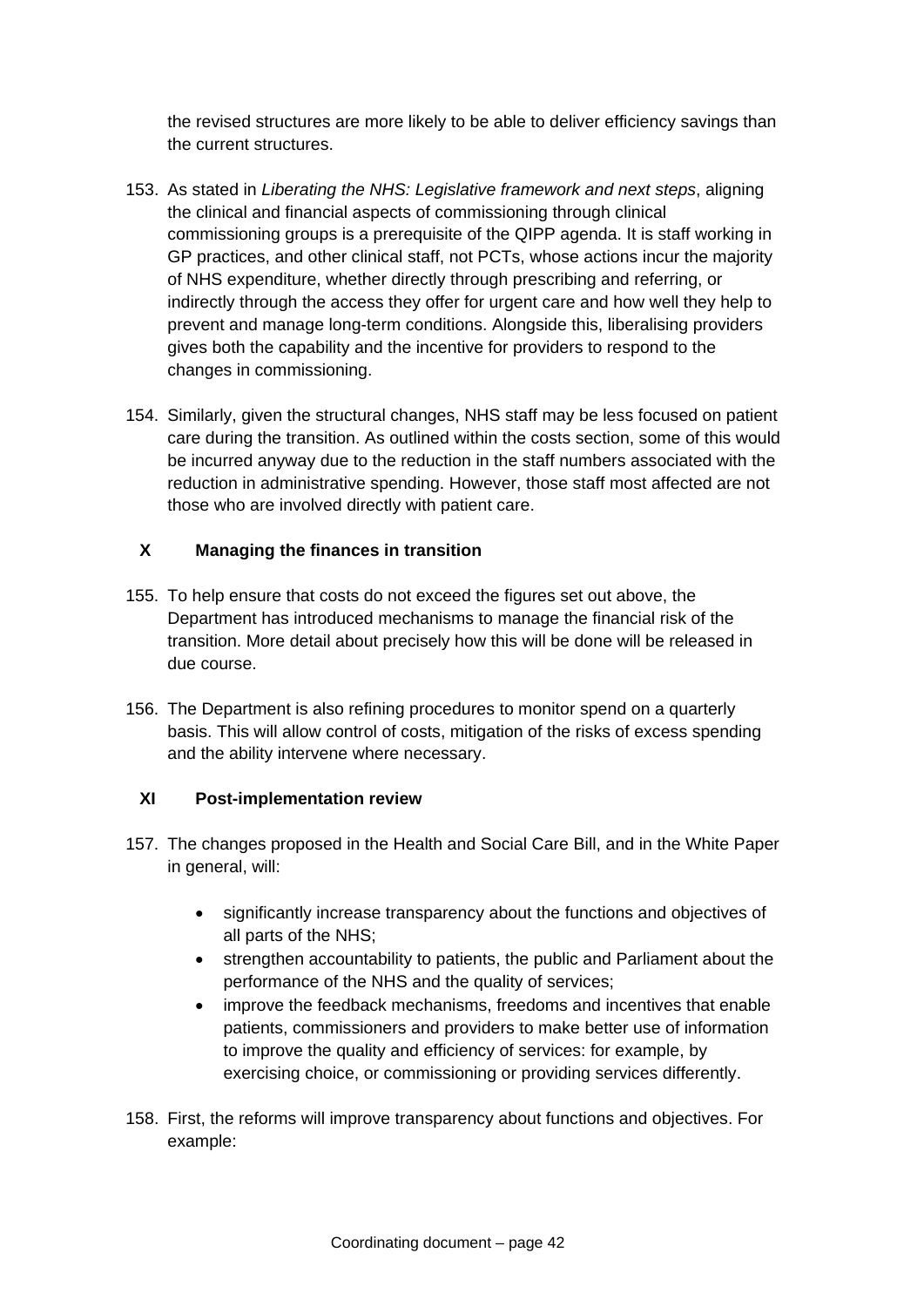the revised structures are more likely to be able to deliver efficiency savings than the current structures.

153. As stated in *Liberating the NHS: Legislative framework and next steps*, aligning the clinical and financial aspects of commissioning through clinical commissioning groups is a prerequisite of the QIPP agenda. It is staff working in GP practices, and other clinical staff, not PCTs, whose actions incur the majority of NHS expenditure, whether directly through prescribing and referring, or indirectly through the access they offer for urgent care and how well they help to prevent and manage long-term conditions. Alongside this, liberalising providers gives both the capability and the incentive for providers to respond to the changes in commissioning.

154. Similarly, given the structural changes, NHS staff may be less focused on patient care during the transition. As outlined within the costs section, some of this would be incurred anyway due to the reduction in the staff numbers associated with the reduction in administrative spending. However, those staff most affected are not those who are involved directly with patient care.

## X Managing the finances in transition

155. To help ensure that costs do not exceed the figures set out above, the Department has introduced mechanisms to manage the financial risk of the transition. More detail about precisely how this will be done will be released in due course.

156. The Department is also refining procedures to monitor spend on a quarterly basis. This will allow control of costs, mitigation of the risks of excess spending and the ability intervene where necessary.

## XI Post-implementation review

157. The changes proposed in the Health and Social Care Bill, and in the White Paper in general, will:

- significantly increase transparency about the functions and objectives of all parts of the NHS;
- strengthen accountability to patients, the public and Parliament about the performance of the NHS and the quality of services;
- improve the feedback mechanisms, freedoms and incentives that enable patients, commissioners and providers to make better use of information to improve the quality and efficiency of services: for example, by exercising choice, or commissioning or providing services differently.

158. First, the reforms will improve transparency about functions and objectives. For example: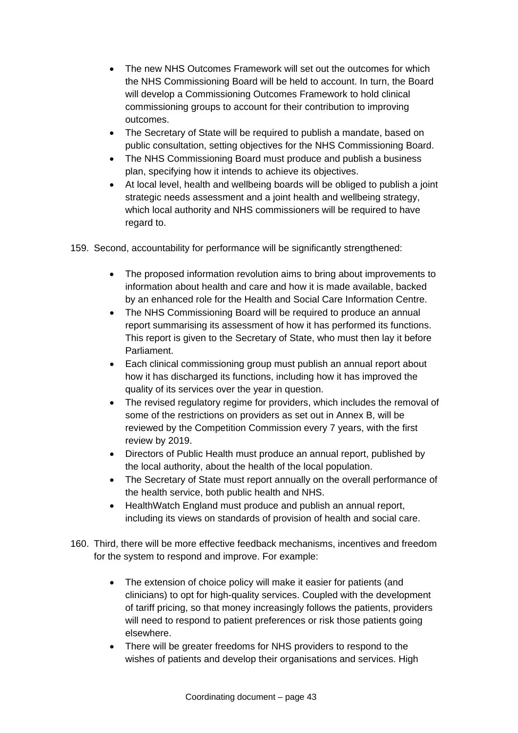- The new NHS Outcomes Framework will set out the outcomes for which the NHS Commissioning Board will be held to account. In turn, the Board will develop a Commissioning Outcomes Framework to hold clinical commissioning groups to account for their contribution to improving outcomes.
- The Secretary of State will be required to publish a mandate, based on public consultation, setting objectives for the NHS Commissioning Board.
- The NHS Commissioning Board must produce and publish a business plan, specifying how it intends to achieve its objectives.
- At local level, health and wellbeing boards will be obliged to publish a joint strategic needs assessment and a joint health and wellbeing strategy, which local authority and NHS commissioners will be required to have regard to.

159. Second, accountability for performance will be significantly strengthened:

- The proposed information revolution aims to bring about improvements to information about health and care and how it is made available, backed by an enhanced role for the Health and Social Care Information Centre.
- The NHS Commissioning Board will be required to produce an annual report summarising its assessment of how it has performed its functions. This report is given to the Secretary of State, who must then lay it before Parliament.
- Each clinical commissioning group must publish an annual report about how it has discharged its functions, including how it has improved the quality of its services over the year in question.
- The revised regulatory regime for providers, which includes the removal of some of the restrictions on providers as set out in Annex B, will be reviewed by the Competition Commission every 7 years, with the first review by 2019.
- Directors of Public Health must produce an annual report, published by the local authority, about the health of the local population.
- The Secretary of State must report annually on the overall performance of the health service, both public health and NHS.
- HealthWatch England must produce and publish an annual report, including its views on standards of provision of health and social care.

160. Third, there will be more effective feedback mechanisms, incentives and freedom for the system to respond and improve. For example:

- The extension of choice policy will make it easier for patients (and clinicians) to opt for high-quality services. Coupled with the development of tariff pricing, so that money increasingly follows the patients, providers will need to respond to patient preferences or risk those patients going elsewhere.
- There will be greater freedoms for NHS providers to respond to the wishes of patients and develop their organisations and services. High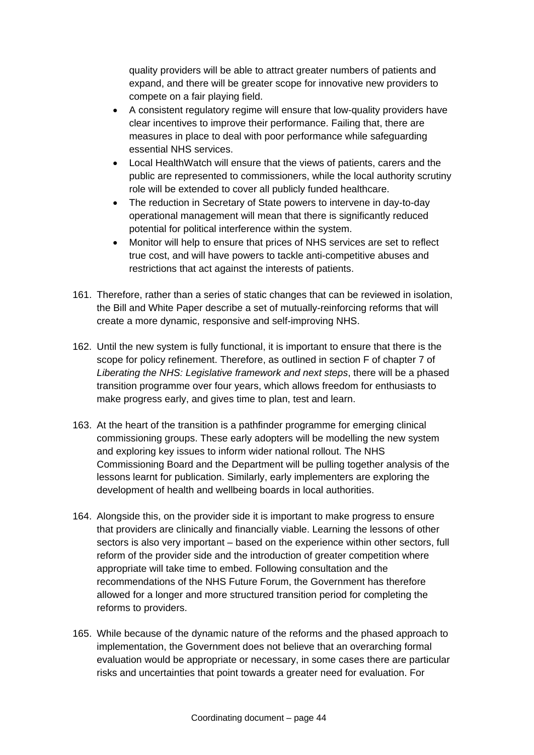quality providers will be able to attract greater numbers of patients and expand, and there will be greater scope for innovative new providers to compete on a fair playing field.

- A consistent regulatory regime will ensure that low-quality providers have clear incentives to improve their performance. Failing that, there are measures in place to deal with poor performance while safeguarding essential NHS services.
- Local HealthWatch will ensure that the views of patients, carers and the public are represented to commissioners, while the local authority scrutiny role will be extended to cover all publicly funded healthcare.
- The reduction in Secretary of State powers to intervene in day-to-day operational management will mean that there is significantly reduced potential for political interference within the system.
- Monitor will help to ensure that prices of NHS services are set to reflect true cost, and will have powers to tackle anti-competitive abuses and restrictions that act against the interests of patients.

161. Therefore, rather than a series of static changes that can be reviewed in isolation, the Bill and White Paper describe a set of mutually-reinforcing reforms that will create a more dynamic, responsive and self-improving NHS.

162. Until the new system is fully functional, it is important to ensure that there is the scope for policy refinement. Therefore, as outlined in section F of chapter 7 of *Liberating the NHS: Legislative framework and next steps*, there will be a phased transition programme over four years, which allows freedom for enthusiasts to make progress early, and gives time to plan, test and learn.

163. At the heart of the transition is a pathfinder programme for emerging clinical commissioning groups. These early adopters will be modelling the new system and exploring key issues to inform wider national rollout. The NHS Commissioning Board and the Department will be pulling together analysis of the lessons learnt for publication. Similarly, early implementers are exploring the development of health and wellbeing boards in local authorities.

164. Alongside this, on the provider side it is important to make progress to ensure that providers are clinically and financially viable. Learning the lessons of other sectors is also very important – based on the experience within other sectors, full reform of the provider side and the introduction of greater competition where appropriate will take time to embed. Following consultation and the recommendations of the NHS Future Forum, the Government has therefore allowed for a longer and more structured transition period for completing the reforms to providers.

165. While because of the dynamic nature of the reforms and the phased approach to implementation, the Government does not believe that an overarching formal evaluation would be appropriate or necessary, in some cases there are particular risks and uncertainties that point towards a greater need for evaluation. For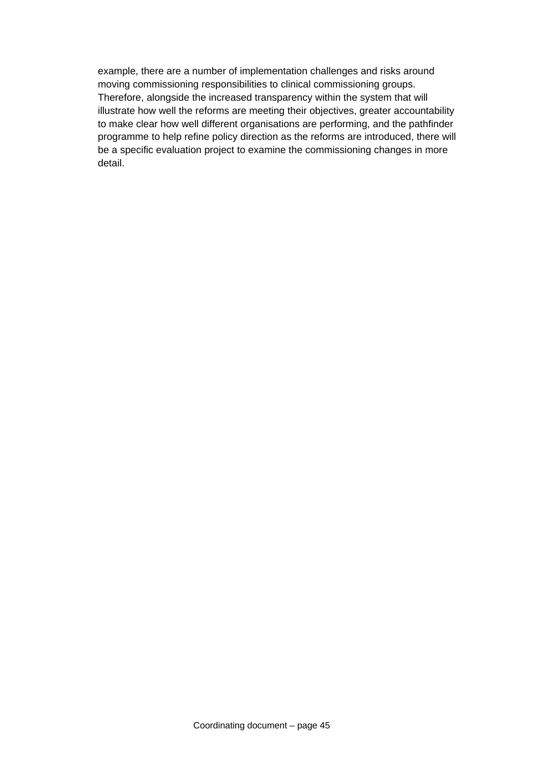example, there are a number of implementation challenges and risks around moving commissioning responsibilities to clinical commissioning groups. Therefore, alongside the increased transparency within the system that will illustrate how well the reforms are meeting their objectives, greater accountability to make clear how well different organisations are performing, and the pathfinder programme to help refine policy direction as the reforms are introduced, there will be a specific evaluation project to examine the commissioning changes in more detail.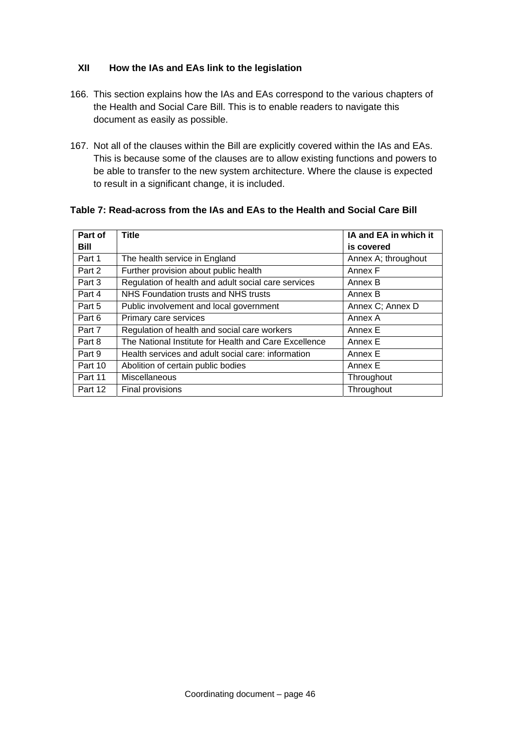## XII How the IAs and EAs link to the legislation

166. This section explains how the IAs and EAs correspond to the various chapters of the Health and Social Care Bill. This is to enable readers to navigate this document as easily as possible.

167. Not all of the clauses within the Bill are explicitly covered within the IAs and EAs. This is because some of the clauses are to allow existing functions and powers to be able to transfer to the new system architecture. Where the clause is expected to result in a significant change, it is included.

**Table 7: Read-across from the IAs and EAs to the Health and Social Care Bill**

| Part of Bill | Title | IA and EA in which it is covered |
|---|---|---|
| Part 1 | The health service in England | Annex A; throughout |
| Part 2 | Further provision about public health | Annex F |
| Part 3 | Regulation of health and adult social care services | Annex B |
| Part 4 | NHS Foundation trusts and NHS trusts | Annex B |
| Part 5 | Public involvement and local government | Annex C; Annex D |
| Part 6 | Primary care services | Annex A |
| Part 7 | Regulation of health and social care workers | Annex E |
| Part 8 | The National Institute for Health and Care Excellence | Annex E |
| Part 9 | Health services and adult social care: information | Annex E |
| Part 10 | Abolition of certain public bodies | Annex E |
| Part 11 | Miscellaneous | Throughout |
| Part 12 | Final provisions | Throughout |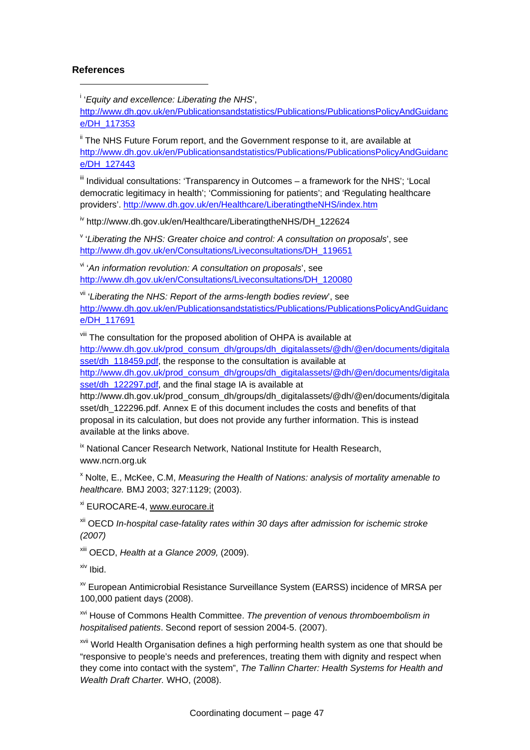**References**

[i] '*Equity and excellence: Liberating the NHS*', http://www.dh.gov.uk/en/Publicationsandstatistics/Publications/PublicationsPolicyAndGuidance/DH_117353

[ii] The NHS Future Forum report, and the Government response to it, are available at http://www.dh.gov.uk/en/Publicationsandstatistics/Publications/PublicationsPolicyAndGuidance/DH_127443

[iii] Individual consultations: 'Transparency in Outcomes – a framework for the NHS'; 'Local democratic legitimacy in health'; 'Commissioning for patients'; and 'Regulating healthcare providers'. http://www.dh.gov.uk/en/Healthcare/LiberatingtheNHS/index.htm

[iv] http://www.dh.gov.uk/en/Healthcare/LiberatingtheNHS/DH_122624

[v] '*Liberating the NHS: Greater choice and control: A consultation on proposals*', see http://www.dh.gov.uk/en/Consultations/Liveconsultations/DH_119651

[vi] '*An information revolution: A consultation on proposals*', see http://www.dh.gov.uk/en/Consultations/Liveconsultations/DH_120080

[vii] '*Liberating the NHS: Report of the arms-length bodies review*', see http://www.dh.gov.uk/en/Publicationsandstatistics/Publications/PublicationsPolicyAndGuidance/DH_117691

[viii] The consultation for the proposed abolition of OHPA is available at http://www.dh.gov.uk/prod_consum_dh/groups/dh_digitalassets/@dh/@en/documents/digitalasset/dh_118459.pdf, the response to the consultation is available at http://www.dh.gov.uk/prod_consum_dh/groups/dh_digitalassets/@dh/@en/documents/digitalasset/dh_122297.pdf, and the final stage IA is available at http://www.dh.gov.uk/prod_consum_dh/groups/dh_digitalassets/@dh/@en/documents/digitalasset/dh_122296.pdf. Annex E of this document includes the costs and benefits of that proposal in its calculation, but does not provide any further information. This is instead available at the links above.

[ix] National Cancer Research Network, National Institute for Health Research, www.ncrn.org.uk

[x] Nolte, E., McKee, C.M, *Measuring the Health of Nations: analysis of mortality amenable to healthcare.* BMJ 2003; 327:1129; (2003).

[xi] EUROCARE-4, www.eurocare.it

[xii] OECD *In-hospital case-fatality rates within 30 days after admission for ischemic stroke (2007)*

[xiii] OECD, *Health at a Glance 2009,* (2009).

[xiv] Ibid.

[xv] European Antimicrobial Resistance Surveillance System (EARSS) incidence of MRSA per 100,000 patient days (2008).

[xvi] House of Commons Health Committee. *The prevention of venous thromboembolism in hospitalised patients*. Second report of session 2004-5. (2007).

[xvii] World Health Organisation defines a high performing health system as one that should be "responsive to people's needs and preferences, treating them with dignity and respect when they come into contact with the system", *The Tallinn Charter: Health Systems for Health and Wealth Draft Charter.* WHO, (2008).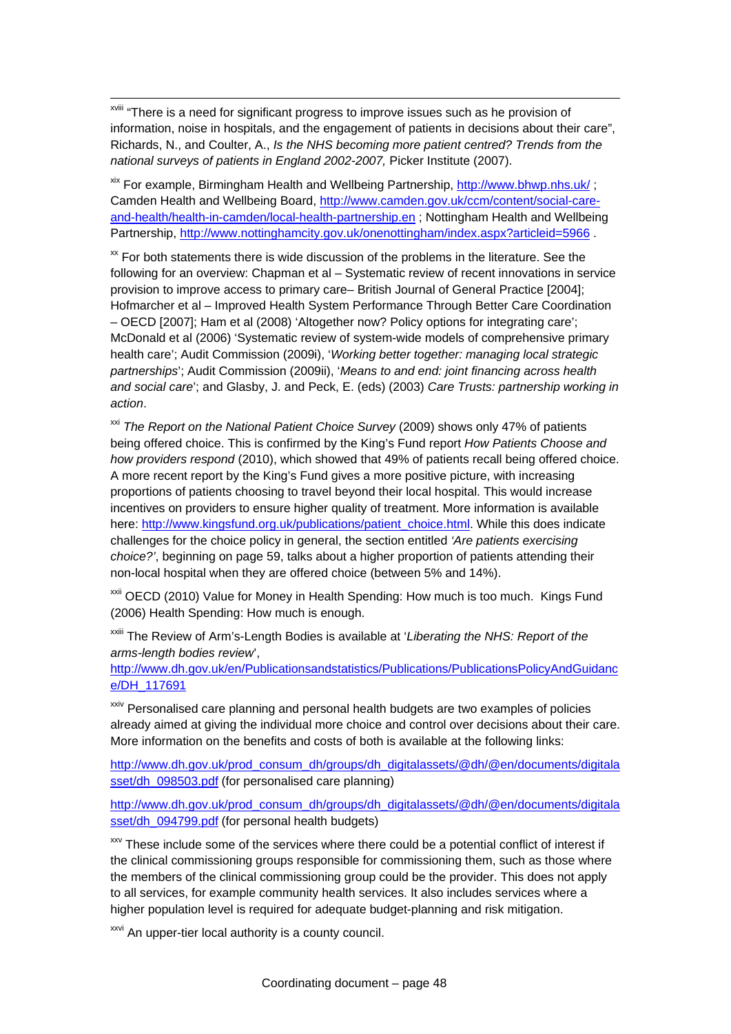[xviii] "There is a need for significant progress to improve issues such as he provision of information, noise in hospitals, and the engagement of patients in decisions about their care", Richards, N., and Coulter, A., *Is the NHS becoming more patient centred? Trends from the national surveys of patients in England 2002-2007,* Picker Institute (2007).

[xix] For example, Birmingham Health and Wellbeing Partnership, http://www.bhwp.nhs.uk/ ; Camden Health and Wellbeing Board, http://www.camden.gov.uk/ccm/content/social-care-and-health/health-in-camden/local-health-partnership.en ; Nottingham Health and Wellbeing Partnership, http://www.nottinghamcity.gov.uk/onenottingham/index.aspx?articleid=5966 .

[xx] For both statements there is wide discussion of the problems in the literature. See the following for an overview: Chapman et al – Systematic review of recent innovations in service provision to improve access to primary care– British Journal of General Practice [2004]; Hofmarcher et al – Improved Health System Performance Through Better Care Coordination – OECD [2007]; Ham et al (2008) 'Altogether now? Policy options for integrating care'; McDonald et al (2006) 'Systematic review of system-wide models of comprehensive primary health care'; Audit Commission (2009i), '*Working better together: managing local strategic partnerships*'; Audit Commission (2009ii), '*Means to and end: joint financing across health and social care*'; and Glasby, J. and Peck, E. (eds) (2003) *Care Trusts: partnership working in action*.

[xxi] *The Report on the National Patient Choice Survey* (2009) shows only 47% of patients being offered choice. This is confirmed by the King's Fund report *How Patients Choose and how providers respond* (2010), which showed that 49% of patients recall being offered choice. A more recent report by the King's Fund gives a more positive picture, with increasing proportions of patients choosing to travel beyond their local hospital. This would increase incentives on providers to ensure higher quality of treatment. More information is available here: http://www.kingsfund.org.uk/publications/patient_choice.html. While this does indicate challenges for the choice policy in general, the section entitled *'Are patients exercising choice?'*, beginning on page 59, talks about a higher proportion of patients attending their non-local hospital when they are offered choice (between 5% and 14%).

[xxii] OECD (2010) Value for Money in Health Spending: How much is too much. Kings Fund (2006) Health Spending: How much is enough.

[xxiii] The Review of Arm's-Length Bodies is available at '*Liberating the NHS: Report of the arms-length bodies review*', http://www.dh.gov.uk/en/Publicationsandstatistics/Publications/PublicationsPolicyAndGuidance/DH_117691

[xxiv] Personalised care planning and personal health budgets are two examples of policies already aimed at giving the individual more choice and control over decisions about their care. More information on the benefits and costs of both is available at the following links:

http://www.dh.gov.uk/prod_consum_dh/groups/dh_digitalassets/@dh/@en/documents/digitalasset/dh_098503.pdf (for personalised care planning)

http://www.dh.gov.uk/prod_consum_dh/groups/dh_digitalassets/@dh/@en/documents/digitalasset/dh_094799.pdf (for personal health budgets)

[xxv] These include some of the services where there could be a potential conflict of interest if the clinical commissioning groups responsible for commissioning them, such as those where the members of the clinical commissioning group could be the provider. This does not apply to all services, for example community health services. It also includes services where a higher population level is required for adequate budget-planning and risk mitigation.

[xxvi] An upper-tier local authority is a county council.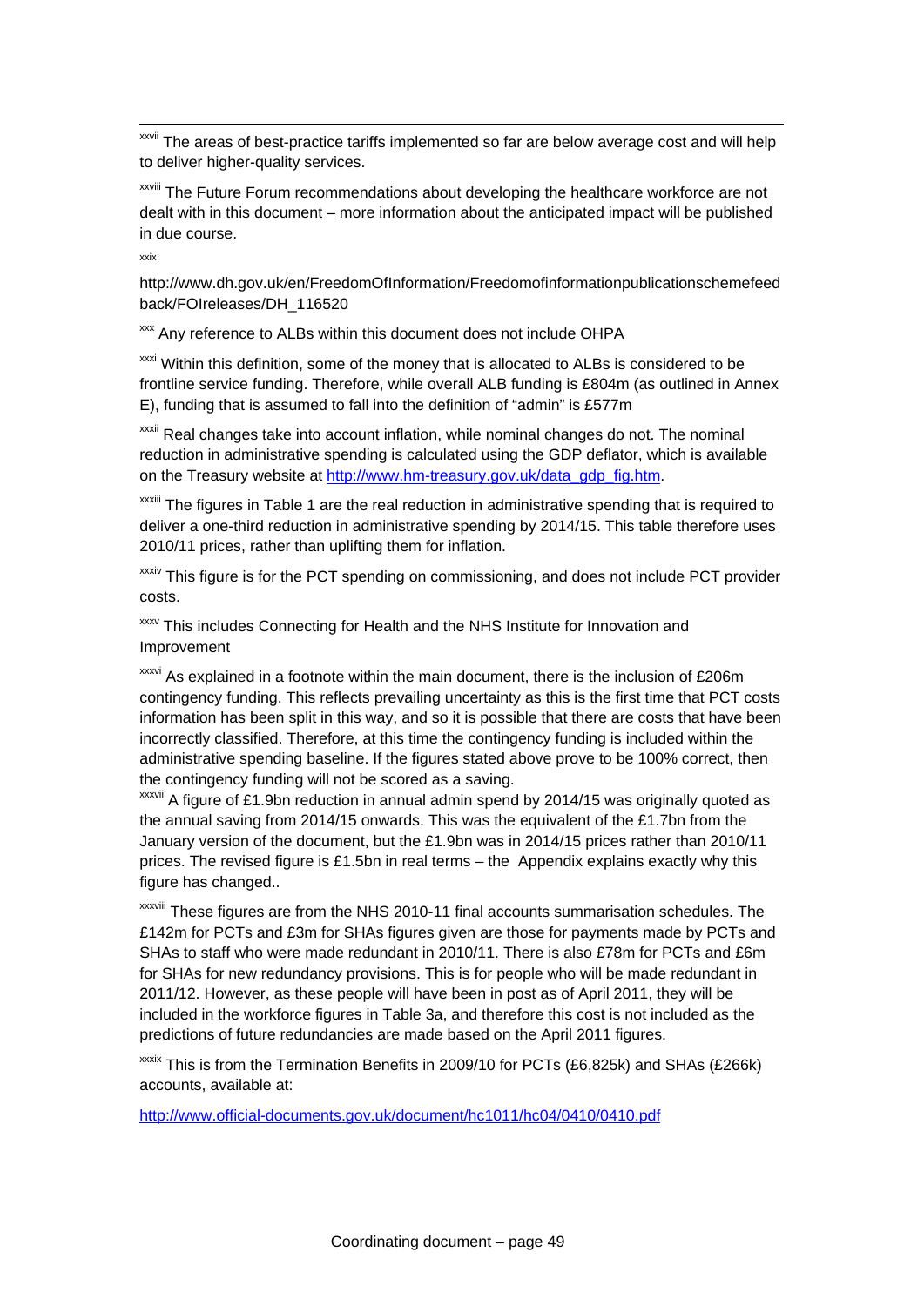[xxvii] The areas of best-practice tariffs implemented so far are below average cost and will help to deliver higher-quality services.

[xxviii] The Future Forum recommendations about developing the healthcare workforce are not dealt with in this document – more information about the anticipated impact will be published in due course.

[xxix]

http://www.dh.gov.uk/en/FreedomOfInformation/Freedomofinformationpublicationschemefeedback/FOIreleases/DH_116520

[xxx] Any reference to ALBs within this document does not include OHPA

[xxxi] Within this definition, some of the money that is allocated to ALBs is considered to be frontline service funding. Therefore, while overall ALB funding is £804m (as outlined in Annex E), funding that is assumed to fall into the definition of "admin" is £577m

[xxxii] Real changes take into account inflation, while nominal changes do not. The nominal reduction in administrative spending is calculated using the GDP deflator, which is available on the Treasury website at [http://www.hm-treasury.gov.uk/data_gdp_fig.htm](http://www.hm-treasury.gov.uk/data_gdp_fig.htm).

[xxxiii] The figures in Table 1 are the real reduction in administrative spending that is required to deliver a one-third reduction in administrative spending by 2014/15. This table therefore uses 2010/11 prices, rather than uplifting them for inflation.

[xxxiv] This figure is for the PCT spending on commissioning, and does not include PCT provider costs.

[xxxv] This includes Connecting for Health and the NHS Institute for Innovation and Improvement

[xxxvi] As explained in a footnote within the main document, there is the inclusion of £206m contingency funding. This reflects prevailing uncertainty as this is the first time that PCT costs information has been split in this way, and so it is possible that there are costs that have been incorrectly classified. Therefore, at this time the contingency funding is included within the administrative spending baseline. If the figures stated above prove to be 100% correct, then the contingency funding will not be scored as a saving.

[xxxvii] A figure of £1.9bn reduction in annual admin spend by 2014/15 was originally quoted as the annual saving from 2014/15 onwards. This was the equivalent of the £1.7bn from the January version of the document, but the £1.9bn was in 2014/15 prices rather than 2010/11 prices. The revised figure is £1.5bn in real terms – the Appendix explains exactly why this figure has changed..

[xxxviii] These figures are from the NHS 2010-11 final accounts summarisation schedules. The £142m for PCTs and £3m for SHAs figures given are those for payments made by PCTs and SHAs to staff who were made redundant in 2010/11. There is also £78m for PCTs and £6m for SHAs for new redundancy provisions. This is for people who will be made redundant in 2011/12. However, as these people will have been in post as of April 2011, they will be included in the workforce figures in Table 3a, and therefore this cost is not included as the predictions of future redundancies are made based on the April 2011 figures.

[xxxix] This is from the Termination Benefits in 2009/10 for PCTs (£6,825k) and SHAs (£266k) accounts, available at:

[http://www.official-documents.gov.uk/document/hc1011/hc04/0410/0410.pdf](http://www.official-documents.gov.uk/document/hc1011/hc04/0410/0410.pdf)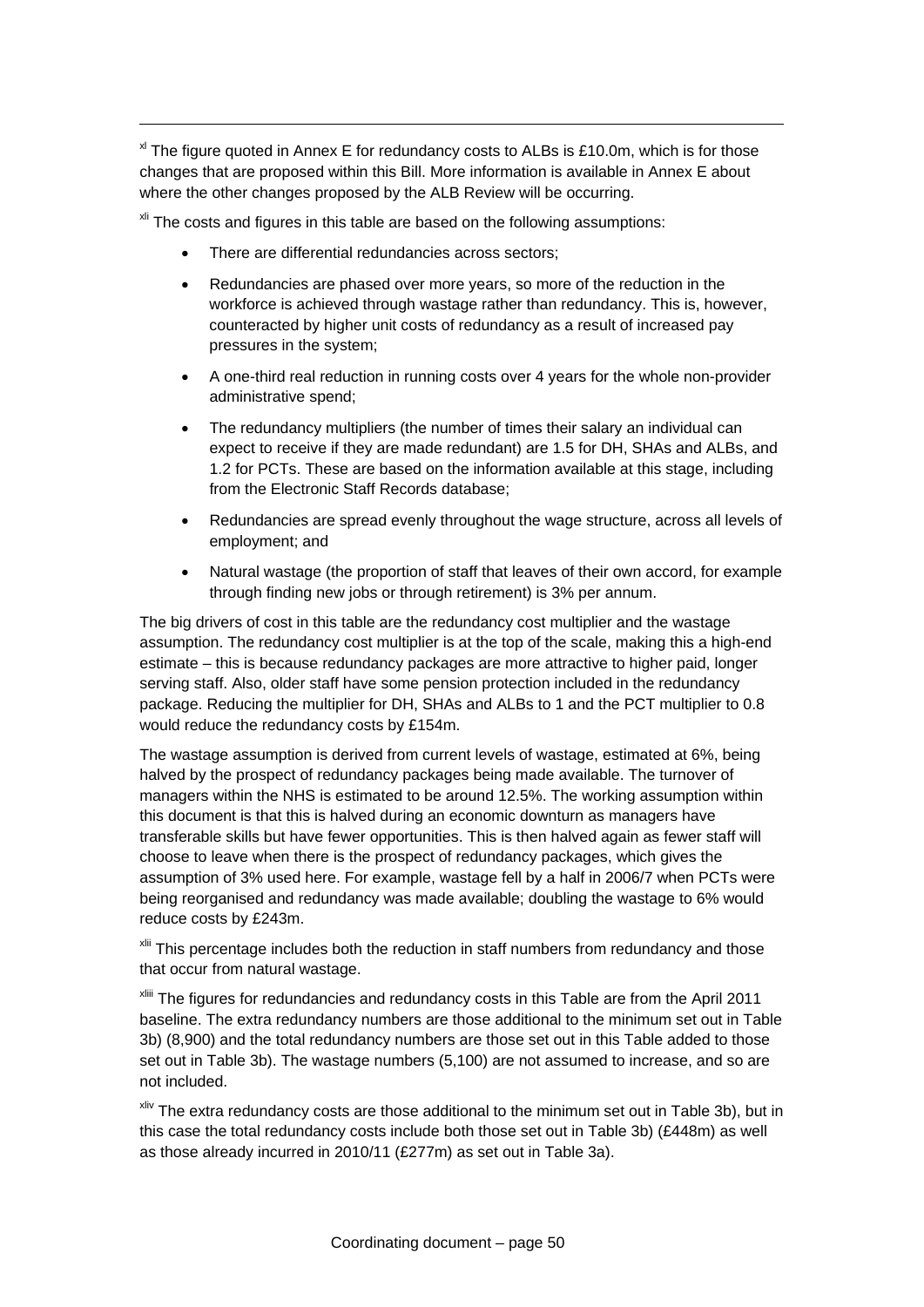[xl] The figure quoted in Annex E for redundancy costs to ALBs is £10.0m, which is for those changes that are proposed within this Bill. More information is available in Annex E about where the other changes proposed by the ALB Review will be occurring.

[xli] The costs and figures in this table are based on the following assumptions:

- There are differential redundancies across sectors;
- Redundancies are phased over more years, so more of the reduction in the workforce is achieved through wastage rather than redundancy. This is, however, counteracted by higher unit costs of redundancy as a result of increased pay pressures in the system;
- A one-third real reduction in running costs over 4 years for the whole non-provider administrative spend;
- The redundancy multipliers (the number of times their salary an individual can expect to receive if they are made redundant) are 1.5 for DH, SHAs and ALBs, and 1.2 for PCTs. These are based on the information available at this stage, including from the Electronic Staff Records database;
- Redundancies are spread evenly throughout the wage structure, across all levels of employment; and
- Natural wastage (the proportion of staff that leaves of their own accord, for example through finding new jobs or through retirement) is 3% per annum.

The big drivers of cost in this table are the redundancy cost multiplier and the wastage assumption. The redundancy cost multiplier is at the top of the scale, making this a high-end estimate – this is because redundancy packages are more attractive to higher paid, longer serving staff. Also, older staff have some pension protection included in the redundancy package. Reducing the multiplier for DH, SHAs and ALBs to 1 and the PCT multiplier to 0.8 would reduce the redundancy costs by £154m.

The wastage assumption is derived from current levels of wastage, estimated at 6%, being halved by the prospect of redundancy packages being made available. The turnover of managers within the NHS is estimated to be around 12.5%. The working assumption within this document is that this is halved during an economic downturn as managers have transferable skills but have fewer opportunities. This is then halved again as fewer staff will choose to leave when there is the prospect of redundancy packages, which gives the assumption of 3% used here. For example, wastage fell by a half in 2006/7 when PCTs were being reorganised and redundancy was made available; doubling the wastage to 6% would reduce costs by £243m.

[xlii] This percentage includes both the reduction in staff numbers from redundancy and those that occur from natural wastage.

[xliii] The figures for redundancies and redundancy costs in this Table are from the April 2011 baseline. The extra redundancy numbers are those additional to the minimum set out in Table 3b) (8,900) and the total redundancy numbers are those set out in this Table added to those set out in Table 3b). The wastage numbers (5,100) are not assumed to increase, and so are not included.

[xliv] The extra redundancy costs are those additional to the minimum set out in Table 3b), but in this case the total redundancy costs include both those set out in Table 3b) (£448m) as well as those already incurred in 2010/11 (£277m) as set out in Table 3a).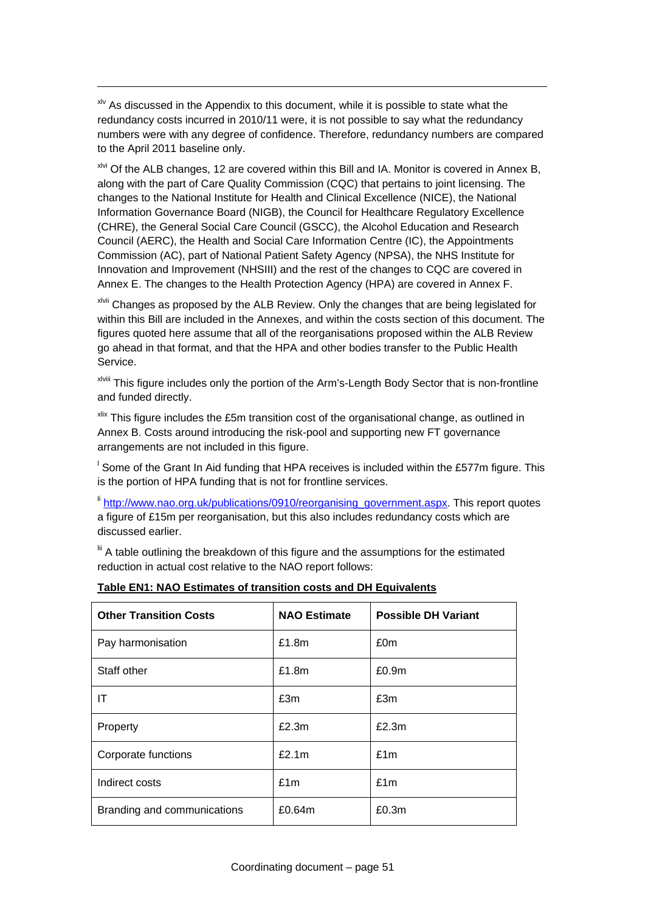[xlv] As discussed in the Appendix to this document, while it is possible to state what the redundancy costs incurred in 2010/11 were, it is not possible to say what the redundancy numbers were with any degree of confidence. Therefore, redundancy numbers are compared to the April 2011 baseline only.

[xlvi] Of the ALB changes, 12 are covered within this Bill and IA. Monitor is covered in Annex B, along with the part of Care Quality Commission (CQC) that pertains to joint licensing. The changes to the National Institute for Health and Clinical Excellence (NICE), the National Information Governance Board (NIGB), the Council for Healthcare Regulatory Excellence (CHRE), the General Social Care Council (GSCC), the Alcohol Education and Research Council (AERC), the Health and Social Care Information Centre (IC), the Appointments Commission (AC), part of National Patient Safety Agency (NPSA), the NHS Institute for Innovation and Improvement (NHSIII) and the rest of the changes to CQC are covered in Annex E. The changes to the Health Protection Agency (HPA) are covered in Annex F.

[xlvii] Changes as proposed by the ALB Review. Only the changes that are being legislated for within this Bill are included in the Annexes, and within the costs section of this document. The figures quoted here assume that all of the reorganisations proposed within the ALB Review go ahead in that format, and that the HPA and other bodies transfer to the Public Health Service.

[xlviii] This figure includes only the portion of the Arm's-Length Body Sector that is non-frontline and funded directly.

[xlix] This figure includes the £5m transition cost of the organisational change, as outlined in Annex B. Costs around introducing the risk-pool and supporting new FT governance arrangements are not included in this figure.

[l] Some of the Grant In Aid funding that HPA receives is included within the £577m figure. This is the portion of HPA funding that is not for frontline services.

[li] http://www.nao.org.uk/publications/0910/reorganising_government.aspx. This report quotes a figure of £15m per reorganisation, but this also includes redundancy costs which are discussed earlier.

[lii] A table outlining the breakdown of this figure and the assumptions for the estimated reduction in actual cost relative to the NAO report follows:

**Table EN1: NAO Estimates of transition costs and DH Equivalents**

| Other Transition Costs | NAO Estimate | Possible DH Variant |
|---|---|---|
| Pay harmonisation | £1.8m | £0m |
| Staff other | £1.8m | £0.9m |
| IT | £3m | £3m |
| Property | £2.3m | £2.3m |
| Corporate functions | £2.1m | £1m |
| Indirect costs | £1m | £1m |
| Branding and communications | £0.64m | £0.3m |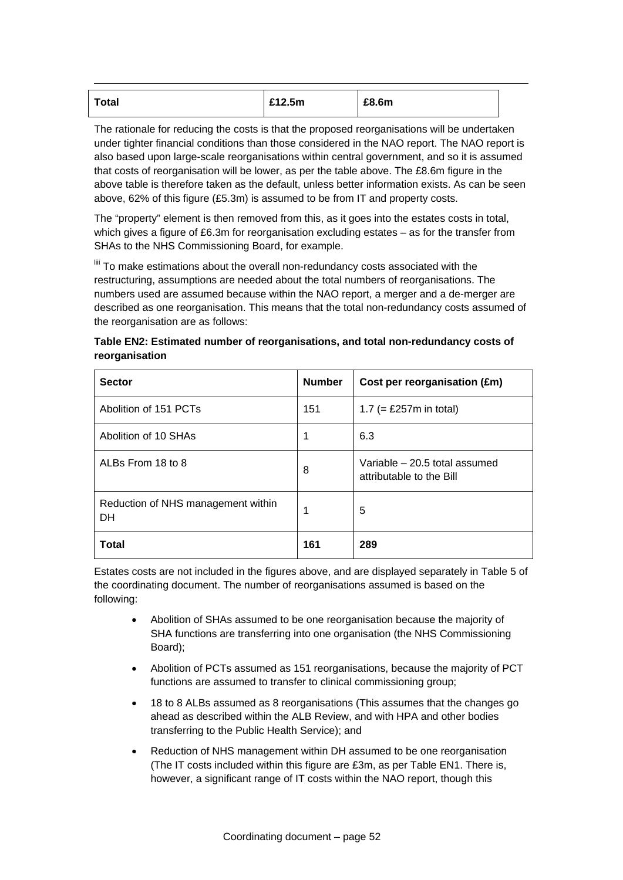| Total | £12.5m | £8.6m |
|---|---|---|

The rationale for reducing the costs is that the proposed reorganisations will be undertaken under tighter financial conditions than those considered in the NAO report. The NAO report is also based upon large-scale reorganisations within central government, and so it is assumed that costs of reorganisation will be lower, as per the table above. The £8.6m figure in the above table is therefore taken as the default, unless better information exists. As can be seen above, 62% of this figure (£5.3m) is assumed to be from IT and property costs.

The "property" element is then removed from this, as it goes into the estates costs in total, which gives a figure of £6.3m for reorganisation excluding estates – as for the transfer from SHAs to the NHS Commissioning Board, for example.

[liii] To make estimations about the overall non-redundancy costs associated with the restructuring, assumptions are needed about the total numbers of reorganisations. The numbers used are assumed because within the NAO report, a merger and a de-merger are described as one reorganisation. This means that the total non-redundancy costs assumed of the reorganisation are as follows:

**Table EN2: Estimated number of reorganisations, and total non-redundancy costs of reorganisation**

| Sector | Number | Cost per reorganisation (£m) |
|---|---|---|
| Abolition of 151 PCTs | 151 | 1.7 (= £257m in total) |
| Abolition of 10 SHAs | 1 | 6.3 |
| ALBs From 18 to 8 | 8 | Variable – 20.5 total assumed attributable to the Bill |
| Reduction of NHS management within DH | 1 | 5 |
| **Total** | **161** | **289** |

Estates costs are not included in the figures above, and are displayed separately in Table 5 of the coordinating document. The number of reorganisations assumed is based on the following:

- Abolition of SHAs assumed to be one reorganisation because the majority of SHA functions are transferring into one organisation (the NHS Commissioning Board);
- Abolition of PCTs assumed as 151 reorganisations, because the majority of PCT functions are assumed to transfer to clinical commissioning group;
- 18 to 8 ALBs assumed as 8 reorganisations (This assumes that the changes go ahead as described within the ALB Review, and with HPA and other bodies transferring to the Public Health Service); and
- Reduction of NHS management within DH assumed to be one reorganisation (The IT costs included within this figure are £3m, as per Table EN1. There is, however, a significant range of IT costs within the NAO report, though this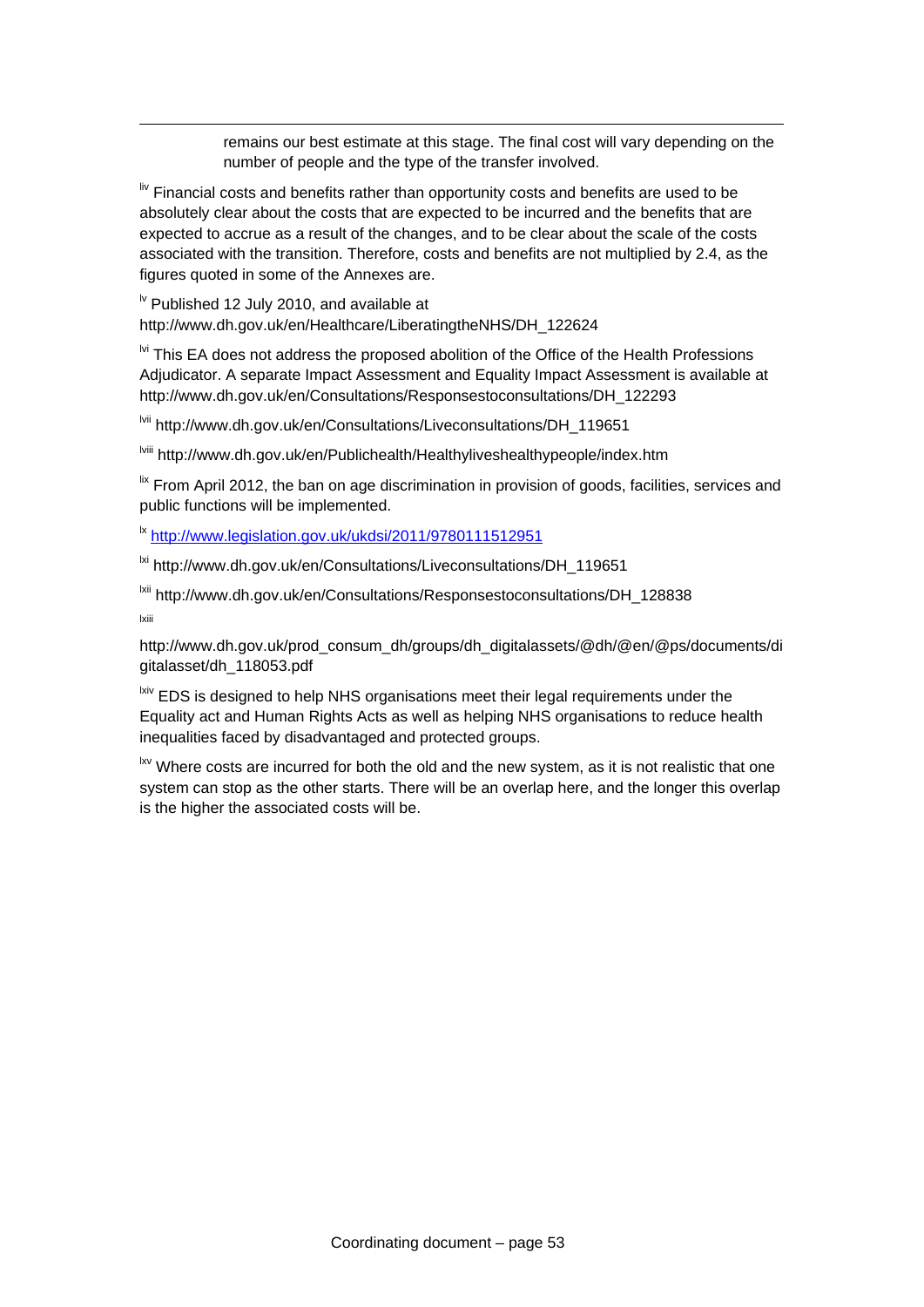remains our best estimate at this stage. The final cost will vary depending on the number of people and the type of the transfer involved.

[liv] Financial costs and benefits rather than opportunity costs and benefits are used to be absolutely clear about the costs that are expected to be incurred and the benefits that are expected to accrue as a result of the changes, and to be clear about the scale of the costs associated with the transition. Therefore, costs and benefits are not multiplied by 2.4, as the figures quoted in some of the Annexes are.

[lv] Published 12 July 2010, and available at http://www.dh.gov.uk/en/Healthcare/LiberatingtheNHS/DH_122624

[lvi] This EA does not address the proposed abolition of the Office of the Health Professions Adjudicator. A separate Impact Assessment and Equality Impact Assessment is available at http://www.dh.gov.uk/en/Consultations/Responsestoconsultations/DH_122293

[lvii] http://www.dh.gov.uk/en/Consultations/Liveconsultations/DH_119651

[lviii] http://www.dh.gov.uk/en/Publichealth/Healthyliveshealthypeople/index.htm

[lix] From April 2012, the ban on age discrimination in provision of goods, facilities, services and public functions will be implemented.

[lx] http://www.legislation.gov.uk/ukdsi/2011/9780111512951

[lxi] http://www.dh.gov.uk/en/Consultations/Liveconsultations/DH_119651

[lxii] http://www.dh.gov.uk/en/Consultations/Responsestoconsultations/DH_128838

[lxiii]

http://www.dh.gov.uk/prod_consum_dh/groups/dh_digitalassets/@dh/@en/@ps/documents/digitalasset/dh_118053.pdf

[lxiv] EDS is designed to help NHS organisations meet their legal requirements under the Equality act and Human Rights Acts as well as helping NHS organisations to reduce health inequalities faced by disadvantaged and protected groups.

[lxv] Where costs are incurred for both the old and the new system, as it is not realistic that one system can stop as the other starts. There will be an overlap here, and the longer this overlap is the higher the associated costs will be.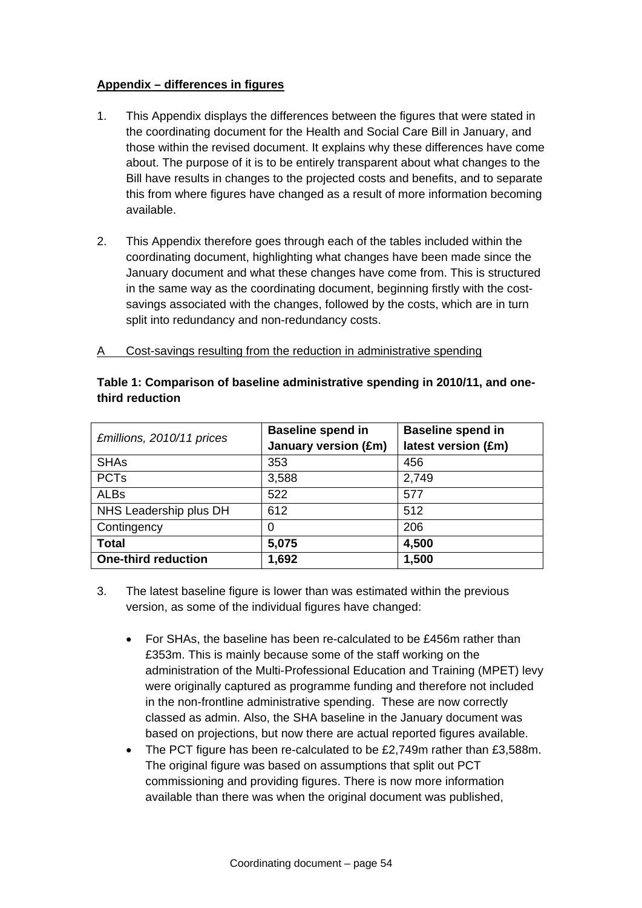**Appendix – differences in figures**

1. This Appendix displays the differences between the figures that were stated in the coordinating document for the Health and Social Care Bill in January, and those within the revised document. It explains why these differences have come about. The purpose of it is to be entirely transparent about what changes to the Bill have results in changes to the projected costs and benefits, and to separate this from where figures have changed as a result of more information becoming available.

2. This Appendix therefore goes through each of the tables included within the coordinating document, highlighting what changes have been made since the January document and what these changes have come from. This is structured in the same way as the coordinating document, beginning firstly with the cost-savings associated with the changes, followed by the costs, which are in turn split into redundancy and non-redundancy costs.

A Cost-savings resulting from the reduction in administrative spending

**Table 1: Comparison of baseline administrative spending in 2010/11, and one-third reduction**

| *£millions, 2010/11 prices* | **Baseline spend in January version (£m)** | **Baseline spend in latest version (£m)** |
|---|---|---|
| SHAs | 353 | 456 |
| PCTs | 3,588 | 2,749 |
| ALBs | 522 | 577 |
| NHS Leadership plus DH | 612 | 512 |
| Contingency | 0 | 206 |
| **Total** | **5,075** | **4,500** |
| **One-third reduction** | **1,692** | **1,500** |

3. The latest baseline figure is lower than was estimated within the previous version, as some of the individual figures have changed:

   - For SHAs, the baseline has been re-calculated to be £456m rather than £353m. This is mainly because some of the staff working on the administration of the Multi-Professional Education and Training (MPET) levy were originally captured as programme funding and therefore not included in the non-frontline administrative spending. These are now correctly classed as admin. Also, the SHA baseline in the January document was based on projections, but now there are actual reported figures available.
   - The PCT figure has been re-calculated to be £2,749m rather than £3,588m. The original figure was based on assumptions that split out PCT commissioning and providing figures. There is now more information available than there was when the original document was published,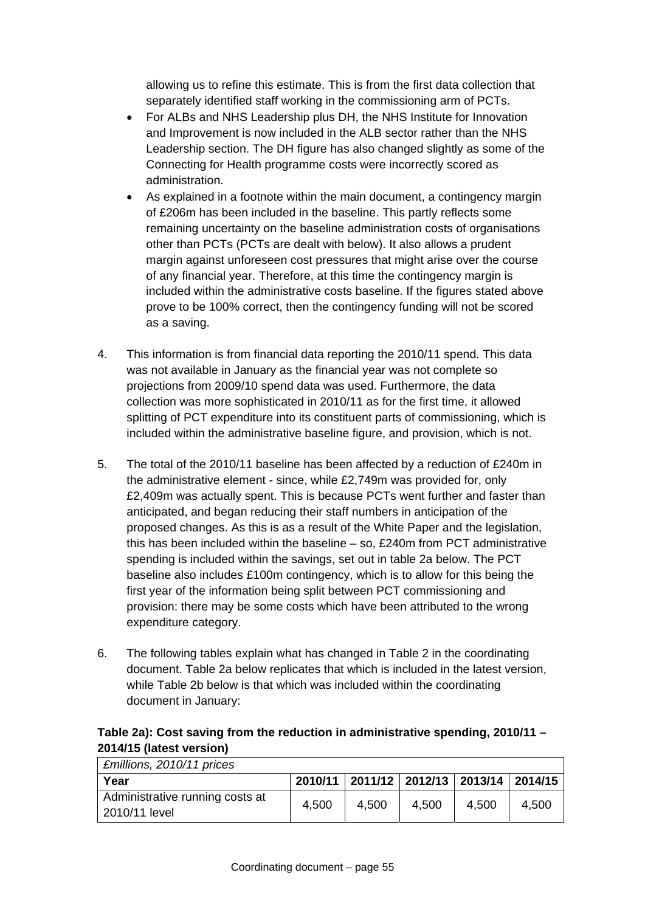allowing us to refine this estimate. This is from the first data collection that separately identified staff working in the commissioning arm of PCTs.

- For ALBs and NHS Leadership plus DH, the NHS Institute for Innovation and Improvement is now included in the ALB sector rather than the NHS Leadership section. The DH figure has also changed slightly as some of the Connecting for Health programme costs were incorrectly scored as administration.
- As explained in a footnote within the main document, a contingency margin of £206m has been included in the baseline. This partly reflects some remaining uncertainty on the baseline administration costs of organisations other than PCTs (PCTs are dealt with below). It also allows a prudent margin against unforeseen cost pressures that might arise over the course of any financial year. Therefore, at this time the contingency margin is included within the administrative costs baseline. If the figures stated above prove to be 100% correct, then the contingency funding will not be scored as a saving.

4. This information is from financial data reporting the 2010/11 spend. This data was not available in January as the financial year was not complete so projections from 2009/10 spend data was used. Furthermore, the data collection was more sophisticated in 2010/11 as for the first time, it allowed splitting of PCT expenditure into its constituent parts of commissioning, which is included within the administrative baseline figure, and provision, which is not.

5. The total of the 2010/11 baseline has been affected by a reduction of £240m in the administrative element - since, while £2,749m was provided for, only £2,409m was actually spent. This is because PCTs went further and faster than anticipated, and began reducing their staff numbers in anticipation of the proposed changes. As this is as a result of the White Paper and the legislation, this has been included within the baseline – so, £240m from PCT administrative spending is included within the savings, set out in table 2a below. The PCT baseline also includes £100m contingency, which is to allow for this being the first year of the information being split between PCT commissioning and provision: there may be some costs which have been attributed to the wrong expenditure category.

6. The following tables explain what has changed in Table 2 in the coordinating document. Table 2a below replicates that which is included in the latest version, while Table 2b below is that which was included within the coordinating document in January:

**Table 2a): Cost saving from the reduction in administrative spending, 2010/11 – 2014/15 (latest version)**

| *£millions, 2010/11 prices* | | | | | |
|---|---|---|---|---|---|
| **Year** | **2010/11** | **2011/12** | **2012/13** | **2013/14** | **2014/15** |
| Administrative running costs at 2010/11 level | 4,500 | 4,500 | 4,500 | 4,500 | 4,500 |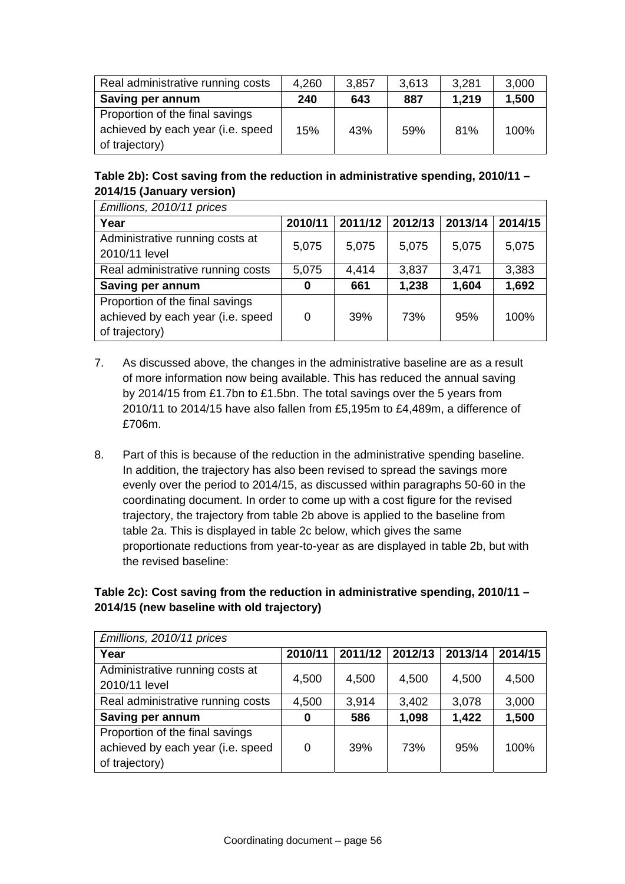| Real administrative running costs | 4,260 | 3,857 | 3,613 | 3,281 | 3,000 |
|---|---|---|---|---|---|
| **Saving per annum** | **240** | **643** | **887** | **1,219** | **1,500** |
| Proportion of the final savings achieved by each year (i.e. speed of trajectory) | 15% | 43% | 59% | 81% | 100% |

**Table 2b): Cost saving from the reduction in administrative spending, 2010/11 – 2014/15 (January version)**

| *£millions, 2010/11 prices* | | | | | |
|---|---|---|---|---|---|
| **Year** | **2010/11** | **2011/12** | **2012/13** | **2013/14** | **2014/15** |
| Administrative running costs at 2010/11 level | 5,075 | 5,075 | 5,075 | 5,075 | 5,075 |
| Real administrative running costs | 5,075 | 4,414 | 3,837 | 3,471 | 3,383 |
| **Saving per annum** | **0** | **661** | **1,238** | **1,604** | **1,692** |
| Proportion of the final savings achieved by each year (i.e. speed of trajectory) | 0 | 39% | 73% | 95% | 100% |

7. As discussed above, the changes in the administrative baseline are as a result of more information now being available. This has reduced the annual saving by 2014/15 from £1.7bn to £1.5bn. The total savings over the 5 years from 2010/11 to 2014/15 have also fallen from £5,195m to £4,489m, a difference of £706m.

8. Part of this is because of the reduction in the administrative spending baseline. In addition, the trajectory has also been revised to spread the savings more evenly over the period to 2014/15, as discussed within paragraphs 50-60 in the coordinating document. In order to come up with a cost figure for the revised trajectory, the trajectory from table 2b above is applied to the baseline from table 2a. This is displayed in table 2c below, which gives the same proportionate reductions from year-to-year as are displayed in table 2b, but with the revised baseline:

**Table 2c): Cost saving from the reduction in administrative spending, 2010/11 – 2014/15 (new baseline with old trajectory)**

| *£millions, 2010/11 prices* | | | | | |
|---|---|---|---|---|---|
| **Year** | **2010/11** | **2011/12** | **2012/13** | **2013/14** | **2014/15** |
| Administrative running costs at 2010/11 level | 4,500 | 4,500 | 4,500 | 4,500 | 4,500 |
| Real administrative running costs | 4,500 | 3,914 | 3,402 | 3,078 | 3,000 |
| **Saving per annum** | **0** | **586** | **1,098** | **1,422** | **1,500** |
| Proportion of the final savings achieved by each year (i.e. speed of trajectory) | 0 | 39% | 73% | 95% | 100% |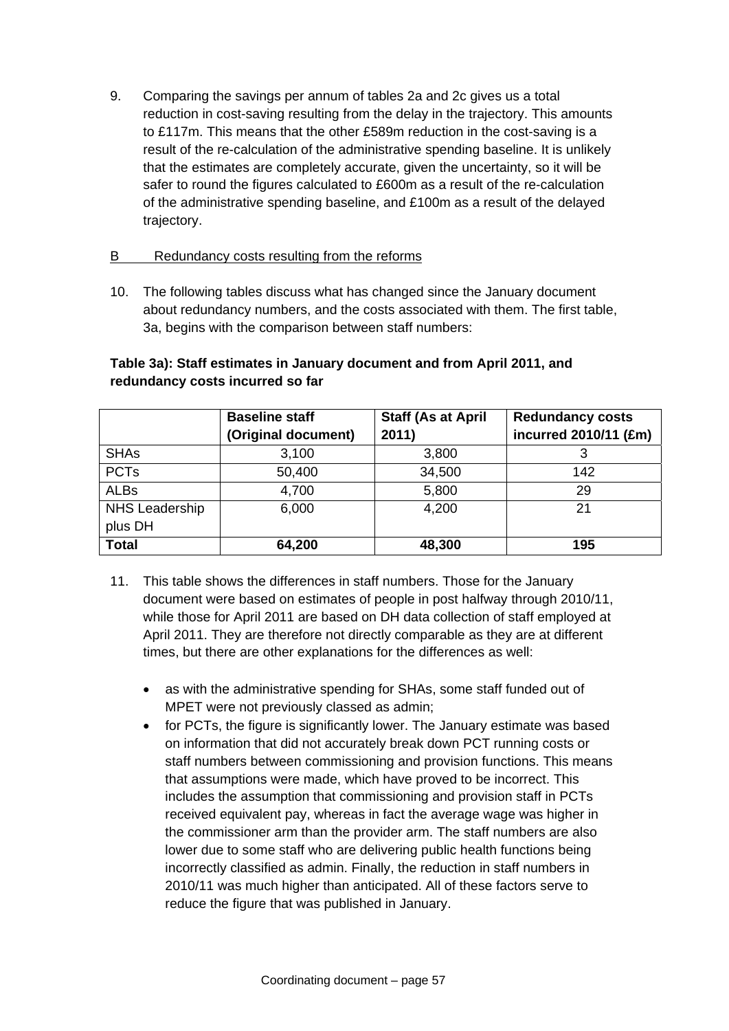9. Comparing the savings per annum of tables 2a and 2c gives us a total reduction in cost-saving resulting from the delay in the trajectory. This amounts to £117m. This means that the other £589m reduction in the cost-saving is a result of the re-calculation of the administrative spending baseline. It is unlikely that the estimates are completely accurate, given the uncertainty, so it will be safer to round the figures calculated to £600m as a result of the re-calculation of the administrative spending baseline, and £100m as a result of the delayed trajectory.

B Redundancy costs resulting from the reforms

10. The following tables discuss what has changed since the January document about redundancy numbers, and the costs associated with them. The first table, 3a, begins with the comparison between staff numbers:

**Table 3a): Staff estimates in January document and from April 2011, and redundancy costs incurred so far**

| | Baseline staff (Original document) | Staff (As at April 2011) | Redundancy costs incurred 2010/11 (£m) |
|---|---|---|---|
| SHAs | 3,100 | 3,800 | 3 |
| PCTs | 50,400 | 34,500 | 142 |
| ALBs | 4,700 | 5,800 | 29 |
| NHS Leadership plus DH | 6,000 | 4,200 | 21 |
| **Total** | **64,200** | **48,300** | **195** |

11. This table shows the differences in staff numbers. Those for the January document were based on estimates of people in post halfway through 2010/11, while those for April 2011 are based on DH data collection of staff employed at April 2011. They are therefore not directly comparable as they are at different times, but there are other explanations for the differences as well:

   - as with the administrative spending for SHAs, some staff funded out of MPET were not previously classed as admin;
   - for PCTs, the figure is significantly lower. The January estimate was based on information that did not accurately break down PCT running costs or staff numbers between commissioning and provision functions. This means that assumptions were made, which have proved to be incorrect. This includes the assumption that commissioning and provision staff in PCTs received equivalent pay, whereas in fact the average wage was higher in the commissioner arm than the provider arm. The staff numbers are also lower due to some staff who are delivering public health functions being incorrectly classified as admin. Finally, the reduction in staff numbers in 2010/11 was much higher than anticipated. All of these factors serve to reduce the figure that was published in January.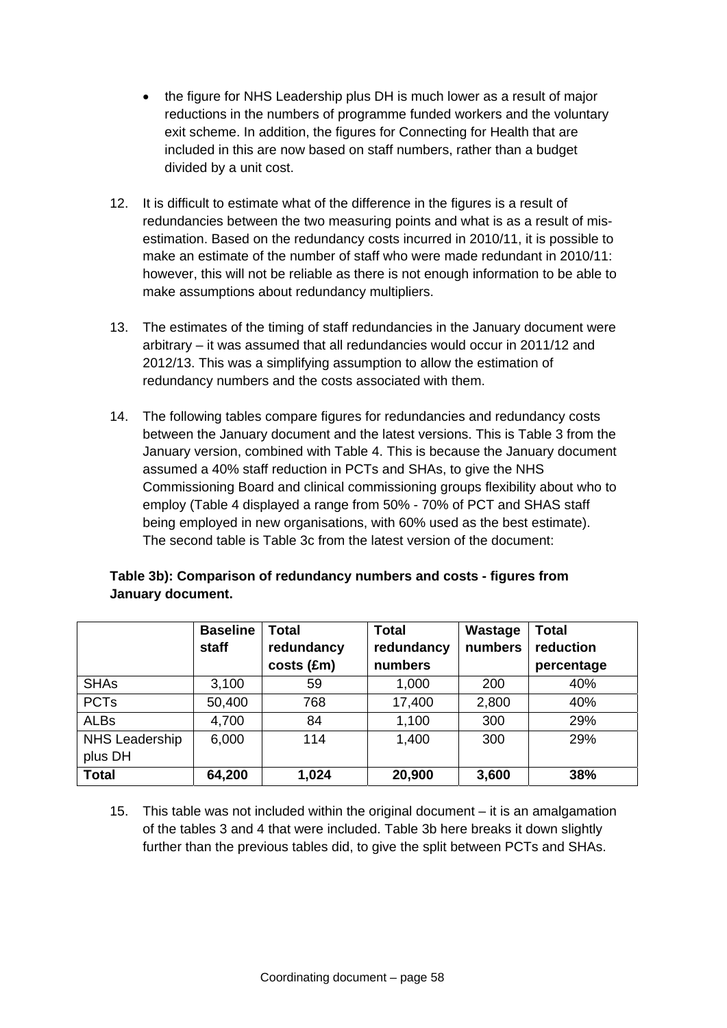- the figure for NHS Leadership plus DH is much lower as a result of major reductions in the numbers of programme funded workers and the voluntary exit scheme. In addition, the figures for Connecting for Health that are included in this are now based on staff numbers, rather than a budget divided by a unit cost.

12. It is difficult to estimate what of the difference in the figures is a result of redundancies between the two measuring points and what is as a result of mis-estimation. Based on the redundancy costs incurred in 2010/11, it is possible to make an estimate of the number of staff who were made redundant in 2010/11: however, this will not be reliable as there is not enough information to be able to make assumptions about redundancy multipliers.

13. The estimates of the timing of staff redundancies in the January document were arbitrary – it was assumed that all redundancies would occur in 2011/12 and 2012/13. This was a simplifying assumption to allow the estimation of redundancy numbers and the costs associated with them.

14. The following tables compare figures for redundancies and redundancy costs between the January document and the latest versions. This is Table 3 from the January version, combined with Table 4. This is because the January document assumed a 40% staff reduction in PCTs and SHAs, to give the NHS Commissioning Board and clinical commissioning groups flexibility about who to employ (Table 4 displayed a range from 50% - 70% of PCT and SHAS staff being employed in new organisations, with 60% used as the best estimate). The second table is Table 3c from the latest version of the document:

**Table 3b): Comparison of redundancy numbers and costs - figures from January document.**

| | Baseline staff | Total redundancy costs (£m) | Total redundancy numbers | Wastage numbers | Total reduction percentage |
|---|---|---|---|---|---|
| SHAs | 3,100 | 59 | 1,000 | 200 | 40% |
| PCTs | 50,400 | 768 | 17,400 | 2,800 | 40% |
| ALBs | 4,700 | 84 | 1,100 | 300 | 29% |
| NHS Leadership plus DH | 6,000 | 114 | 1,400 | 300 | 29% |
| **Total** | **64,200** | **1,024** | **20,900** | **3,600** | **38%** |

15. This table was not included within the original document – it is an amalgamation of the tables 3 and 4 that were included. Table 3b here breaks it down slightly further than the previous tables did, to give the split between PCTs and SHAs.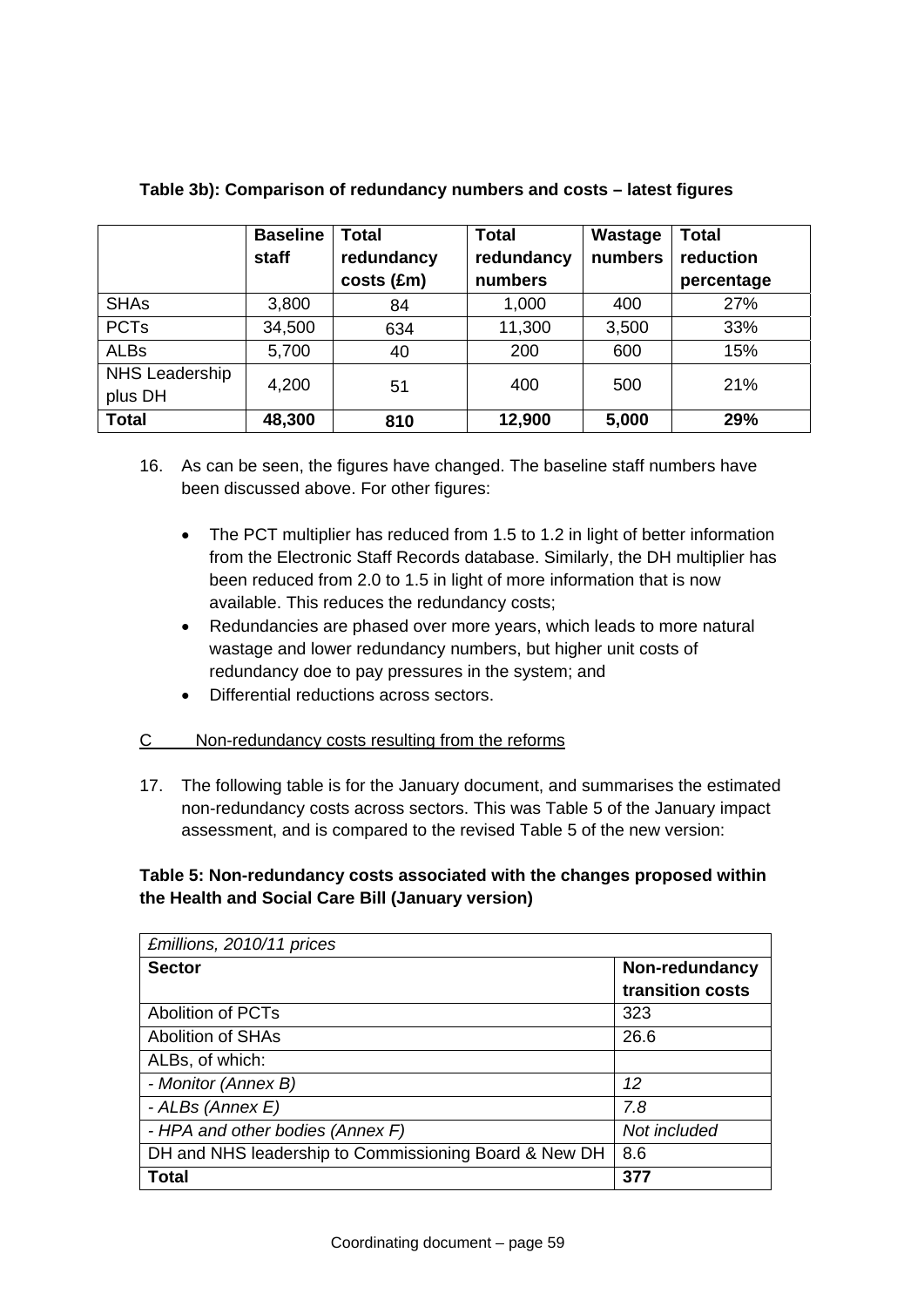**Table 3b): Comparison of redundancy numbers and costs – latest figures**

| | Baseline staff | Total redundancy costs (£m) | Total redundancy numbers | Wastage numbers | Total reduction percentage |
|---|---|---|---|---|---|
| SHAs | 3,800 | 84 | 1,000 | 400 | 27% |
| PCTs | 34,500 | 634 | 11,300 | 3,500 | 33% |
| ALBs | 5,700 | 40 | 200 | 600 | 15% |
| NHS Leadership plus DH | 4,200 | 51 | 400 | 500 | 21% |
| **Total** | **48,300** | **810** | **12,900** | **5,000** | **29%** |

16. As can be seen, the figures have changed. The baseline staff numbers have been discussed above. For other figures:

    - The PCT multiplier has reduced from 1.5 to 1.2 in light of better information from the Electronic Staff Records database. Similarly, the DH multiplier has been reduced from 2.0 to 1.5 in light of more information that is now available. This reduces the redundancy costs;
    - Redundancies are phased over more years, which leads to more natural wastage and lower redundancy numbers, but higher unit costs of redundancy doe to pay pressures in the system; and
    - Differential reductions across sectors.

C Non-redundancy costs resulting from the reforms

17. The following table is for the January document, and summarises the estimated non-redundancy costs across sectors. This was Table 5 of the January impact assessment, and is compared to the revised Table 5 of the new version:

**Table 5: Non-redundancy costs associated with the changes proposed within the Health and Social Care Bill (January version)**

| *£millions, 2010/11 prices* | |
|---|---|
| **Sector** | **Non-redundancy transition costs** |
| Abolition of PCTs | 323 |
| Abolition of SHAs | 26.6 |
| ALBs, of which: | |
| *- Monitor (Annex B)* | *12* |
| *- ALBs (Annex E)* | *7.8* |
| *- HPA and other bodies (Annex F)* | *Not included* |
| DH and NHS leadership to Commissioning Board & New DH | 8.6 |
| **Total** | **377** |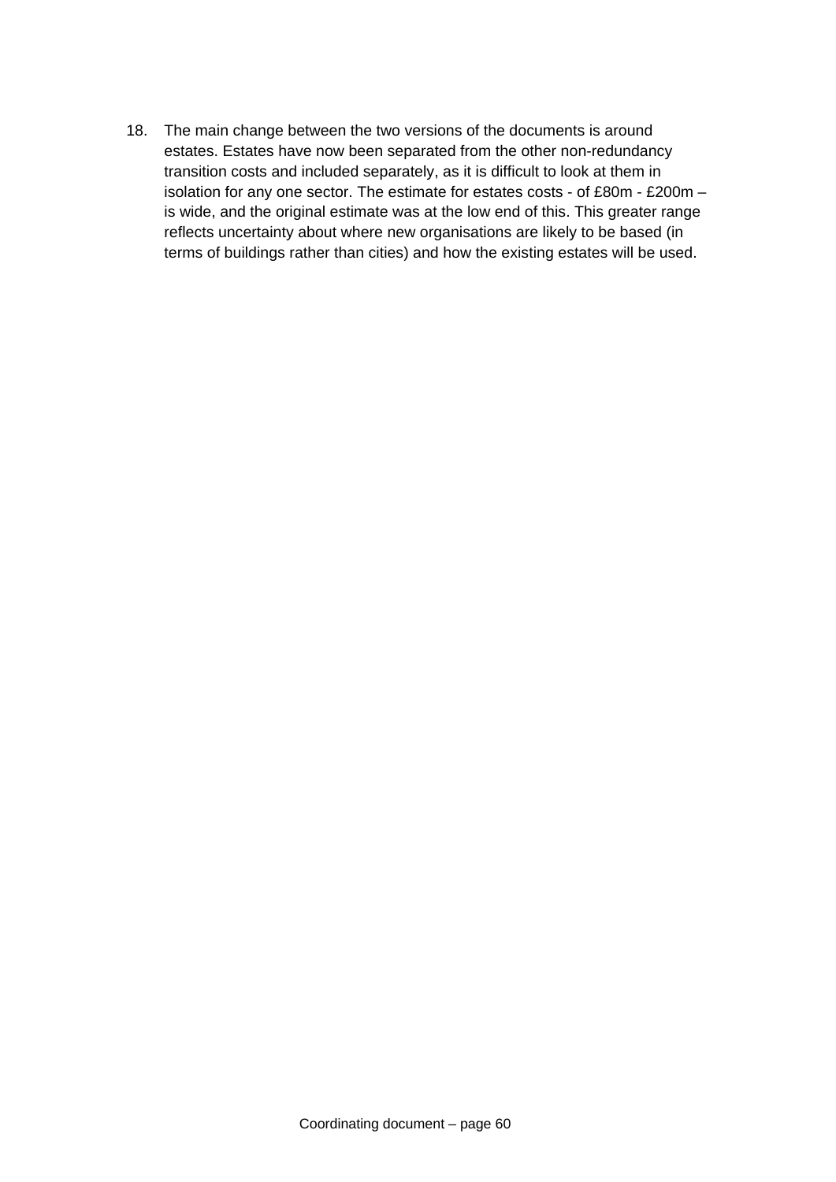18. The main change between the two versions of the documents is around estates. Estates have now been separated from the other non-redundancy transition costs and included separately, as it is difficult to look at them in isolation for any one sector. The estimate for estates costs - of £80m - £200m – is wide, and the original estimate was at the low end of this. This greater range reflects uncertainty about where new organisations are likely to be based (in terms of buildings rather than cities) and how the existing estates will be used.